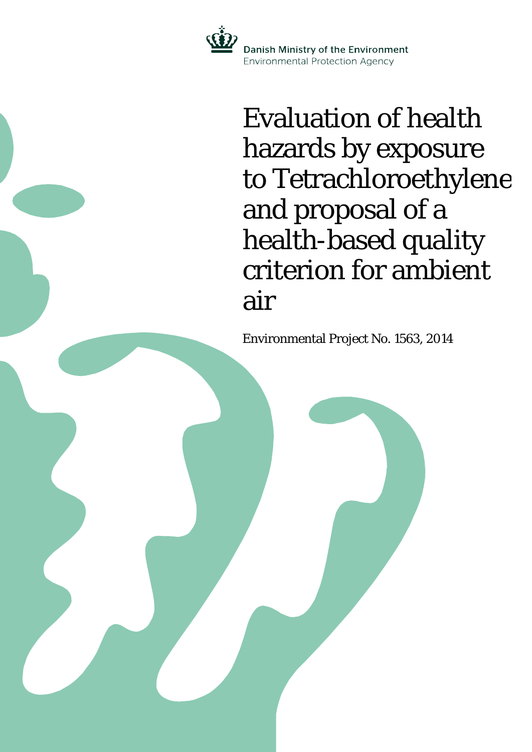Danish Ministry of the Environment
Environmental Protection Agency

# Evaluation of health hazards by exposure to Tetrachloroethylene and proposal of a health-based quality criterion for ambient air

Environmental Project No. 1563, 2014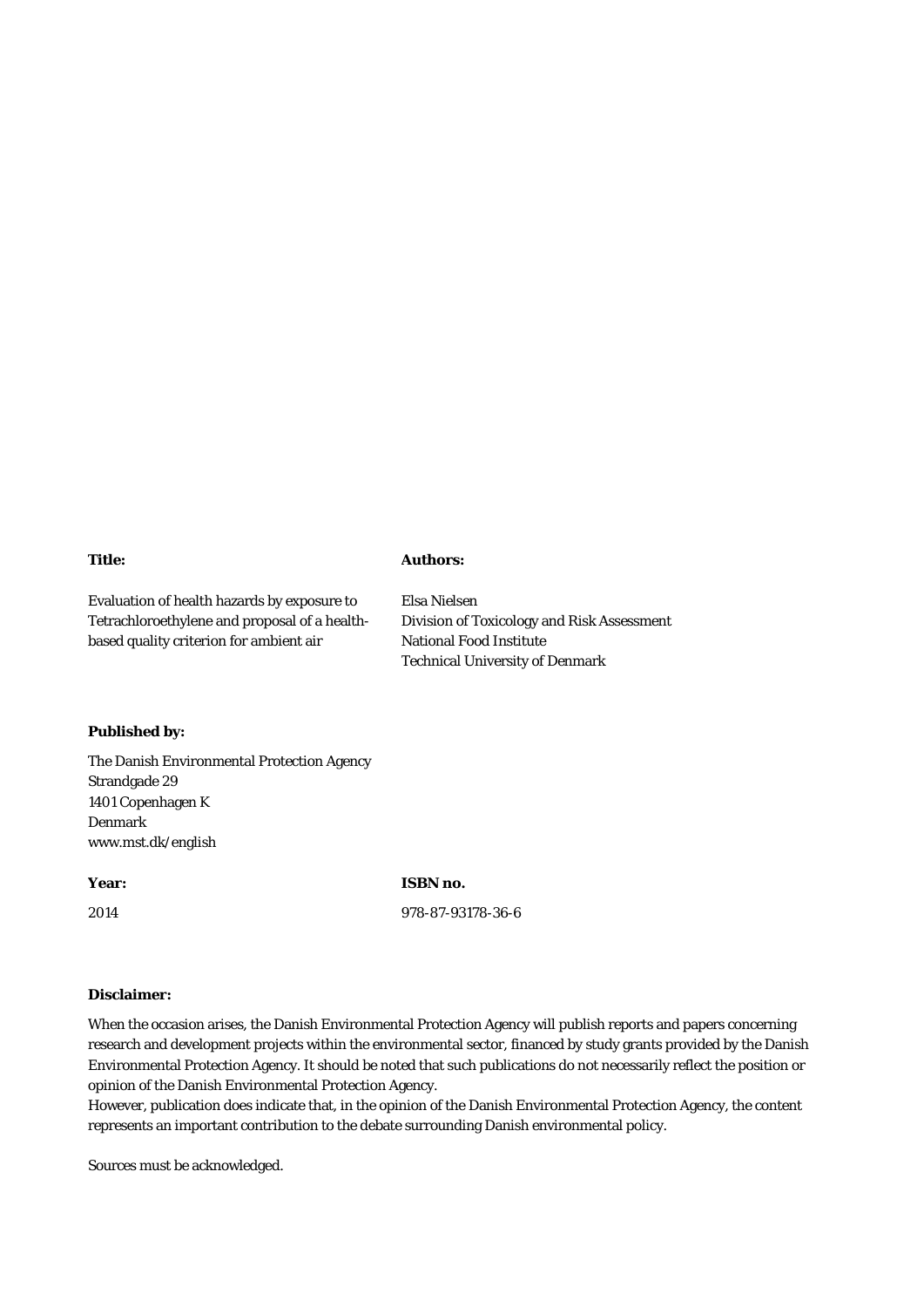**Title:**

Evaluation of health hazards by exposure to Tetrachloroethylene and proposal of a health-based quality criterion for ambient air

**Authors:**

Elsa Nielsen
Division of Toxicology and Risk Assessment
National Food Institute
Technical University of Denmark

**Published by:**

The Danish Environmental Protection Agency
Strandgade 29
1401 Copenhagen K
Denmark
www.mst.dk/english

**Year:**

2014

**ISBN no.**

978-87-93178-36-6

**Disclaimer:**

When the occasion arises, the Danish Environmental Protection Agency will publish reports and papers concerning research and development projects within the environmental sector, financed by study grants provided by the Danish Environmental Protection Agency. It should be noted that such publications do not necessarily reflect the position or opinion of the Danish Environmental Protection Agency.
However, publication does indicate that, in the opinion of the Danish Environmental Protection Agency, the content represents an important contribution to the debate surrounding Danish environmental policy.

Sources must be acknowledged.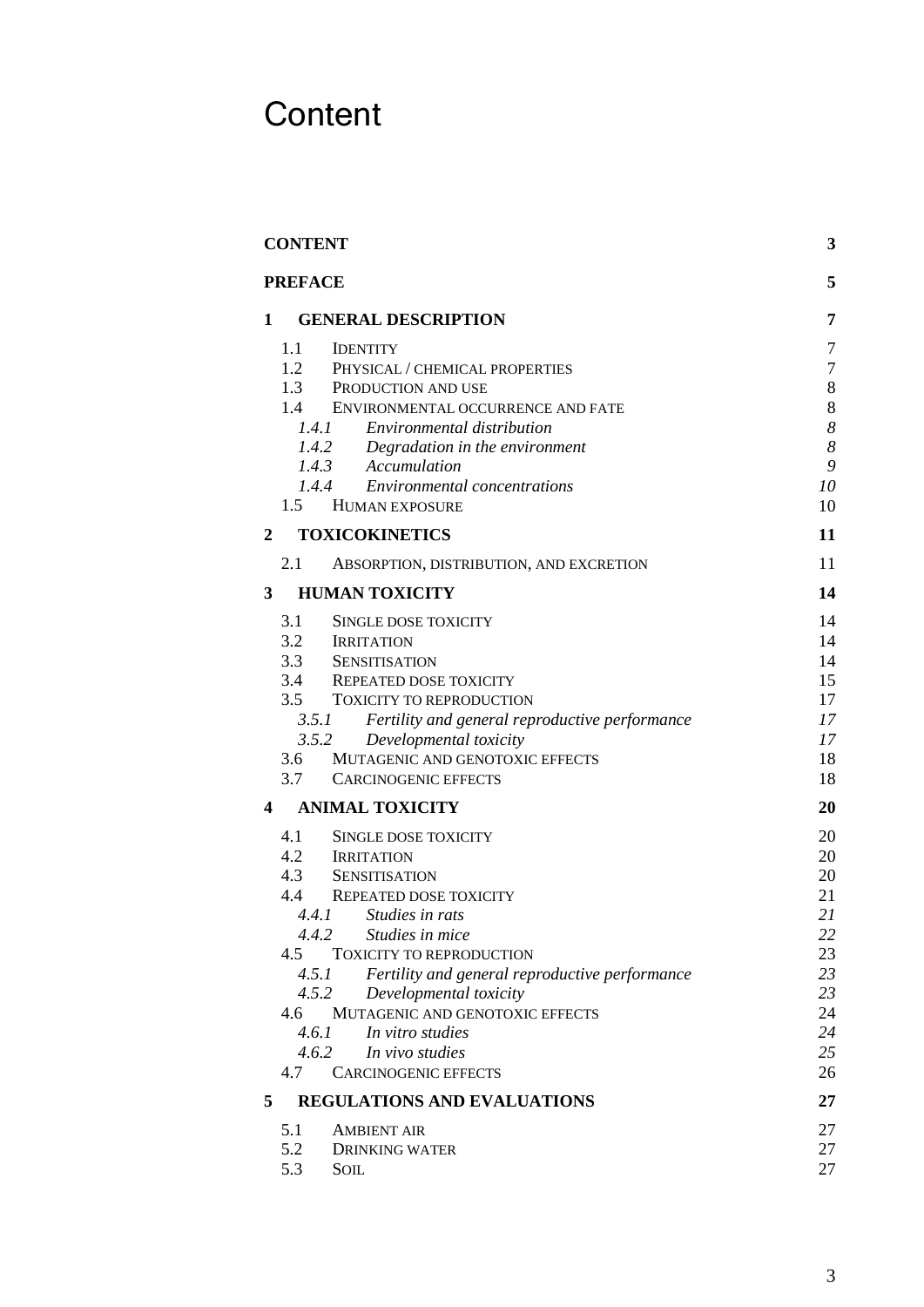# Content

| | |
|---|---|
| **CONTENT** | **3** |
| **PREFACE** | **5** |
| **1 GENERAL DESCRIPTION** | **7** |
| 1.1 IDENTITY | 7 |
| 1.2 PHYSICAL / CHEMICAL PROPERTIES | 7 |
| 1.3 PRODUCTION AND USE | 8 |
| 1.4 ENVIRONMENTAL OCCURRENCE AND FATE | 8 |
| *1.4.1 Environmental distribution* | *8* |
| *1.4.2 Degradation in the environment* | *8* |
| *1.4.3 Accumulation* | *9* |
| *1.4.4 Environmental concentrations* | *10* |
| 1.5 HUMAN EXPOSURE | 10 |
| **2 TOXICOKINETICS** | **11** |
| 2.1 ABSORPTION, DISTRIBUTION, AND EXCRETION | 11 |
| **3 HUMAN TOXICITY** | **14** |
| 3.1 SINGLE DOSE TOXICITY | 14 |
| 3.2 IRRITATION | 14 |
| 3.3 SENSITISATION | 14 |
| 3.4 REPEATED DOSE TOXICITY | 15 |
| 3.5 TOXICITY TO REPRODUCTION | 17 |
| *3.5.1 Fertility and general reproductive performance* | *17* |
| *3.5.2 Developmental toxicity* | *17* |
| 3.6 MUTAGENIC AND GENOTOXIC EFFECTS | 18 |
| 3.7 CARCINOGENIC EFFECTS | 18 |
| **4 ANIMAL TOXICITY** | **20** |
| 4.1 SINGLE DOSE TOXICITY | 20 |
| 4.2 IRRITATION | 20 |
| 4.3 SENSITISATION | 20 |
| 4.4 REPEATED DOSE TOXICITY | 21 |
| *4.4.1 Studies in rats* | *21* |
| *4.4.2 Studies in mice* | *22* |
| 4.5 TOXICITY TO REPRODUCTION | 23 |
| *4.5.1 Fertility and general reproductive performance* | *23* |
| *4.5.2 Developmental toxicity* | *23* |
| 4.6 MUTAGENIC AND GENOTOXIC EFFECTS | 24 |
| *4.6.1 In vitro studies* | *24* |
| *4.6.2 In vivo studies* | *25* |
| 4.7 CARCINOGENIC EFFECTS | 26 |
| **5 REGULATIONS AND EVALUATIONS** | **27** |
| 5.1 AMBIENT AIR | 27 |
| 5.2 DRINKING WATER | 27 |
| 5.3 SOIL | 27 |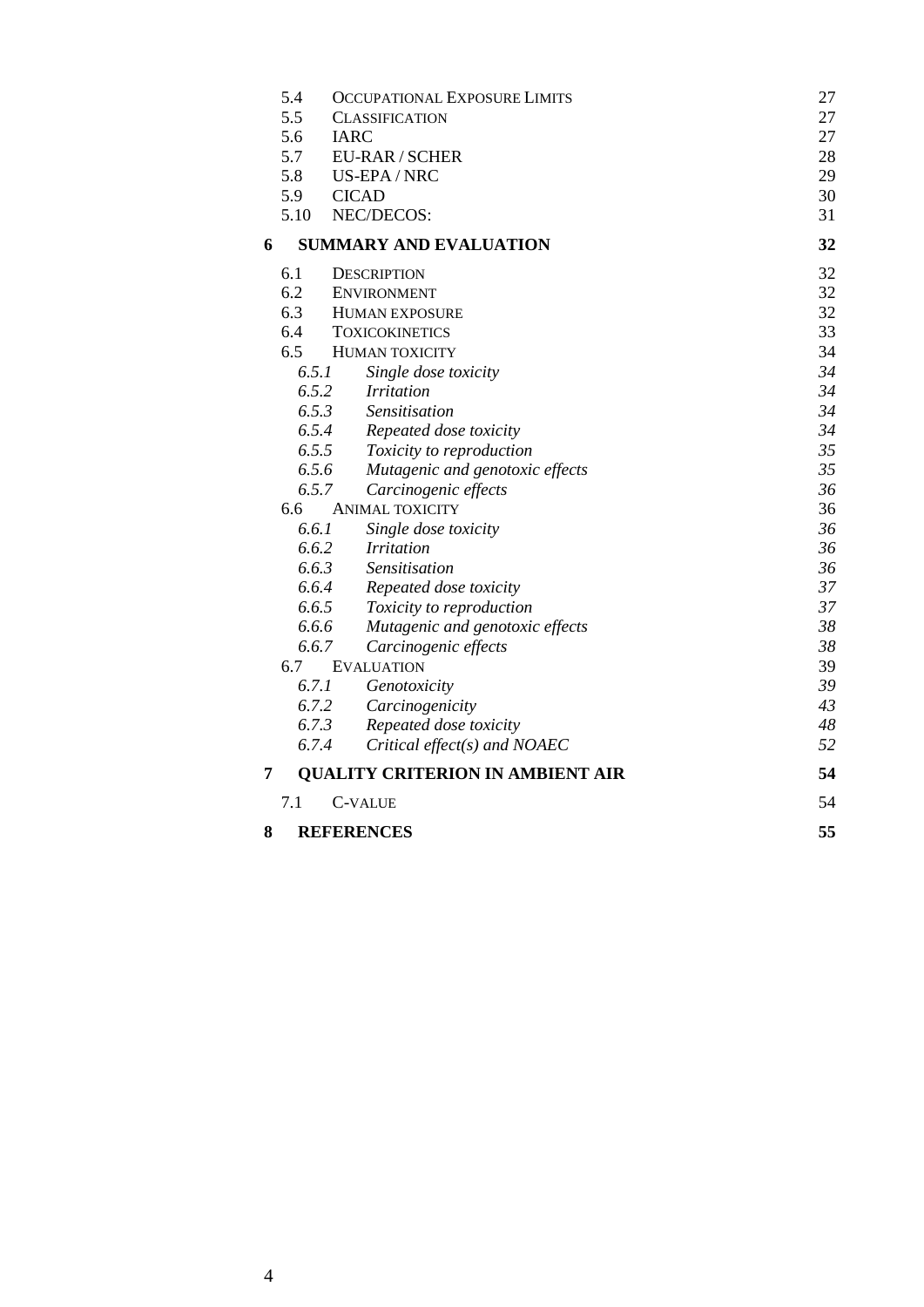| | | |
|---|---|---|
| 5.4 | OCCUPATIONAL EXPOSURE LIMITS | 27 |
| 5.5 | CLASSIFICATION | 27 |
| 5.6 | IARC | 27 |
| 5.7 | EU-RAR / SCHER | 28 |
| 5.8 | US-EPA / NRC | 29 |
| 5.9 | CICAD | 30 |
| 5.10 | NEC/DECOS: | 31 |
| **6** | **SUMMARY AND EVALUATION** | **32** |
| 6.1 | DESCRIPTION | 32 |
| 6.2 | ENVIRONMENT | 32 |
| 6.3 | HUMAN EXPOSURE | 32 |
| 6.4 | TOXICOKINETICS | 33 |
| 6.5 | HUMAN TOXICITY | 34 |
| *6.5.1* | *Single dose toxicity* | *34* |
| *6.5.2* | *Irritation* | *34* |
| *6.5.3* | *Sensitisation* | *34* |
| *6.5.4* | *Repeated dose toxicity* | *34* |
| *6.5.5* | *Toxicity to reproduction* | *35* |
| *6.5.6* | *Mutagenic and genotoxic effects* | *35* |
| *6.5.7* | *Carcinogenic effects* | *36* |
| 6.6 | ANIMAL TOXICITY | 36 |
| *6.6.1* | *Single dose toxicity* | *36* |
| *6.6.2* | *Irritation* | *36* |
| *6.6.3* | *Sensitisation* | *36* |
| *6.6.4* | *Repeated dose toxicity* | *37* |
| *6.6.5* | *Toxicity to reproduction* | *37* |
| *6.6.6* | *Mutagenic and genotoxic effects* | *38* |
| *6.6.7* | *Carcinogenic effects* | *38* |
| 6.7 | EVALUATION | 39 |
| *6.7.1* | *Genotoxicity* | *39* |
| *6.7.2* | *Carcinogenicity* | *43* |
| *6.7.3* | *Repeated dose toxicity* | *48* |
| *6.7.4* | *Critical effect(s) and NOAEC* | *52* |
| **7** | **QUALITY CRITERION IN AMBIENT AIR** | **54** |
| 7.1 | C-VALUE | 54 |
| **8** | **REFERENCES** | **55** |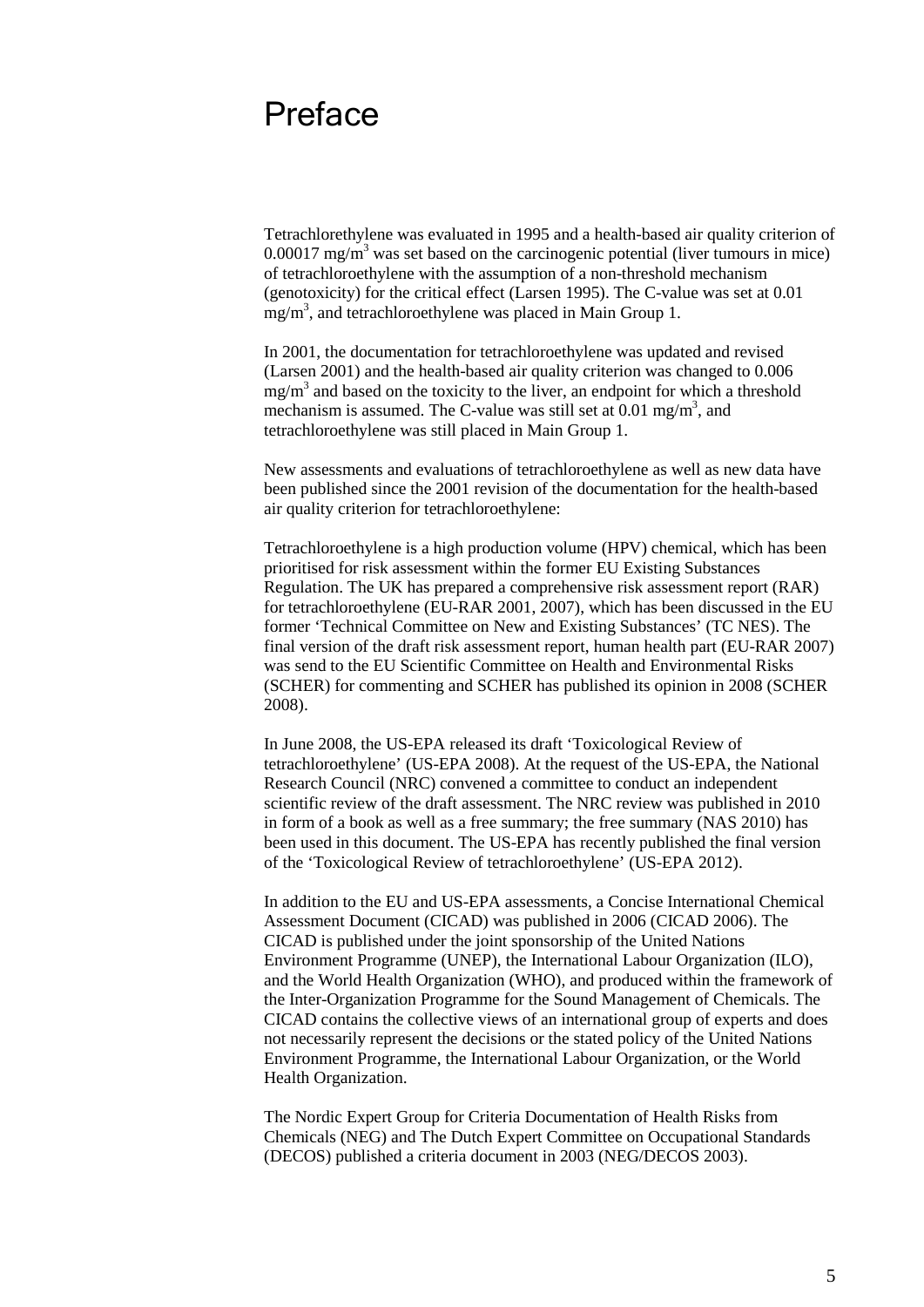# Preface

Tetrachlorethylene was evaluated in 1995 and a health-based air quality criterion of 0.00017 mg/m$^3$ was set based on the carcinogenic potential (liver tumours in mice) of tetrachloroethylene with the assumption of a non-threshold mechanism (genotoxicity) for the critical effect (Larsen 1995). The C-value was set at 0.01 mg/m$^3$, and tetrachloroethylene was placed in Main Group 1.

In 2001, the documentation for tetrachloroethylene was updated and revised (Larsen 2001) and the health-based air quality criterion was changed to 0.006 mg/m$^3$ and based on the toxicity to the liver, an endpoint for which a threshold mechanism is assumed. The C-value was still set at 0.01 mg/m$^3$, and tetrachloroethylene was still placed in Main Group 1.

New assessments and evaluations of tetrachloroethylene as well as new data have been published since the 2001 revision of the documentation for the health-based air quality criterion for tetrachloroethylene:

Tetrachloroethylene is a high production volume (HPV) chemical, which has been prioritised for risk assessment within the former EU Existing Substances Regulation. The UK has prepared a comprehensive risk assessment report (RAR) for tetrachloroethylene (EU-RAR 2001, 2007), which has been discussed in the EU former 'Technical Committee on New and Existing Substances' (TC NES). The final version of the draft risk assessment report, human health part (EU-RAR 2007) was send to the EU Scientific Committee on Health and Environmental Risks (SCHER) for commenting and SCHER has published its opinion in 2008 (SCHER 2008).

In June 2008, the US-EPA released its draft 'Toxicological Review of tetrachloroethylene' (US-EPA 2008). At the request of the US-EPA, the National Research Council (NRC) convened a committee to conduct an independent scientific review of the draft assessment. The NRC review was published in 2010 in form of a book as well as a free summary; the free summary (NAS 2010) has been used in this document. The US-EPA has recently published the final version of the 'Toxicological Review of tetrachloroethylene' (US-EPA 2012).

In addition to the EU and US-EPA assessments, a Concise International Chemical Assessment Document (CICAD) was published in 2006 (CICAD 2006). The CICAD is published under the joint sponsorship of the United Nations Environment Programme (UNEP), the International Labour Organization (ILO), and the World Health Organization (WHO), and produced within the framework of the Inter-Organization Programme for the Sound Management of Chemicals. The CICAD contains the collective views of an international group of experts and does not necessarily represent the decisions or the stated policy of the United Nations Environment Programme, the International Labour Organization, or the World Health Organization.

The Nordic Expert Group for Criteria Documentation of Health Risks from Chemicals (NEG) and The Dutch Expert Committee on Occupational Standards (DECOS) published a criteria document in 2003 (NEG/DECOS 2003).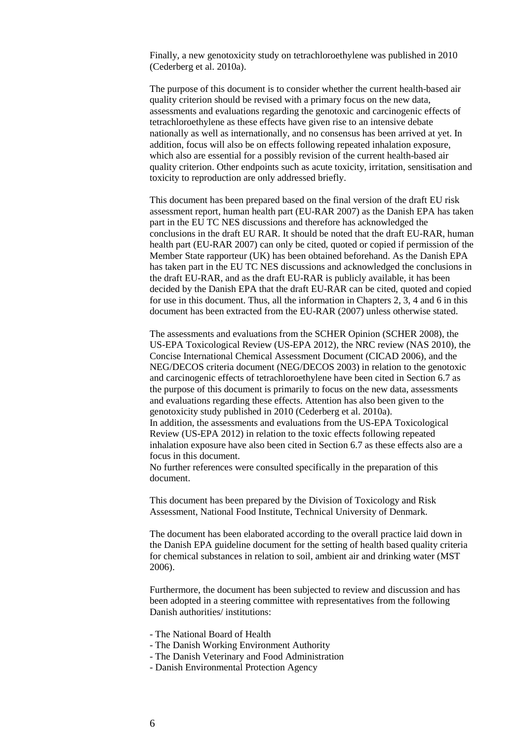Finally, a new genotoxicity study on tetrachloroethylene was published in 2010 (Cederberg et al. 2010a).

The purpose of this document is to consider whether the current health-based air quality criterion should be revised with a primary focus on the new data, assessments and evaluations regarding the genotoxic and carcinogenic effects of tetrachloroethylene as these effects have given rise to an intensive debate nationally as well as internationally, and no consensus has been arrived at yet. In addition, focus will also be on effects following repeated inhalation exposure, which also are essential for a possibly revision of the current health-based air quality criterion. Other endpoints such as acute toxicity, irritation, sensitisation and toxicity to reproduction are only addressed briefly.

This document has been prepared based on the final version of the draft EU risk assessment report, human health part (EU-RAR 2007) as the Danish EPA has taken part in the EU TC NES discussions and therefore has acknowledged the conclusions in the draft EU RAR. It should be noted that the draft EU-RAR, human health part (EU-RAR 2007) can only be cited, quoted or copied if permission of the Member State rapporteur (UK) has been obtained beforehand. As the Danish EPA has taken part in the EU TC NES discussions and acknowledged the conclusions in the draft EU-RAR, and as the draft EU-RAR is publicly available, it has been decided by the Danish EPA that the draft EU-RAR can be cited, quoted and copied for use in this document. Thus, all the information in Chapters 2, 3, 4 and 6 in this document has been extracted from the EU-RAR (2007) unless otherwise stated.

The assessments and evaluations from the SCHER Opinion (SCHER 2008), the US-EPA Toxicological Review (US-EPA 2012), the NRC review (NAS 2010), the Concise International Chemical Assessment Document (CICAD 2006), and the NEG/DECOS criteria document (NEG/DECOS 2003) in relation to the genotoxic and carcinogenic effects of tetrachloroethylene have been cited in Section 6.7 as the purpose of this document is primarily to focus on the new data, assessments and evaluations regarding these effects. Attention has also been given to the genotoxicity study published in 2010 (Cederberg et al. 2010a).
In addition, the assessments and evaluations from the US-EPA Toxicological Review (US-EPA 2012) in relation to the toxic effects following repeated inhalation exposure have also been cited in Section 6.7 as these effects also are a focus in this document.
No further references were consulted specifically in the preparation of this document.

This document has been prepared by the Division of Toxicology and Risk Assessment, National Food Institute, Technical University of Denmark.

The document has been elaborated according to the overall practice laid down in the Danish EPA guideline document for the setting of health based quality criteria for chemical substances in relation to soil, ambient air and drinking water (MST 2006).

Furthermore, the document has been subjected to review and discussion and has been adopted in a steering committee with representatives from the following Danish authorities/ institutions:

- The National Board of Health
- The Danish Working Environment Authority
- The Danish Veterinary and Food Administration
- Danish Environmental Protection Agency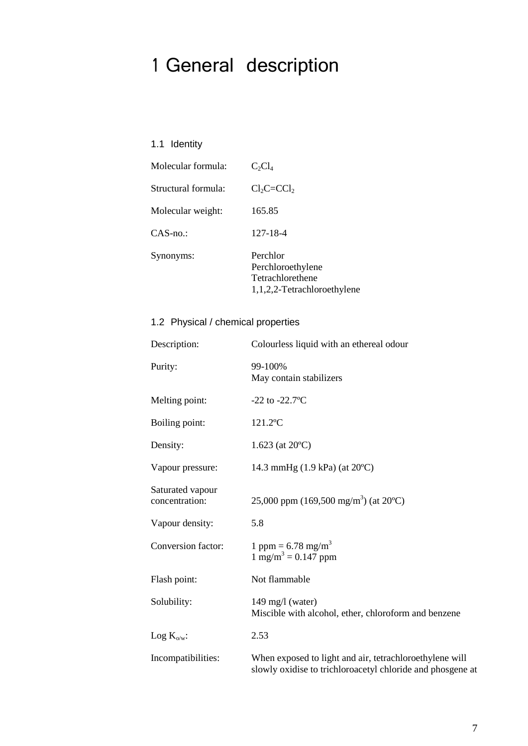# 1 General description

## 1.1 Identity

| | |
|---|---|
| Molecular formula: | $C_2Cl_4$ |
| Structural formula: | $Cl_2C{=}CCl_2$ |
| Molecular weight: | 165.85 |
| CAS-no.: | 127-18-4 |
| Synonyms: | Perchlor<br>Perchloroethylene<br>Tetrachlorethene<br>1,1,2,2-Tetrachloroethylene |

## 1.2 Physical / chemical properties

| | |
|---|---|
| Description: | Colourless liquid with an ethereal odour |
| Purity: | 99-100%<br>May contain stabilizers |
| Melting point: | -22 to -22.7ºC |
| Boiling point: | 121.2ºC |
| Density: | 1.623 (at 20ºC) |
| Vapour pressure: | 14.3 mmHg (1.9 kPa) (at 20ºC) |
| Saturated vapour concentration: | 25,000 ppm (169,500 mg/m$^3$) (at 20ºC) |
| Vapour density: | 5.8 |
| Conversion factor: | 1 ppm = 6.78 mg/m$^3$<br>1 mg/m$^3$ = 0.147 ppm |
| Flash point: | Not flammable |
| Solubility: | 149 mg/l (water)<br>Miscible with alcohol, ether, chloroform and benzene |
| Log $K_{o/w}$: | 2.53 |
| Incompatibilities: | When exposed to light and air, tetrachloroethylene will slowly oxidise to trichloroacetyl chloride and phosgene at |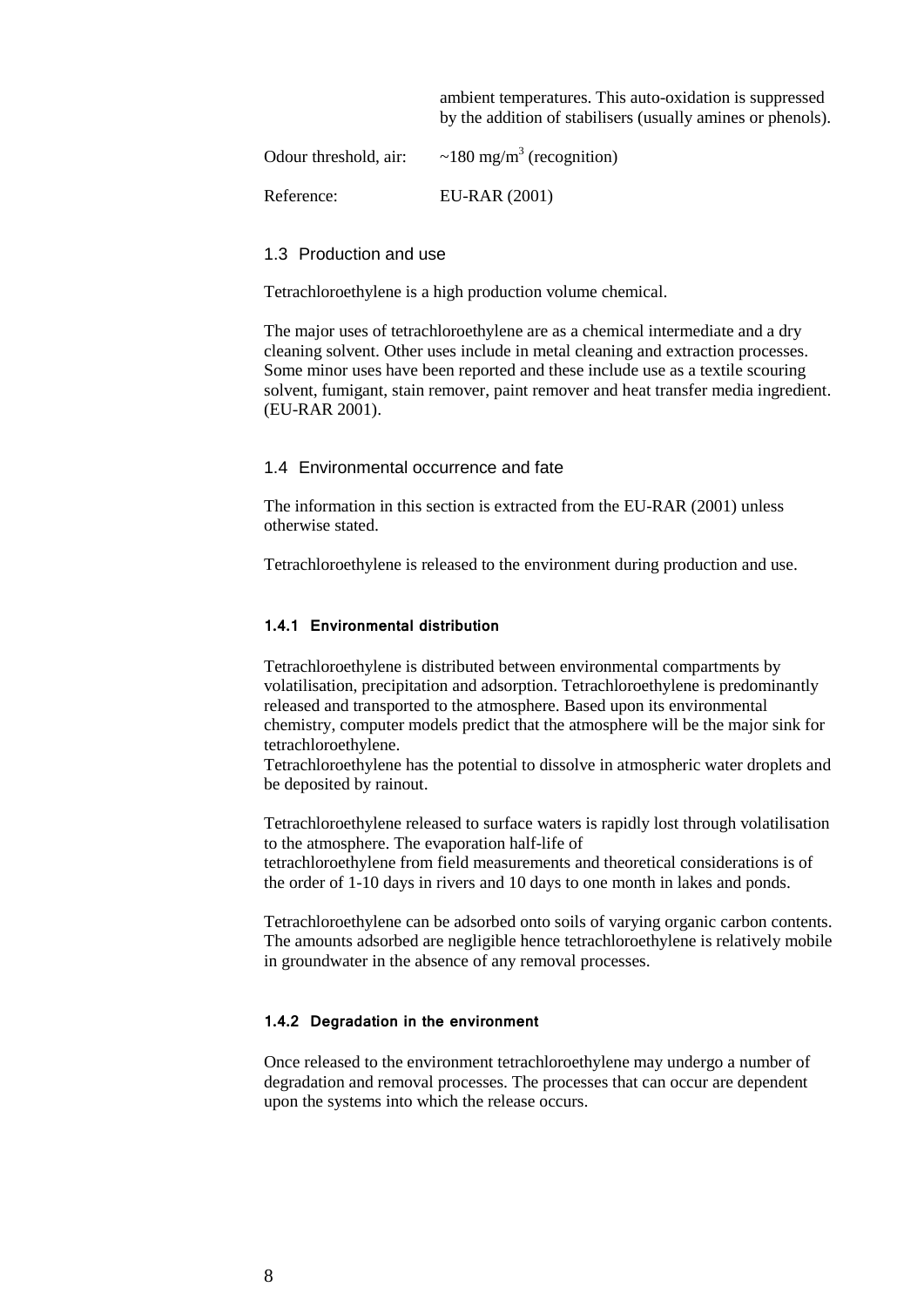ambient temperatures. This auto-oxidation is suppressed by the addition of stabilisers (usually amines or phenols).

Odour threshold, air: ~180 mg/m$^3$ (recognition)

Reference: EU-RAR (2001)

## 1.3 Production and use

Tetrachloroethylene is a high production volume chemical.

The major uses of tetrachloroethylene are as a chemical intermediate and a dry cleaning solvent. Other uses include in metal cleaning and extraction processes. Some minor uses have been reported and these include use as a textile scouring solvent, fumigant, stain remover, paint remover and heat transfer media ingredient. (EU-RAR 2001).

## 1.4 Environmental occurrence and fate

The information in this section is extracted from the EU-RAR (2001) unless otherwise stated.

Tetrachloroethylene is released to the environment during production and use.

### 1.4.1 Environmental distribution

Tetrachloroethylene is distributed between environmental compartments by volatilisation, precipitation and adsorption. Tetrachloroethylene is predominantly released and transported to the atmosphere. Based upon its environmental chemistry, computer models predict that the atmosphere will be the major sink for tetrachloroethylene.
Tetrachloroethylene has the potential to dissolve in atmospheric water droplets and be deposited by rainout.

Tetrachloroethylene released to surface waters is rapidly lost through volatilisation to the atmosphere. The evaporation half-life of tetrachloroethylene from field measurements and theoretical considerations is of the order of 1-10 days in rivers and 10 days to one month in lakes and ponds.

Tetrachloroethylene can be adsorbed onto soils of varying organic carbon contents. The amounts adsorbed are negligible hence tetrachloroethylene is relatively mobile in groundwater in the absence of any removal processes.

### 1.4.2 Degradation in the environment

Once released to the environment tetrachloroethylene may undergo a number of degradation and removal processes. The processes that can occur are dependent upon the systems into which the release occurs.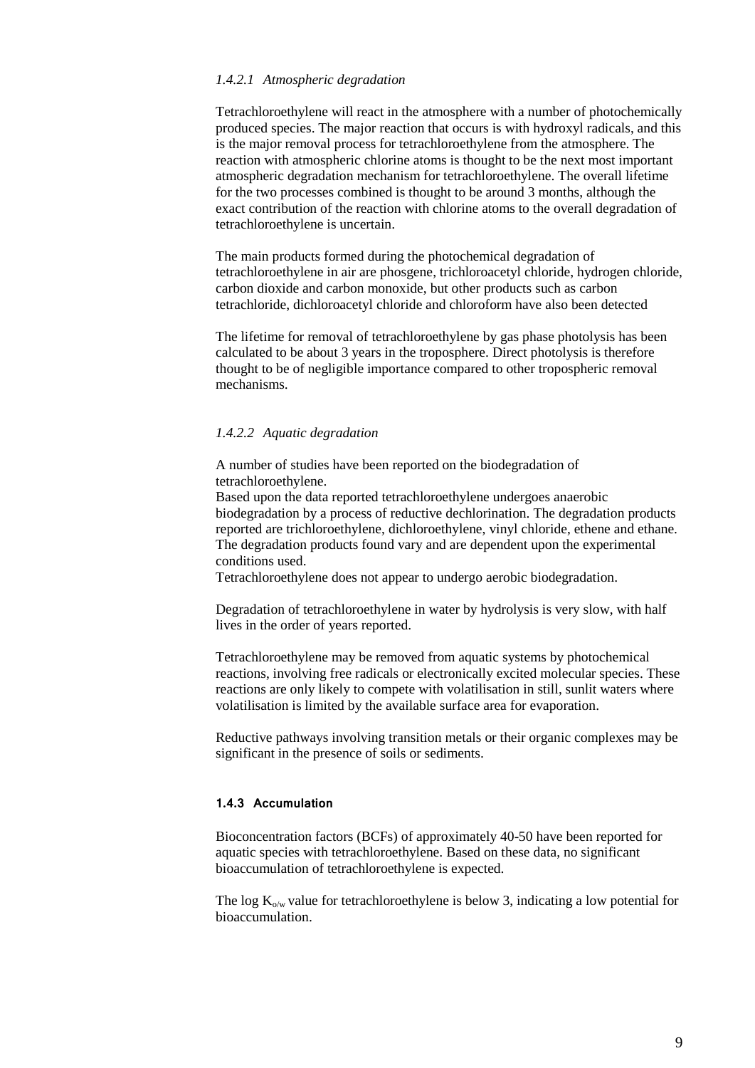#### *1.4.2.1 Atmospheric degradation*

Tetrachloroethylene will react in the atmosphere with a number of photochemically produced species. The major reaction that occurs is with hydroxyl radicals, and this is the major removal process for tetrachloroethylene from the atmosphere. The reaction with atmospheric chlorine atoms is thought to be the next most important atmospheric degradation mechanism for tetrachloroethylene. The overall lifetime for the two processes combined is thought to be around 3 months, although the exact contribution of the reaction with chlorine atoms to the overall degradation of tetrachloroethylene is uncertain.

The main products formed during the photochemical degradation of tetrachloroethylene in air are phosgene, trichloroacetyl chloride, hydrogen chloride, carbon dioxide and carbon monoxide, but other products such as carbon tetrachloride, dichloroacetyl chloride and chloroform have also been detected

The lifetime for removal of tetrachloroethylene by gas phase photolysis has been calculated to be about 3 years in the troposphere. Direct photolysis is therefore thought to be of negligible importance compared to other tropospheric removal mechanisms.

#### *1.4.2.2 Aquatic degradation*

A number of studies have been reported on the biodegradation of tetrachloroethylene.
Based upon the data reported tetrachloroethylene undergoes anaerobic biodegradation by a process of reductive dechlorination. The degradation products reported are trichloroethylene, dichloroethylene, vinyl chloride, ethene and ethane. The degradation products found vary and are dependent upon the experimental conditions used.
Tetrachloroethylene does not appear to undergo aerobic biodegradation.

Degradation of tetrachloroethylene in water by hydrolysis is very slow, with half lives in the order of years reported.

Tetrachloroethylene may be removed from aquatic systems by photochemical reactions, involving free radicals or electronically excited molecular species. These reactions are only likely to compete with volatilisation in still, sunlit waters where volatilisation is limited by the available surface area for evaporation.

Reductive pathways involving transition metals or their organic complexes may be significant in the presence of soils or sediments.

### 1.4.3 Accumulation

Bioconcentration factors (BCFs) of approximately 40-50 have been reported for aquatic species with tetrachloroethylene. Based on these data, no significant bioaccumulation of tetrachloroethylene is expected.

The log $K_{o/w}$ value for tetrachloroethylene is below 3, indicating a low potential for bioaccumulation.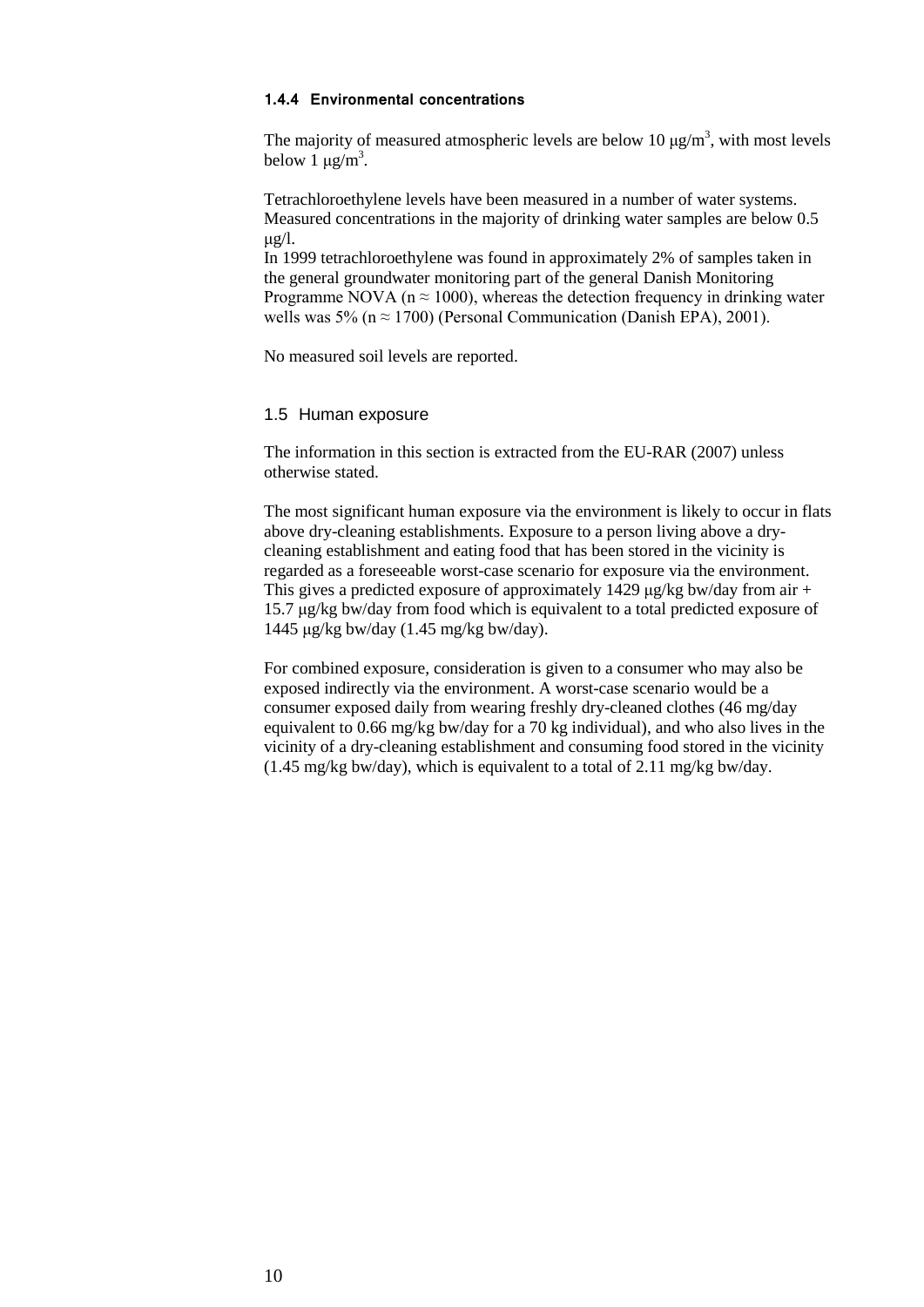#### 1.4.4 Environmental concentrations

The majority of measured atmospheric levels are below 10 μg/m$^3$, with most levels below 1 μg/m$^3$.

Tetrachloroethylene levels have been measured in a number of water systems. Measured concentrations in the majority of drinking water samples are below 0.5 μg/l.
In 1999 tetrachloroethylene was found in approximately 2% of samples taken in the general groundwater monitoring part of the general Danish Monitoring Programme NOVA ($n \approx 1000$), whereas the detection frequency in drinking water wells was 5% ($n \approx 1700$) (Personal Communication (Danish EPA), 2001).

No measured soil levels are reported.

### 1.5 Human exposure

The information in this section is extracted from the EU-RAR (2007) unless otherwise stated.

The most significant human exposure via the environment is likely to occur in flats above dry-cleaning establishments. Exposure to a person living above a dry-cleaning establishment and eating food that has been stored in the vicinity is regarded as a foreseeable worst-case scenario for exposure via the environment. This gives a predicted exposure of approximately 1429 μg/kg bw/day from air + 15.7 μg/kg bw/day from food which is equivalent to a total predicted exposure of 1445 μg/kg bw/day (1.45 mg/kg bw/day).

For combined exposure, consideration is given to a consumer who may also be exposed indirectly via the environment. A worst-case scenario would be a consumer exposed daily from wearing freshly dry-cleaned clothes (46 mg/day equivalent to 0.66 mg/kg bw/day for a 70 kg individual), and who also lives in the vicinity of a dry-cleaning establishment and consuming food stored in the vicinity (1.45 mg/kg bw/day), which is equivalent to a total of 2.11 mg/kg bw/day.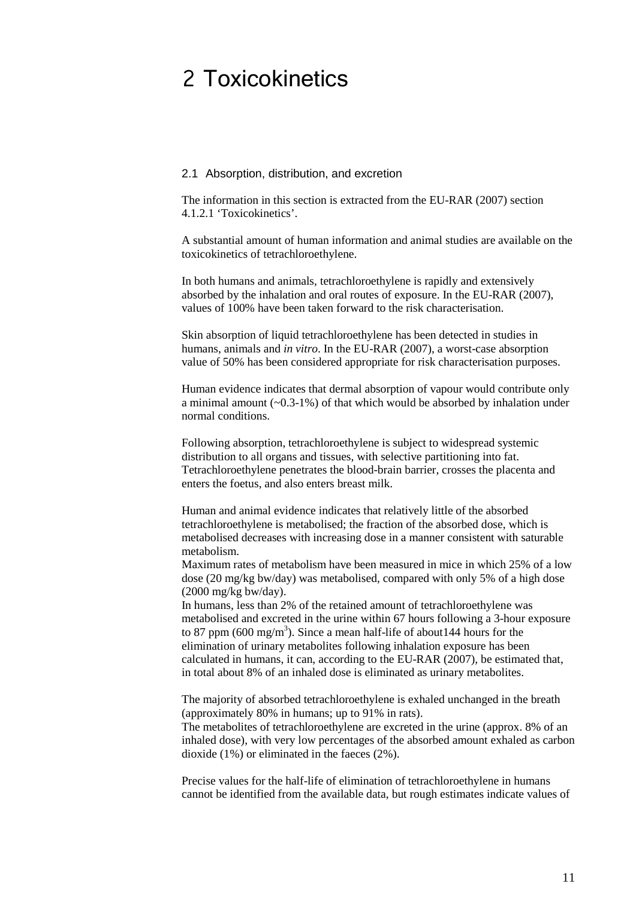# 2 Toxicokinetics

## 2.1 Absorption, distribution, and excretion

The information in this section is extracted from the EU-RAR (2007) section 4.1.2.1 'Toxicokinetics'.

A substantial amount of human information and animal studies are available on the toxicokinetics of tetrachloroethylene.

In both humans and animals, tetrachloroethylene is rapidly and extensively absorbed by the inhalation and oral routes of exposure. In the EU-RAR (2007), values of 100% have been taken forward to the risk characterisation.

Skin absorption of liquid tetrachloroethylene has been detected in studies in humans, animals and *in vitro*. In the EU-RAR (2007), a worst-case absorption value of 50% has been considered appropriate for risk characterisation purposes.

Human evidence indicates that dermal absorption of vapour would contribute only a minimal amount (~0.3-1%) of that which would be absorbed by inhalation under normal conditions.

Following absorption, tetrachloroethylene is subject to widespread systemic distribution to all organs and tissues, with selective partitioning into fat. Tetrachloroethylene penetrates the blood-brain barrier, crosses the placenta and enters the foetus, and also enters breast milk.

Human and animal evidence indicates that relatively little of the absorbed tetrachloroethylene is metabolised; the fraction of the absorbed dose, which is metabolised decreases with increasing dose in a manner consistent with saturable metabolism.
Maximum rates of metabolism have been measured in mice in which 25% of a low dose (20 mg/kg bw/day) was metabolised, compared with only 5% of a high dose (2000 mg/kg bw/day).
In humans, less than 2% of the retained amount of tetrachloroethylene was metabolised and excreted in the urine within 67 hours following a 3-hour exposure to 87 ppm (600 mg/m$^3$). Since a mean half-life of about144 hours for the elimination of urinary metabolites following inhalation exposure has been calculated in humans, it can, according to the EU-RAR (2007), be estimated that, in total about 8% of an inhaled dose is eliminated as urinary metabolites.

The majority of absorbed tetrachloroethylene is exhaled unchanged in the breath (approximately 80% in humans; up to 91% in rats).
The metabolites of tetrachloroethylene are excreted in the urine (approx. 8% of an inhaled dose), with very low percentages of the absorbed amount exhaled as carbon dioxide (1%) or eliminated in the faeces (2%).

Precise values for the half-life of elimination of tetrachloroethylene in humans cannot be identified from the available data, but rough estimates indicate values of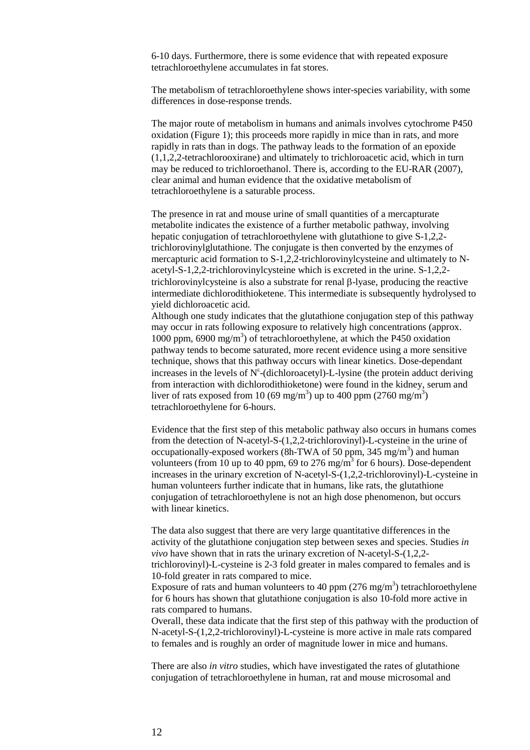6-10 days. Furthermore, there is some evidence that with repeated exposure tetrachloroethylene accumulates in fat stores.

The metabolism of tetrachloroethylene shows inter-species variability, with some differences in dose-response trends.

The major route of metabolism in humans and animals involves cytochrome P450 oxidation (Figure 1); this proceeds more rapidly in mice than in rats, and more rapidly in rats than in dogs. The pathway leads to the formation of an epoxide (1,1,2,2-tetrachlorooxirane) and ultimately to trichloroacetic acid, which in turn may be reduced to trichloroethanol. There is, according to the EU-RAR (2007), clear animal and human evidence that the oxidative metabolism of tetrachloroethylene is a saturable process.

The presence in rat and mouse urine of small quantities of a mercapturate metabolite indicates the existence of a further metabolic pathway, involving hepatic conjugation of tetrachloroethylene with glutathione to give S-1,2,2-trichlorovinylglutathione. The conjugate is then converted by the enzymes of mercapturic acid formation to S-1,2,2-trichlorovinylcysteine and ultimately to N-acetyl-S-1,2,2-trichlorovinylcysteine which is excreted in the urine. S-1,2,2-trichlorovinylcysteine is also a substrate for renal β-lyase, producing the reactive intermediate dichlorodithioketene. This intermediate is subsequently hydrolysed to yield dichloroacetic acid.
Although one study indicates that the glutathione conjugation step of this pathway may occur in rats following exposure to relatively high concentrations (approx. 1000 ppm, 6900 mg/m$^3$) of tetrachloroethylene, at which the P450 oxidation pathway tends to become saturated, more recent evidence using a more sensitive technique, shows that this pathway occurs with linear kinetics. Dose-dependant increases in the levels of N$^{\varepsilon}$-(dichloroacetyl)-L-lysine (the protein adduct deriving from interaction with dichlorodithioketone) were found in the kidney, serum and liver of rats exposed from 10 (69 mg/m$^3$) up to 400 ppm (2760 mg/m$^3$) tetrachloroethylene for 6-hours.

Evidence that the first step of this metabolic pathway also occurs in humans comes from the detection of N-acetyl-S-(1,2,2-trichlorovinyl)-L-cysteine in the urine of occupationally-exposed workers (8h-TWA of 50 ppm, 345 mg/m$^3$) and human volunteers (from 10 up to 40 ppm, 69 to 276 mg/m$^3$ for 6 hours). Dose-dependent increases in the urinary excretion of N-acetyl-S-(1,2,2-trichlorovinyl)-L-cysteine in human volunteers further indicate that in humans, like rats, the glutathione conjugation of tetrachloroethylene is not an high dose phenomenon, but occurs with linear kinetics.

The data also suggest that there are very large quantitative differences in the activity of the glutathione conjugation step between sexes and species. Studies *in vivo* have shown that in rats the urinary excretion of N-acetyl-S-(1,2,2-trichlorovinyl)-L-cysteine is 2-3 fold greater in males compared to females and is 10-fold greater in rats compared to mice.
Exposure of rats and human volunteers to 40 ppm (276 mg/m$^3$) tetrachloroethylene for 6 hours has shown that glutathione conjugation is also 10-fold more active in rats compared to humans.
Overall, these data indicate that the first step of this pathway with the production of N-acetyl-S-(1,2,2-trichlorovinyl)-L-cysteine is more active in male rats compared to females and is roughly an order of magnitude lower in mice and humans.

There are also *in vitro* studies, which have investigated the rates of glutathione conjugation of tetrachloroethylene in human, rat and mouse microsomal and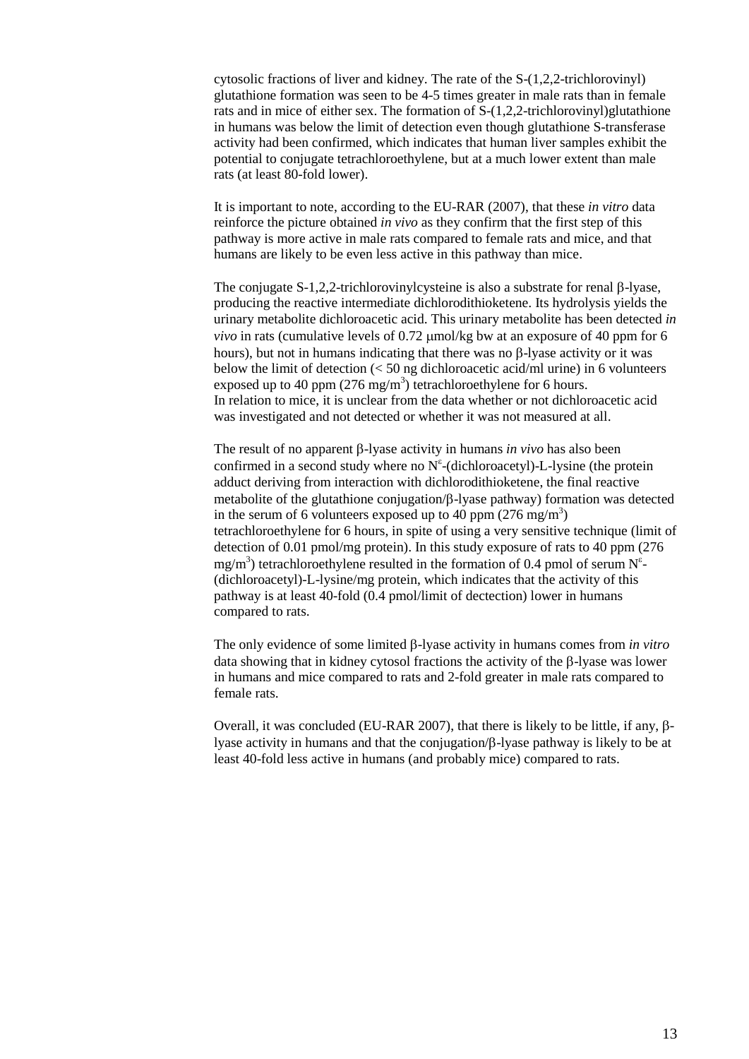cytosolic fractions of liver and kidney. The rate of the S-(1,2,2-trichlorovinyl) glutathione formation was seen to be 4-5 times greater in male rats than in female rats and in mice of either sex. The formation of S-(1,2,2-trichlorovinyl)glutathione in humans was below the limit of detection even though glutathione S-transferase activity had been confirmed, which indicates that human liver samples exhibit the potential to conjugate tetrachloroethylene, but at a much lower extent than male rats (at least 80-fold lower).

It is important to note, according to the EU-RAR (2007), that these *in vitro* data reinforce the picture obtained *in vivo* as they confirm that the first step of this pathway is more active in male rats compared to female rats and mice, and that humans are likely to be even less active in this pathway than mice.

The conjugate S-1,2,2-trichlorovinylcysteine is also a substrate for renal β-lyase, producing the reactive intermediate dichlorodithioketene. Its hydrolysis yields the urinary metabolite dichloroacetic acid. This urinary metabolite has been detected *in vivo* in rats (cumulative levels of 0.72 μmol/kg bw at an exposure of 40 ppm for 6 hours), but not in humans indicating that there was no β-lyase activity or it was below the limit of detection (< 50 ng dichloroacetic acid/ml urine) in 6 volunteers exposed up to 40 ppm (276 $mg/m^3$) tetrachloroethylene for 6 hours.
In relation to mice, it is unclear from the data whether or not dichloroacetic acid was investigated and not detected or whether it was not measured at all.

The result of no apparent β-lyase activity in humans *in vivo* has also been confirmed in a second study where no $N^{\varepsilon}$-(dichloroacetyl)-L-lysine (the protein adduct deriving from interaction with dichlorodithioketene, the final reactive metabolite of the glutathione conjugation/β-lyase pathway) formation was detected in the serum of 6 volunteers exposed up to 40 ppm (276 $mg/m^3$) tetrachloroethylene for 6 hours, in spite of using a very sensitive technique (limit of detection of 0.01 pmol/mg protein). In this study exposure of rats to 40 ppm (276 $mg/m^3$) tetrachloroethylene resulted in the formation of 0.4 pmol of serum $N^{\varepsilon}$-(dichloroacetyl)-L-lysine/mg protein, which indicates that the activity of this pathway is at least 40-fold (0.4 pmol/limit of dectection) lower in humans compared to rats.

The only evidence of some limited β-lyase activity in humans comes from *in vitro* data showing that in kidney cytosol fractions the activity of the β-lyase was lower in humans and mice compared to rats and 2-fold greater in male rats compared to female rats.

Overall, it was concluded (EU-RAR 2007), that there is likely to be little, if any, β-lyase activity in humans and that the conjugation/β-lyase pathway is likely to be at least 40-fold less active in humans (and probably mice) compared to rats.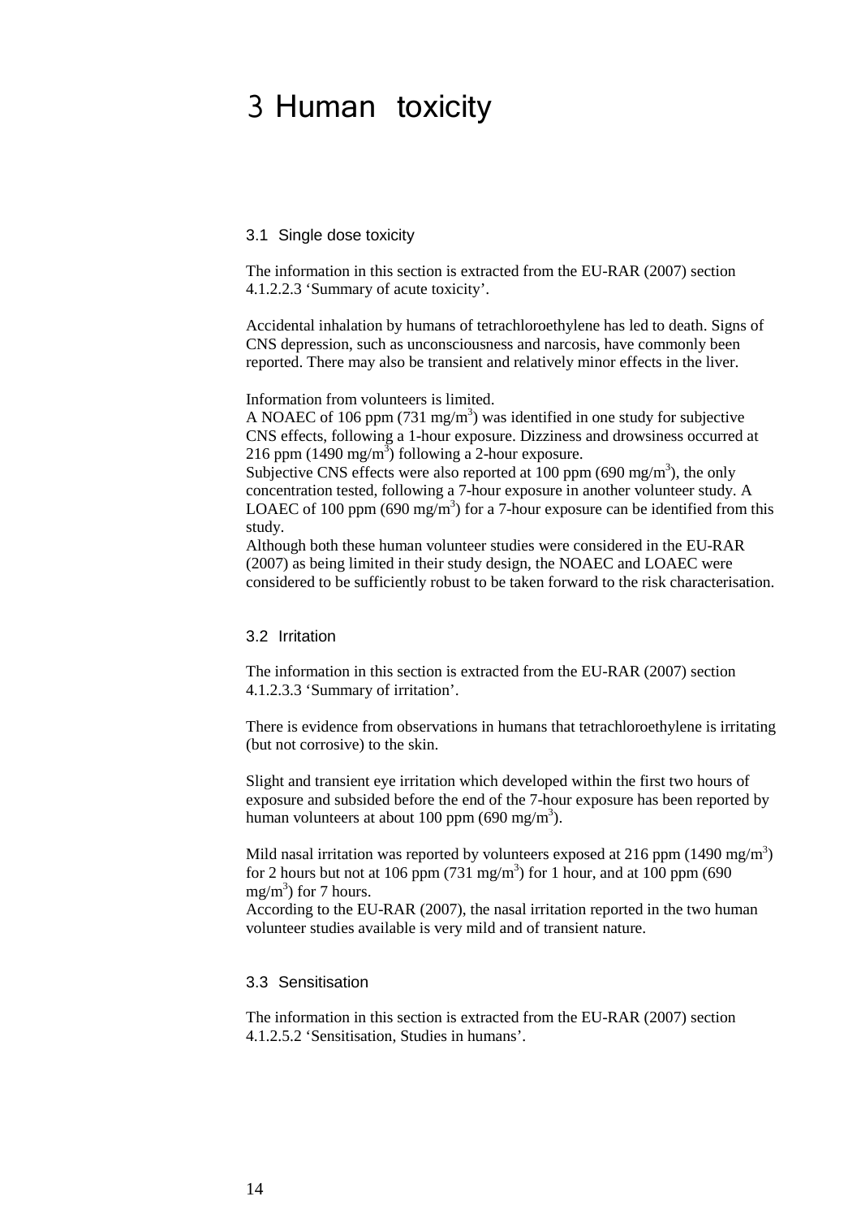# 3 Human toxicity

## 3.1 Single dose toxicity

The information in this section is extracted from the EU-RAR (2007) section 4.1.2.2.3 'Summary of acute toxicity'.

Accidental inhalation by humans of tetrachloroethylene has led to death. Signs of CNS depression, such as unconsciousness and narcosis, have commonly been reported. There may also be transient and relatively minor effects in the liver.

Information from volunteers is limited.
A NOAEC of 106 ppm (731 $mg/m^3$) was identified in one study for subjective CNS effects, following a 1-hour exposure. Dizziness and drowsiness occurred at 216 ppm (1490 $mg/m^3$) following a 2-hour exposure.
Subjective CNS effects were also reported at 100 ppm (690 $mg/m^3$), the only concentration tested, following a 7-hour exposure in another volunteer study. A LOAEC of 100 ppm (690 $mg/m^3$) for a 7-hour exposure can be identified from this study.
Although both these human volunteer studies were considered in the EU-RAR (2007) as being limited in their study design, the NOAEC and LOAEC were considered to be sufficiently robust to be taken forward to the risk characterisation.

## 3.2 Irritation

The information in this section is extracted from the EU-RAR (2007) section 4.1.2.3.3 'Summary of irritation'.

There is evidence from observations in humans that tetrachloroethylene is irritating (but not corrosive) to the skin.

Slight and transient eye irritation which developed within the first two hours of exposure and subsided before the end of the 7-hour exposure has been reported by human volunteers at about 100 ppm (690 $mg/m^3$).

Mild nasal irritation was reported by volunteers exposed at 216 ppm (1490 $mg/m^3$) for 2 hours but not at 106 ppm (731 $mg/m^3$) for 1 hour, and at 100 ppm (690 $mg/m^3$) for 7 hours.
According to the EU-RAR (2007), the nasal irritation reported in the two human volunteer studies available is very mild and of transient nature.

## 3.3 Sensitisation

The information in this section is extracted from the EU-RAR (2007) section 4.1.2.5.2 'Sensitisation, Studies in humans'.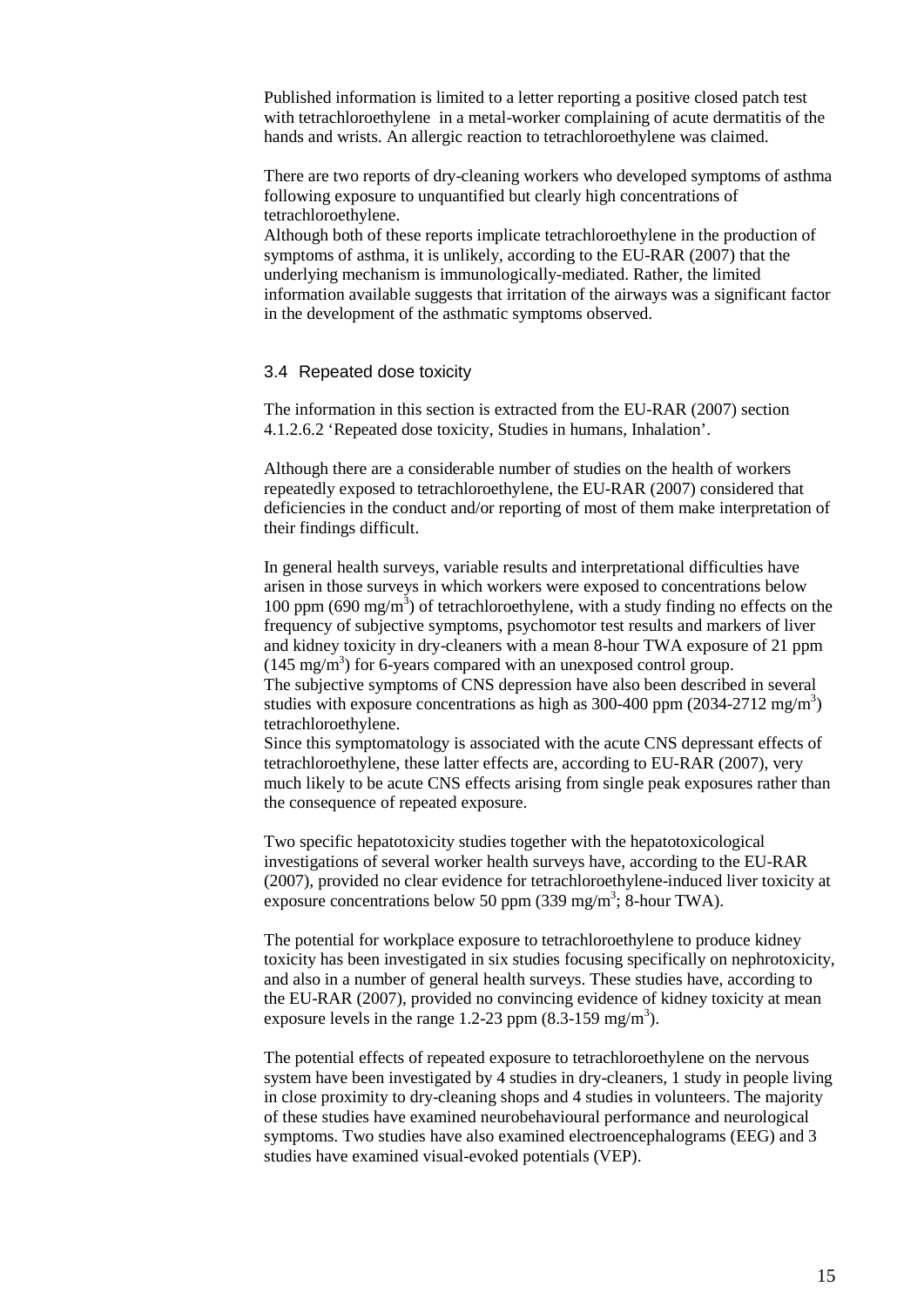Published information is limited to a letter reporting a positive closed patch test with tetrachloroethylene in a metal-worker complaining of acute dermatitis of the hands and wrists. An allergic reaction to tetrachloroethylene was claimed.

There are two reports of dry-cleaning workers who developed symptoms of asthma following exposure to unquantified but clearly high concentrations of tetrachloroethylene.

Although both of these reports implicate tetrachloroethylene in the production of symptoms of asthma, it is unlikely, according to the EU-RAR (2007) that the underlying mechanism is immunologically-mediated. Rather, the limited information available suggests that irritation of the airways was a significant factor in the development of the asthmatic symptoms observed.

### 3.4 Repeated dose toxicity

The information in this section is extracted from the EU-RAR (2007) section 4.1.2.6.2 'Repeated dose toxicity, Studies in humans, Inhalation'.

Although there are a considerable number of studies on the health of workers repeatedly exposed to tetrachloroethylene, the EU-RAR (2007) considered that deficiencies in the conduct and/or reporting of most of them make interpretation of their findings difficult.

In general health surveys, variable results and interpretational difficulties have arisen in those surveys in which workers were exposed to concentrations below 100 ppm (690 $mg/m^3$) of tetrachloroethylene, with a study finding no effects on the frequency of subjective symptoms, psychomotor test results and markers of liver and kidney toxicity in dry-cleaners with a mean 8-hour TWA exposure of 21 ppm (145 $mg/m^3$) for 6-years compared with an unexposed control group.

The subjective symptoms of CNS depression have also been described in several studies with exposure concentrations as high as 300-400 ppm (2034-2712 $mg/m^3$) tetrachloroethylene.

Since this symptomatology is associated with the acute CNS depressant effects of tetrachloroethylene, these latter effects are, according to EU-RAR (2007), very much likely to be acute CNS effects arising from single peak exposures rather than the consequence of repeated exposure.

Two specific hepatotoxicity studies together with the hepatotoxicological investigations of several worker health surveys have, according to the EU-RAR (2007), provided no clear evidence for tetrachloroethylene-induced liver toxicity at exposure concentrations below 50 ppm (339 $mg/m^3$; 8-hour TWA).

The potential for workplace exposure to tetrachloroethylene to produce kidney toxicity has been investigated in six studies focusing specifically on nephrotoxicity, and also in a number of general health surveys. These studies have, according to the EU-RAR (2007), provided no convincing evidence of kidney toxicity at mean exposure levels in the range 1.2-23 ppm (8.3-159 $mg/m^3$).

The potential effects of repeated exposure to tetrachloroethylene on the nervous system have been investigated by 4 studies in dry-cleaners, 1 study in people living in close proximity to dry-cleaning shops and 4 studies in volunteers. The majority of these studies have examined neurobehavioural performance and neurological symptoms. Two studies have also examined electroencephalograms (EEG) and 3 studies have examined visual-evoked potentials (VEP).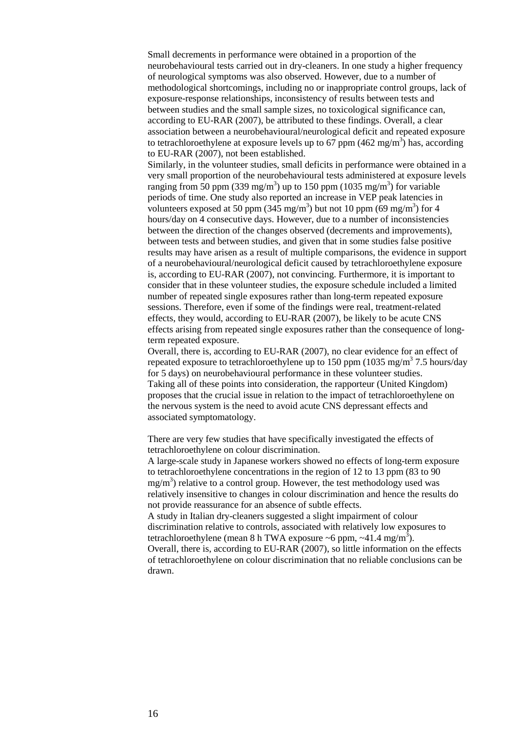Small decrements in performance were obtained in a proportion of the neurobehavioural tests carried out in dry-cleaners. In one study a higher frequency of neurological symptoms was also observed. However, due to a number of methodological shortcomings, including no or inappropriate control groups, lack of exposure-response relationships, inconsistency of results between tests and between studies and the small sample sizes, no toxicological significance can, according to EU-RAR (2007), be attributed to these findings. Overall, a clear association between a neurobehavioural/neurological deficit and repeated exposure to tetrachloroethylene at exposure levels up to 67 ppm (462 $mg/m^3$) has, according to EU-RAR (2007), not been established.

Similarly, in the volunteer studies, small deficits in performance were obtained in a very small proportion of the neurobehavioural tests administered at exposure levels ranging from 50 ppm (339 $mg/m^3$) up to 150 ppm (1035 $mg/m^3$) for variable periods of time. One study also reported an increase in VEP peak latencies in volunteers exposed at 50 ppm (345 $mg/m^3$) but not 10 ppm (69 $mg/m^3$) for 4 hours/day on 4 consecutive days. However, due to a number of inconsistencies between the direction of the changes observed (decrements and improvements), between tests and between studies, and given that in some studies false positive results may have arisen as a result of multiple comparisons, the evidence in support of a neurobehavioural/neurological deficit caused by tetrachloroethylene exposure is, according to EU-RAR (2007), not convincing. Furthermore, it is important to consider that in these volunteer studies, the exposure schedule included a limited number of repeated single exposures rather than long-term repeated exposure sessions. Therefore, even if some of the findings were real, treatment-related effects, they would, according to EU-RAR (2007), be likely to be acute CNS effects arising from repeated single exposures rather than the consequence of long-term repeated exposure.

Overall, there is, according to EU-RAR (2007), no clear evidence for an effect of repeated exposure to tetrachloroethylene up to 150 ppm (1035 $mg/m^3$ 7.5 hours/day for 5 days) on neurobehavioural performance in these volunteer studies.

Taking all of these points into consideration, the rapporteur (United Kingdom) proposes that the crucial issue in relation to the impact of tetrachloroethylene on the nervous system is the need to avoid acute CNS depressant effects and associated symptomatology.

There are very few studies that have specifically investigated the effects of tetrachloroethylene on colour discrimination.

A large-scale study in Japanese workers showed no effects of long-term exposure to tetrachloroethylene concentrations in the region of 12 to 13 ppm (83 to 90 $mg/m^3$) relative to a control group. However, the test methodology used was relatively insensitive to changes in colour discrimination and hence the results do not provide reassurance for an absence of subtle effects.

A study in Italian dry-cleaners suggested a slight impairment of colour discrimination relative to controls, associated with relatively low exposures to tetrachloroethylene (mean 8 h TWA exposure ~6 ppm, ~41.4 $mg/m^3$).

Overall, there is, according to EU-RAR (2007), so little information on the effects of tetrachloroethylene on colour discrimination that no reliable conclusions can be drawn.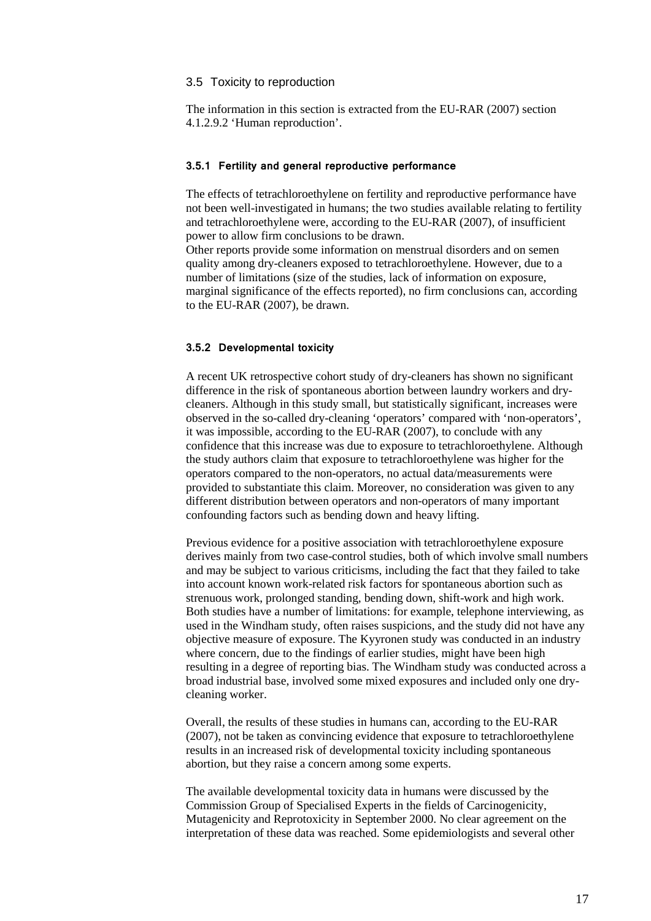## 3.5 Toxicity to reproduction

The information in this section is extracted from the EU-RAR (2007) section 4.1.2.9.2 'Human reproduction'.

### 3.5.1 Fertility and general reproductive performance

The effects of tetrachloroethylene on fertility and reproductive performance have not been well-investigated in humans; the two studies available relating to fertility and tetrachloroethylene were, according to the EU-RAR (2007), of insufficient power to allow firm conclusions to be drawn.
Other reports provide some information on menstrual disorders and on semen quality among dry-cleaners exposed to tetrachloroethylene. However, due to a number of limitations (size of the studies, lack of information on exposure, marginal significance of the effects reported), no firm conclusions can, according to the EU-RAR (2007), be drawn.

### 3.5.2 Developmental toxicity

A recent UK retrospective cohort study of dry-cleaners has shown no significant difference in the risk of spontaneous abortion between laundry workers and dry-cleaners. Although in this study small, but statistically significant, increases were observed in the so-called dry-cleaning 'operators' compared with 'non-operators', it was impossible, according to the EU-RAR (2007), to conclude with any confidence that this increase was due to exposure to tetrachloroethylene. Although the study authors claim that exposure to tetrachloroethylene was higher for the operators compared to the non-operators, no actual data/measurements were provided to substantiate this claim. Moreover, no consideration was given to any different distribution between operators and non-operators of many important confounding factors such as bending down and heavy lifting.

Previous evidence for a positive association with tetrachloroethylene exposure derives mainly from two case-control studies, both of which involve small numbers and may be subject to various criticisms, including the fact that they failed to take into account known work-related risk factors for spontaneous abortion such as strenuous work, prolonged standing, bending down, shift-work and high work. Both studies have a number of limitations: for example, telephone interviewing, as used in the Windham study, often raises suspicions, and the study did not have any objective measure of exposure. The Kyyronen study was conducted in an industry where concern, due to the findings of earlier studies, might have been high resulting in a degree of reporting bias. The Windham study was conducted across a broad industrial base, involved some mixed exposures and included only one dry-cleaning worker.

Overall, the results of these studies in humans can, according to the EU-RAR (2007), not be taken as convincing evidence that exposure to tetrachloroethylene results in an increased risk of developmental toxicity including spontaneous abortion, but they raise a concern among some experts.

The available developmental toxicity data in humans were discussed by the Commission Group of Specialised Experts in the fields of Carcinogenicity, Mutagenicity and Reprotoxicity in September 2000. No clear agreement on the interpretation of these data was reached. Some epidemiologists and several other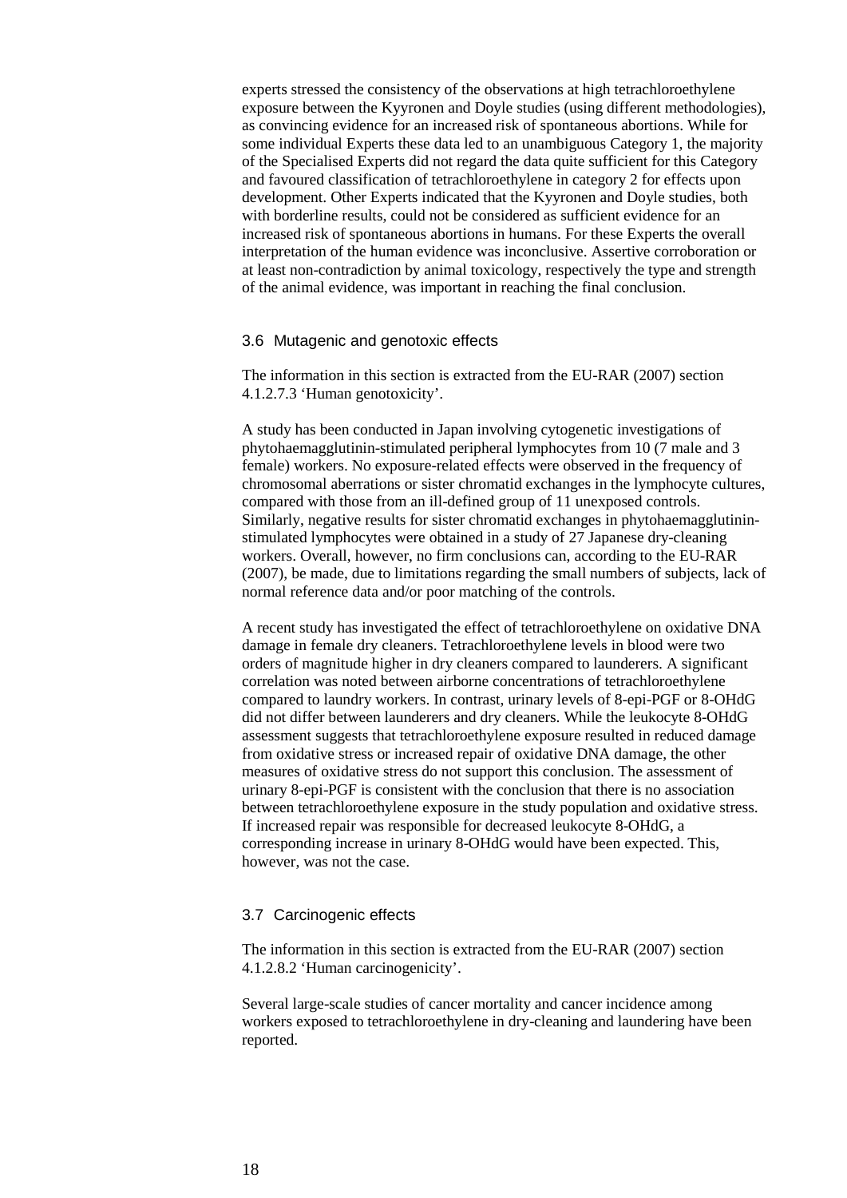experts stressed the consistency of the observations at high tetrachloroethylene exposure between the Kyyronen and Doyle studies (using different methodologies), as convincing evidence for an increased risk of spontaneous abortions. While for some individual Experts these data led to an unambiguous Category 1, the majority of the Specialised Experts did not regard the data quite sufficient for this Category and favoured classification of tetrachloroethylene in category 2 for effects upon development. Other Experts indicated that the Kyyronen and Doyle studies, both with borderline results, could not be considered as sufficient evidence for an increased risk of spontaneous abortions in humans. For these Experts the overall interpretation of the human evidence was inconclusive. Assertive corroboration or at least non-contradiction by animal toxicology, respectively the type and strength of the animal evidence, was important in reaching the final conclusion.

### 3.6 Mutagenic and genotoxic effects

The information in this section is extracted from the EU-RAR (2007) section 4.1.2.7.3 'Human genotoxicity'.

A study has been conducted in Japan involving cytogenetic investigations of phytohaemagglutinin-stimulated peripheral lymphocytes from 10 (7 male and 3 female) workers. No exposure-related effects were observed in the frequency of chromosomal aberrations or sister chromatid exchanges in the lymphocyte cultures, compared with those from an ill-defined group of 11 unexposed controls. Similarly, negative results for sister chromatid exchanges in phytohaemagglutinin-stimulated lymphocytes were obtained in a study of 27 Japanese dry-cleaning workers. Overall, however, no firm conclusions can, according to the EU-RAR (2007), be made, due to limitations regarding the small numbers of subjects, lack of normal reference data and/or poor matching of the controls.

A recent study has investigated the effect of tetrachloroethylene on oxidative DNA damage in female dry cleaners. Tetrachloroethylene levels in blood were two orders of magnitude higher in dry cleaners compared to launderers. A significant correlation was noted between airborne concentrations of tetrachloroethylene compared to laundry workers. In contrast, urinary levels of 8-epi-PGF or 8-OHdG did not differ between launderers and dry cleaners. While the leukocyte 8-OHdG assessment suggests that tetrachloroethylene exposure resulted in reduced damage from oxidative stress or increased repair of oxidative DNA damage, the other measures of oxidative stress do not support this conclusion. The assessment of urinary 8-epi-PGF is consistent with the conclusion that there is no association between tetrachloroethylene exposure in the study population and oxidative stress. If increased repair was responsible for decreased leukocyte 8-OHdG, a corresponding increase in urinary 8-OHdG would have been expected. This, however, was not the case.

### 3.7 Carcinogenic effects

The information in this section is extracted from the EU-RAR (2007) section 4.1.2.8.2 'Human carcinogenicity'.

Several large-scale studies of cancer mortality and cancer incidence among workers exposed to tetrachloroethylene in dry-cleaning and laundering have been reported.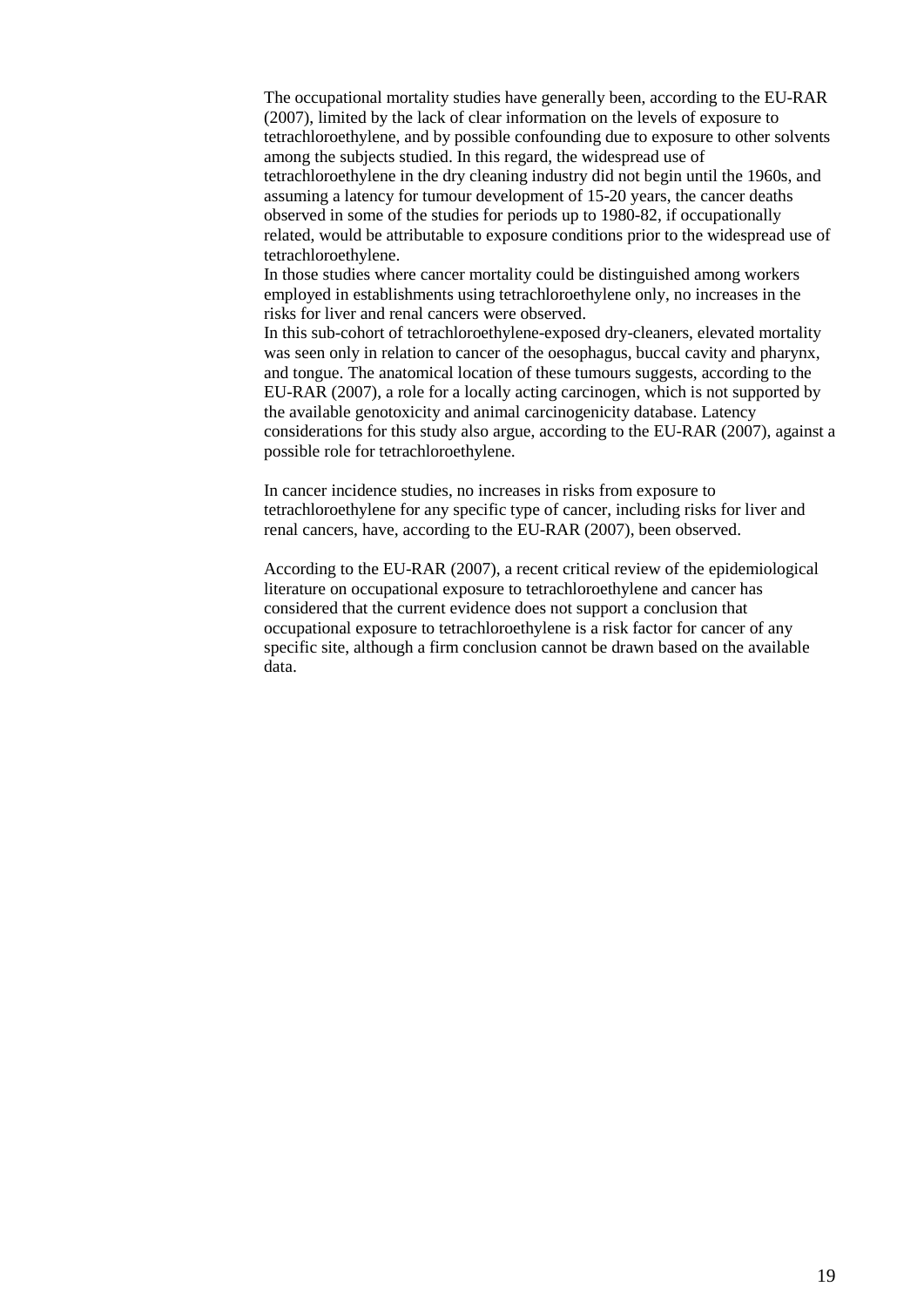The occupational mortality studies have generally been, according to the EU-RAR (2007), limited by the lack of clear information on the levels of exposure to tetrachloroethylene, and by possible confounding due to exposure to other solvents among the subjects studied. In this regard, the widespread use of tetrachloroethylene in the dry cleaning industry did not begin until the 1960s, and assuming a latency for tumour development of 15-20 years, the cancer deaths observed in some of the studies for periods up to 1980-82, if occupationally related, would be attributable to exposure conditions prior to the widespread use of tetrachloroethylene.

In those studies where cancer mortality could be distinguished among workers employed in establishments using tetrachloroethylene only, no increases in the risks for liver and renal cancers were observed.

In this sub-cohort of tetrachloroethylene-exposed dry-cleaners, elevated mortality was seen only in relation to cancer of the oesophagus, buccal cavity and pharynx, and tongue. The anatomical location of these tumours suggests, according to the EU-RAR (2007), a role for a locally acting carcinogen, which is not supported by the available genotoxicity and animal carcinogenicity database. Latency considerations for this study also argue, according to the EU-RAR (2007), against a possible role for tetrachloroethylene.

In cancer incidence studies, no increases in risks from exposure to tetrachloroethylene for any specific type of cancer, including risks for liver and renal cancers, have, according to the EU-RAR (2007), been observed.

According to the EU-RAR (2007), a recent critical review of the epidemiological literature on occupational exposure to tetrachloroethylene and cancer has considered that the current evidence does not support a conclusion that occupational exposure to tetrachloroethylene is a risk factor for cancer of any specific site, although a firm conclusion cannot be drawn based on the available data.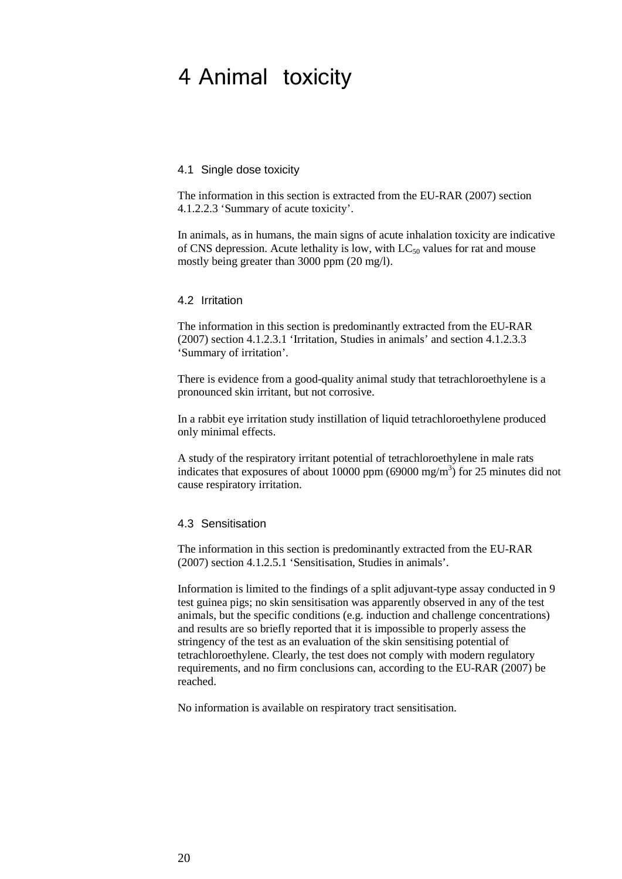# 4 Animal toxicity

## 4.1 Single dose toxicity

The information in this section is extracted from the EU-RAR (2007) section 4.1.2.2.3 'Summary of acute toxicity'.

In animals, as in humans, the main signs of acute inhalation toxicity are indicative of CNS depression. Acute lethality is low, with $LC_{50}$ values for rat and mouse mostly being greater than 3000 ppm (20 mg/l).

## 4.2 Irritation

The information in this section is predominantly extracted from the EU-RAR (2007) section 4.1.2.3.1 'Irritation, Studies in animals' and section 4.1.2.3.3 'Summary of irritation'.

There is evidence from a good-quality animal study that tetrachloroethylene is a pronounced skin irritant, but not corrosive.

In a rabbit eye irritation study instillation of liquid tetrachloroethylene produced only minimal effects.

A study of the respiratory irritant potential of tetrachloroethylene in male rats indicates that exposures of about 10000 ppm (69000 $mg/m^3$) for 25 minutes did not cause respiratory irritation.

## 4.3 Sensitisation

The information in this section is predominantly extracted from the EU-RAR (2007) section 4.1.2.5.1 'Sensitisation, Studies in animals'.

Information is limited to the findings of a split adjuvant-type assay conducted in 9 test guinea pigs; no skin sensitisation was apparently observed in any of the test animals, but the specific conditions (e.g. induction and challenge concentrations) and results are so briefly reported that it is impossible to properly assess the stringency of the test as an evaluation of the skin sensitising potential of tetrachloroethylene. Clearly, the test does not comply with modern regulatory requirements, and no firm conclusions can, according to the EU-RAR (2007) be reached.

No information is available on respiratory tract sensitisation.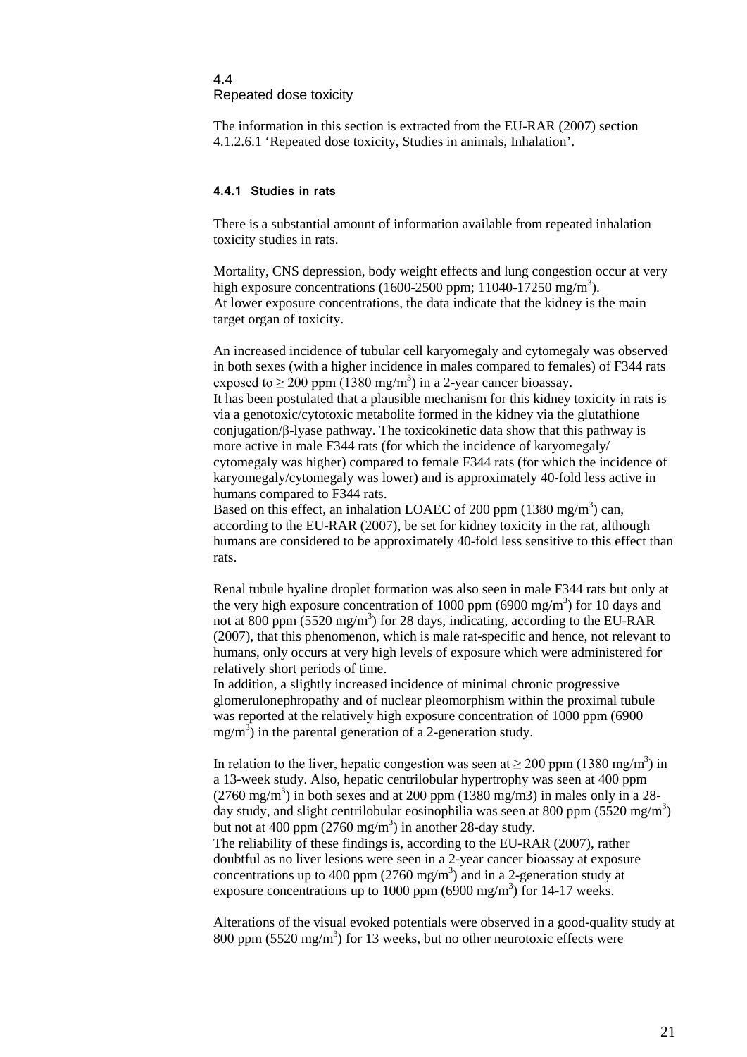## 4.4 Repeated dose toxicity

The information in this section is extracted from the EU-RAR (2007) section 4.1.2.6.1 'Repeated dose toxicity, Studies in animals, Inhalation'.

### 4.4.1 Studies in rats

There is a substantial amount of information available from repeated inhalation toxicity studies in rats.

Mortality, CNS depression, body weight effects and lung congestion occur at very high exposure concentrations (1600-2500 ppm; 11040-17250 mg/m$^3$). At lower exposure concentrations, the data indicate that the kidney is the main target organ of toxicity.

An increased incidence of tubular cell karyomegaly and cytomegaly was observed in both sexes (with a higher incidence in males compared to females) of F344 rats exposed to $\geq$ 200 ppm (1380 mg/m$^3$) in a 2-year cancer bioassay. It has been postulated that a plausible mechanism for this kidney toxicity in rats is via a genotoxic/cytotoxic metabolite formed in the kidney via the glutathione conjugation/β-lyase pathway. The toxicokinetic data show that this pathway is more active in male F344 rats (for which the incidence of karyomegaly/cytomegaly was higher) compared to female F344 rats (for which the incidence of karyomegaly/cytomegaly was lower) and is approximately 40-fold less active in humans compared to F344 rats. Based on this effect, an inhalation LOAEC of 200 ppm (1380 mg/m$^3$) can, according to the EU-RAR (2007), be set for kidney toxicity in the rat, although humans are considered to be approximately 40-fold less sensitive to this effect than rats.

Renal tubule hyaline droplet formation was also seen in male F344 rats but only at the very high exposure concentration of 1000 ppm (6900 mg/m$^3$) for 10 days and not at 800 ppm (5520 mg/m$^3$) for 28 days, indicating, according to the EU-RAR (2007), that this phenomenon, which is male rat-specific and hence, not relevant to humans, only occurs at very high levels of exposure which were administered for relatively short periods of time. In addition, a slightly increased incidence of minimal chronic progressive glomerulonephropathy and of nuclear pleomorphism within the proximal tubule was reported at the relatively high exposure concentration of 1000 ppm (6900 mg/m$^3$) in the parental generation of a 2-generation study.

In relation to the liver, hepatic congestion was seen at $\geq$ 200 ppm (1380 mg/m$^3$) in a 13-week study. Also, hepatic centrilobular hypertrophy was seen at 400 ppm (2760 mg/m$^3$) in both sexes and at 200 ppm (1380 mg/m3) in males only in a 28-day study, and slight centrilobular eosinophilia was seen at 800 ppm (5520 mg/m$^3$) but not at 400 ppm (2760 mg/m$^3$) in another 28-day study. The reliability of these findings is, according to the EU-RAR (2007), rather doubtful as no liver lesions were seen in a 2-year cancer bioassay at exposure concentrations up to 400 ppm (2760 mg/m$^3$) and in a 2-generation study at exposure concentrations up to 1000 ppm (6900 mg/m$^3$) for 14-17 weeks.

Alterations of the visual evoked potentials were observed in a good-quality study at 800 ppm (5520 mg/m$^3$) for 13 weeks, but no other neurotoxic effects were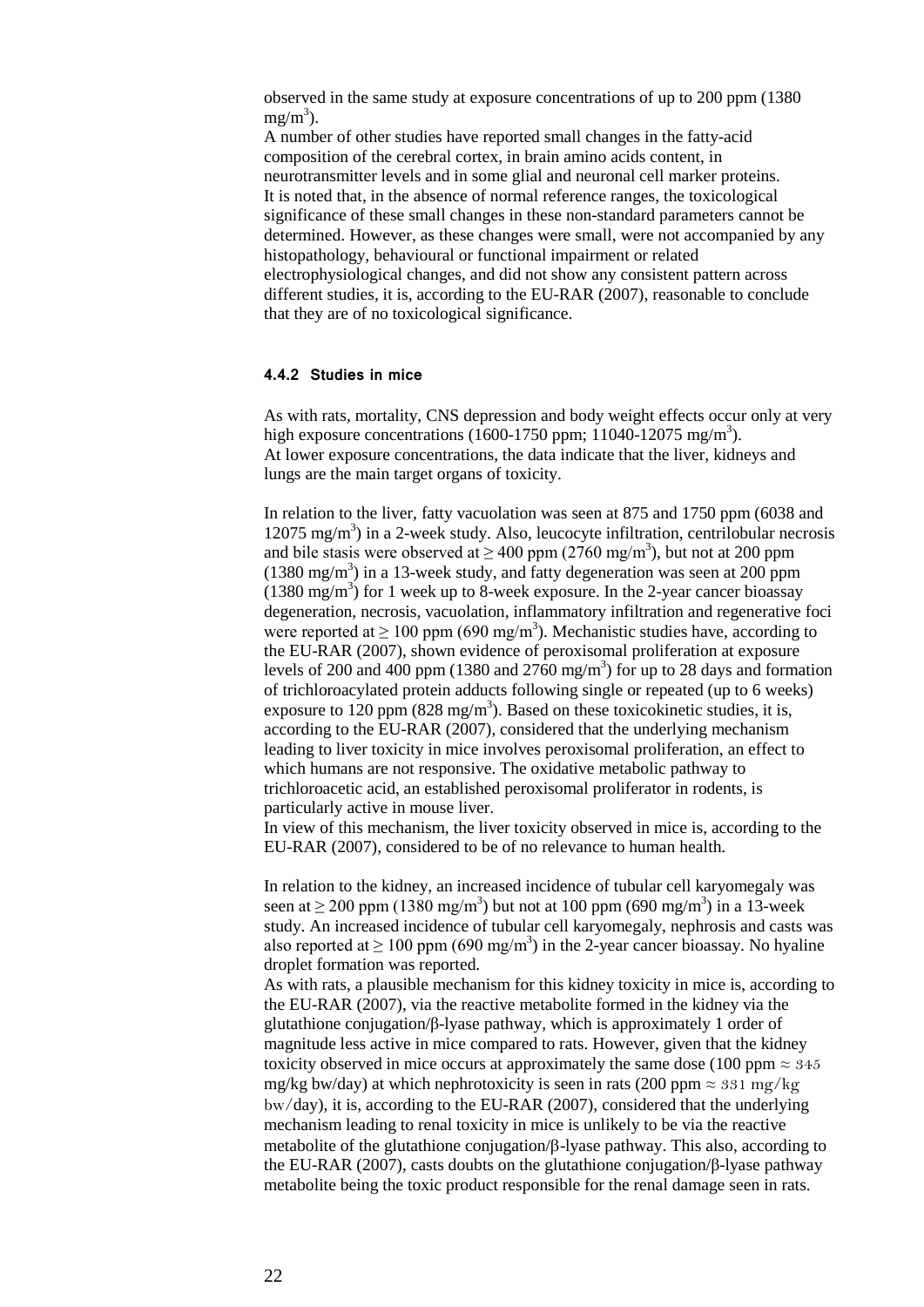observed in the same study at exposure concentrations of up to 200 ppm (1380 $mg/m^3$).

A number of other studies have reported small changes in the fatty-acid composition of the cerebral cortex, in brain amino acids content, in neurotransmitter levels and in some glial and neuronal cell marker proteins. It is noted that, in the absence of normal reference ranges, the toxicological significance of these small changes in these non-standard parameters cannot be determined. However, as these changes were small, were not accompanied by any histopathology, behavioural or functional impairment or related electrophysiological changes, and did not show any consistent pattern across different studies, it is, according to the EU-RAR (2007), reasonable to conclude that they are of no toxicological significance.

### 4.4.2 Studies in mice

As with rats, mortality, CNS depression and body weight effects occur only at very high exposure concentrations (1600-1750 ppm; 11040-12075 $mg/m^3$). At lower exposure concentrations, the data indicate that the liver, kidneys and lungs are the main target organs of toxicity.

In relation to the liver, fatty vacuolation was seen at 875 and 1750 ppm (6038 and 12075 $mg/m^3$) in a 2-week study. Also, leucocyte infiltration, centrilobular necrosis and bile stasis were observed at $\geq$ 400 ppm (2760 $mg/m^3$), but not at 200 ppm (1380 $mg/m^3$) in a 13-week study, and fatty degeneration was seen at 200 ppm (1380 $mg/m^3$) for 1 week up to 8-week exposure. In the 2-year cancer bioassay degeneration, necrosis, vacuolation, inflammatory infiltration and regenerative foci were reported at $\geq$ 100 ppm (690 $mg/m^3$). Mechanistic studies have, according to the EU-RAR (2007), shown evidence of peroxisomal proliferation at exposure levels of 200 and 400 ppm (1380 and 2760 $mg/m^3$) for up to 28 days and formation of trichloroacylated protein adducts following single or repeated (up to 6 weeks) exposure to 120 ppm (828 $mg/m^3$). Based on these toxicokinetic studies, it is, according to the EU-RAR (2007), considered that the underlying mechanism leading to liver toxicity in mice involves peroxisomal proliferation, an effect to which humans are not responsive. The oxidative metabolic pathway to trichloroacetic acid, an established peroxisomal proliferator in rodents, is particularly active in mouse liver.

In view of this mechanism, the liver toxicity observed in mice is, according to the EU-RAR (2007), considered to be of no relevance to human health.

In relation to the kidney, an increased incidence of tubular cell karyomegaly was seen at $\geq$ 200 ppm (1380 $mg/m^3$) but not at 100 ppm (690 $mg/m^3$) in a 13-week study. An increased incidence of tubular cell karyomegaly, nephrosis and casts was also reported at $\geq$ 100 ppm (690 $mg/m^3$) in the 2-year cancer bioassay. No hyaline droplet formation was reported.

As with rats, a plausible mechanism for this kidney toxicity in mice is, according to the EU-RAR (2007), via the reactive metabolite formed in the kidney via the glutathione conjugation/β-lyase pathway, which is approximately 1 order of magnitude less active in mice compared to rats. However, given that the kidney toxicity observed in mice occurs at approximately the same dose (100 ppm $\approx 345$ mg/kg bw/day) at which nephrotoxicity is seen in rats (200 ppm $\approx 331$ mg/kg bw/day), it is, according to the EU-RAR (2007), considered that the underlying mechanism leading to renal toxicity in mice is unlikely to be via the reactive metabolite of the glutathione conjugation/β-lyase pathway. This also, according to the EU-RAR (2007), casts doubts on the glutathione conjugation/β-lyase pathway metabolite being the toxic product responsible for the renal damage seen in rats.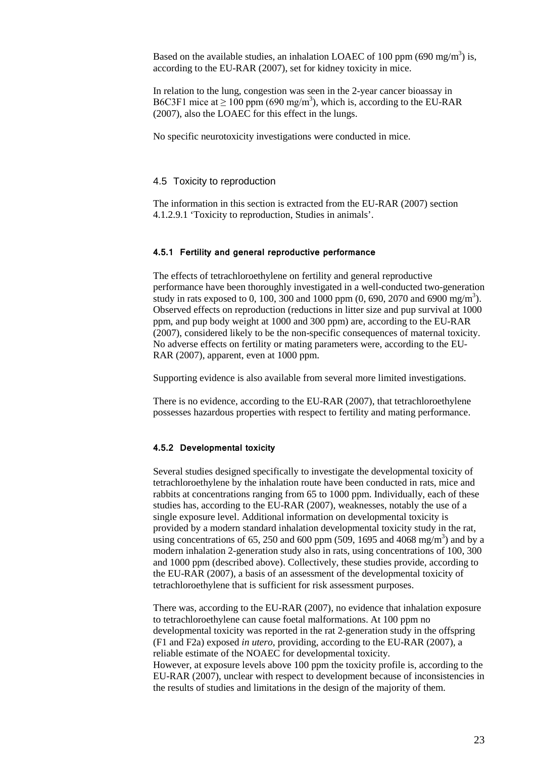Based on the available studies, an inhalation LOAEC of 100 ppm (690 $mg/m^3$) is, according to the EU-RAR (2007), set for kidney toxicity in mice.

In relation to the lung, congestion was seen in the 2-year cancer bioassay in B6C3F1 mice at ≥ 100 ppm (690 $mg/m^3$), which is, according to the EU-RAR (2007), also the LOAEC for this effect in the lungs.

No specific neurotoxicity investigations were conducted in mice.

## 4.5 Toxicity to reproduction

The information in this section is extracted from the EU-RAR (2007) section 4.1.2.9.1 'Toxicity to reproduction, Studies in animals'.

### 4.5.1 Fertility and general reproductive performance

The effects of tetrachloroethylene on fertility and general reproductive performance have been thoroughly investigated in a well-conducted two-generation study in rats exposed to 0, 100, 300 and 1000 ppm (0, 690, 2070 and 6900 $mg/m^3$). Observed effects on reproduction (reductions in litter size and pup survival at 1000 ppm, and pup body weight at 1000 and 300 ppm) are, according to the EU-RAR (2007), considered likely to be the non-specific consequences of maternal toxicity. No adverse effects on fertility or mating parameters were, according to the EU-RAR (2007), apparent, even at 1000 ppm.

Supporting evidence is also available from several more limited investigations.

There is no evidence, according to the EU-RAR (2007), that tetrachloroethylene possesses hazardous properties with respect to fertility and mating performance.

### 4.5.2 Developmental toxicity

Several studies designed specifically to investigate the developmental toxicity of tetrachloroethylene by the inhalation route have been conducted in rats, mice and rabbits at concentrations ranging from 65 to 1000 ppm. Individually, each of these studies has, according to the EU-RAR (2007), weaknesses, notably the use of a single exposure level. Additional information on developmental toxicity is provided by a modern standard inhalation developmental toxicity study in the rat, using concentrations of 65, 250 and 600 ppm (509, 1695 and 4068 $mg/m^3$) and by a modern inhalation 2-generation study also in rats, using concentrations of 100, 300 and 1000 ppm (described above). Collectively, these studies provide, according to the EU-RAR (2007), a basis of an assessment of the developmental toxicity of tetrachloroethylene that is sufficient for risk assessment purposes.

There was, according to the EU-RAR (2007), no evidence that inhalation exposure to tetrachloroethylene can cause foetal malformations. At 100 ppm no developmental toxicity was reported in the rat 2-generation study in the offspring (F1 and F2a) exposed *in utero*, providing, according to the EU-RAR (2007), a reliable estimate of the NOAEC for developmental toxicity.
However, at exposure levels above 100 ppm the toxicity profile is, according to the EU-RAR (2007), unclear with respect to development because of inconsistencies in the results of studies and limitations in the design of the majority of them.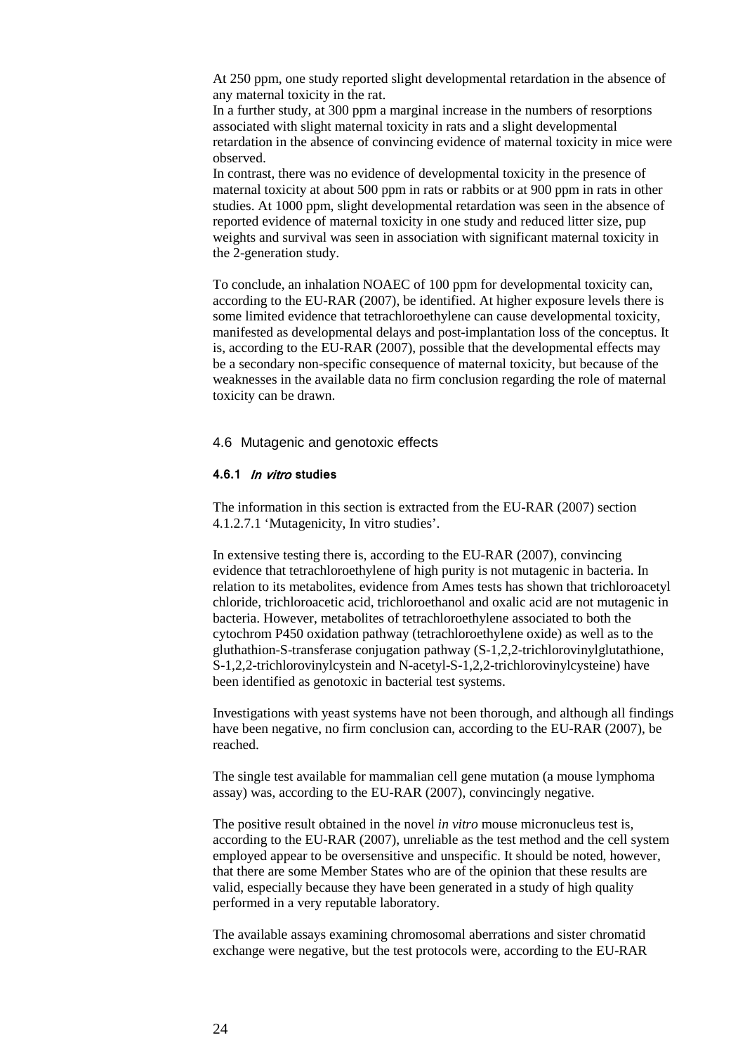At 250 ppm, one study reported slight developmental retardation in the absence of any maternal toxicity in the rat.
In a further study, at 300 ppm a marginal increase in the numbers of resorptions associated with slight maternal toxicity in rats and a slight developmental retardation in the absence of convincing evidence of maternal toxicity in mice were observed.
In contrast, there was no evidence of developmental toxicity in the presence of maternal toxicity at about 500 ppm in rats or rabbits or at 900 ppm in rats in other studies. At 1000 ppm, slight developmental retardation was seen in the absence of reported evidence of maternal toxicity in one study and reduced litter size, pup weights and survival was seen in association with significant maternal toxicity in the 2-generation study.

To conclude, an inhalation NOAEC of 100 ppm for developmental toxicity can, according to the EU-RAR (2007), be identified. At higher exposure levels there is some limited evidence that tetrachloroethylene can cause developmental toxicity, manifested as developmental delays and post-implantation loss of the conceptus. It is, according to the EU-RAR (2007), possible that the developmental effects may be a secondary non-specific consequence of maternal toxicity, but because of the weaknesses in the available data no firm conclusion regarding the role of maternal toxicity can be drawn.

## 4.6 Mutagenic and genotoxic effects

### 4.6.1 *In vitro* studies

The information in this section is extracted from the EU-RAR (2007) section 4.1.2.7.1 'Mutagenicity, In vitro studies'.

In extensive testing there is, according to the EU-RAR (2007), convincing evidence that tetrachloroethylene of high purity is not mutagenic in bacteria. In relation to its metabolites, evidence from Ames tests has shown that trichloroacetyl chloride, trichloroacetic acid, trichloroethanol and oxalic acid are not mutagenic in bacteria. However, metabolites of tetrachloroethylene associated to both the cytochrom P450 oxidation pathway (tetrachloroethylene oxide) as well as to the gluthathion-S-transferase conjugation pathway (S-1,2,2-trichlorovinylglutathione, S-1,2,2-trichlorovinylcystein and N-acetyl-S-1,2,2-trichlorovinylcysteine) have been identified as genotoxic in bacterial test systems.

Investigations with yeast systems have not been thorough, and although all findings have been negative, no firm conclusion can, according to the EU-RAR (2007), be reached.

The single test available for mammalian cell gene mutation (a mouse lymphoma assay) was, according to the EU-RAR (2007), convincingly negative.

The positive result obtained in the novel *in vitro* mouse micronucleus test is, according to the EU-RAR (2007), unreliable as the test method and the cell system employed appear to be oversensitive and unspecific. It should be noted, however, that there are some Member States who are of the opinion that these results are valid, especially because they have been generated in a study of high quality performed in a very reputable laboratory.

The available assays examining chromosomal aberrations and sister chromatid exchange were negative, but the test protocols were, according to the EU-RAR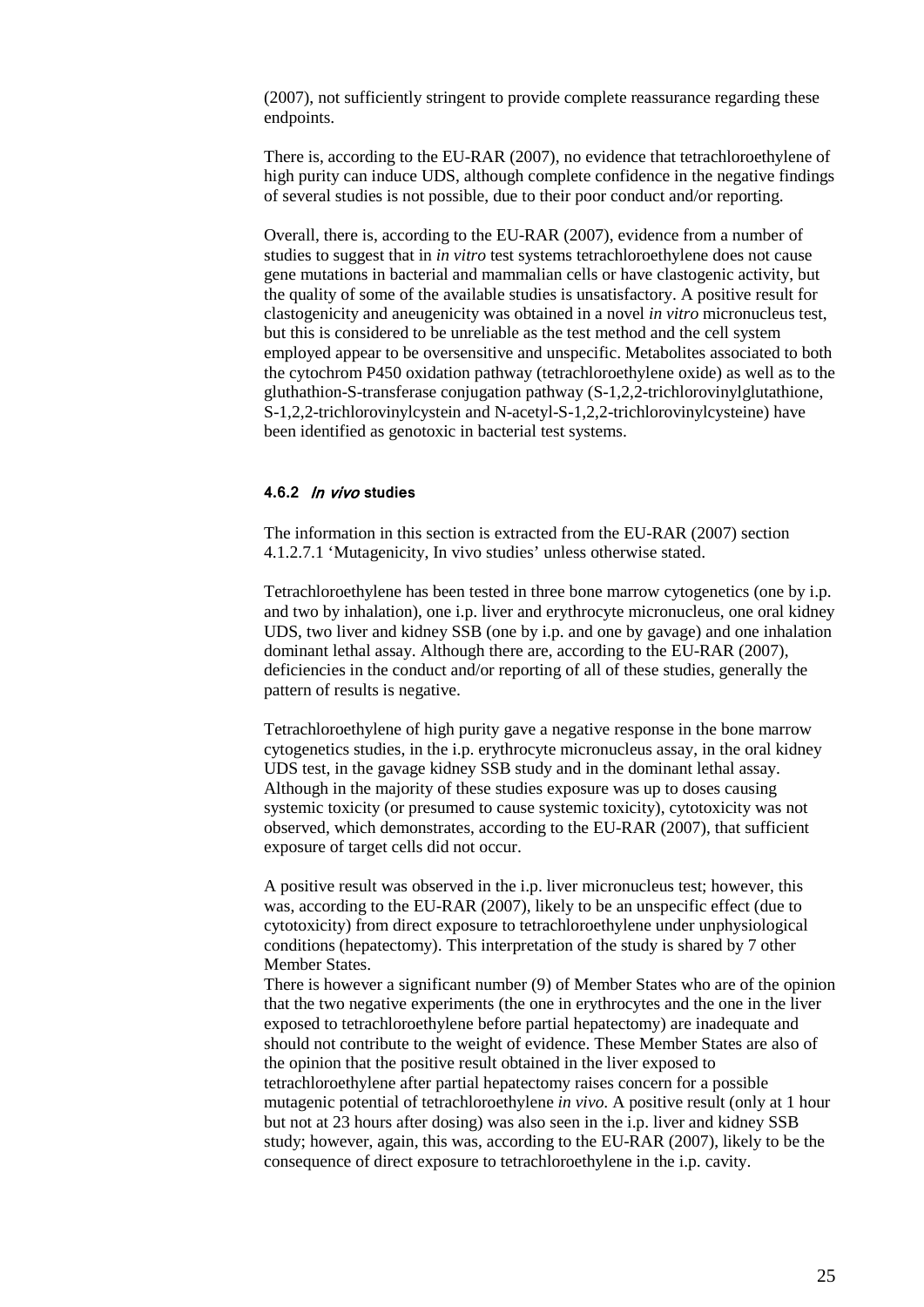(2007), not sufficiently stringent to provide complete reassurance regarding these endpoints.

There is, according to the EU-RAR (2007), no evidence that tetrachloroethylene of high purity can induce UDS, although complete confidence in the negative findings of several studies is not possible, due to their poor conduct and/or reporting.

Overall, there is, according to the EU-RAR (2007), evidence from a number of studies to suggest that in *in vitro* test systems tetrachloroethylene does not cause gene mutations in bacterial and mammalian cells or have clastogenic activity, but the quality of some of the available studies is unsatisfactory. A positive result for clastogenicity and aneugenicity was obtained in a novel *in vitro* micronucleus test, but this is considered to be unreliable as the test method and the cell system employed appear to be oversensitive and unspecific. Metabolites associated to both the cytochrom P450 oxidation pathway (tetrachloroethylene oxide) as well as to the gluthathion-S-transferase conjugation pathway (S-1,2,2-trichlorovinylglutathione, S-1,2,2-trichlorovinylcystein and N-acetyl-S-1,2,2-trichlorovinylcysteine) have been identified as genotoxic in bacterial test systems.

### 4.6.2 *In vivo* studies

The information in this section is extracted from the EU-RAR (2007) section 4.1.2.7.1 'Mutagenicity, In vivo studies' unless otherwise stated.

Tetrachloroethylene has been tested in three bone marrow cytogenetics (one by i.p. and two by inhalation), one i.p. liver and erythrocyte micronucleus, one oral kidney UDS, two liver and kidney SSB (one by i.p. and one by gavage) and one inhalation dominant lethal assay. Although there are, according to the EU-RAR (2007), deficiencies in the conduct and/or reporting of all of these studies, generally the pattern of results is negative.

Tetrachloroethylene of high purity gave a negative response in the bone marrow cytogenetics studies, in the i.p. erythrocyte micronucleus assay, in the oral kidney UDS test, in the gavage kidney SSB study and in the dominant lethal assay. Although in the majority of these studies exposure was up to doses causing systemic toxicity (or presumed to cause systemic toxicity), cytotoxicity was not observed, which demonstrates, according to the EU-RAR (2007), that sufficient exposure of target cells did not occur.

A positive result was observed in the i.p. liver micronucleus test; however, this was, according to the EU-RAR (2007), likely to be an unspecific effect (due to cytotoxicity) from direct exposure to tetrachloroethylene under unphysiological conditions (hepatectomy). This interpretation of the study is shared by 7 other Member States.
There is however a significant number (9) of Member States who are of the opinion that the two negative experiments (the one in erythrocytes and the one in the liver exposed to tetrachloroethylene before partial hepatectomy) are inadequate and should not contribute to the weight of evidence. These Member States are also of the opinion that the positive result obtained in the liver exposed to tetrachloroethylene after partial hepatectomy raises concern for a possible mutagenic potential of tetrachloroethylene *in vivo*. A positive result (only at 1 hour but not at 23 hours after dosing) was also seen in the i.p. liver and kidney SSB study; however, again, this was, according to the EU-RAR (2007), likely to be the consequence of direct exposure to tetrachloroethylene in the i.p. cavity.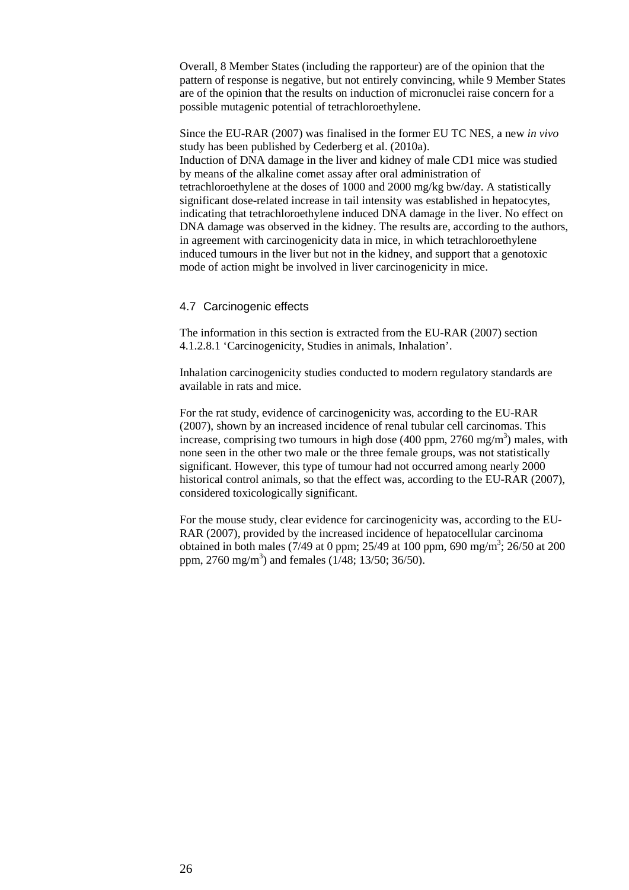Overall, 8 Member States (including the rapporteur) are of the opinion that the pattern of response is negative, but not entirely convincing, while 9 Member States are of the opinion that the results on induction of micronuclei raise concern for a possible mutagenic potential of tetrachloroethylene.

Since the EU-RAR (2007) was finalised in the former EU TC NES, a new *in vivo* study has been published by Cederberg et al. (2010a).
Induction of DNA damage in the liver and kidney of male CD1 mice was studied by means of the alkaline comet assay after oral administration of tetrachloroethylene at the doses of 1000 and 2000 mg/kg bw/day. A statistically significant dose-related increase in tail intensity was established in hepatocytes, indicating that tetrachloroethylene induced DNA damage in the liver. No effect on DNA damage was observed in the kidney. The results are, according to the authors, in agreement with carcinogenicity data in mice, in which tetrachloroethylene induced tumours in the liver but not in the kidney, and support that a genotoxic mode of action might be involved in liver carcinogenicity in mice.

### 4.7 Carcinogenic effects

The information in this section is extracted from the EU-RAR (2007) section 4.1.2.8.1 'Carcinogenicity, Studies in animals, Inhalation'.

Inhalation carcinogenicity studies conducted to modern regulatory standards are available in rats and mice.

For the rat study, evidence of carcinogenicity was, according to the EU-RAR (2007), shown by an increased incidence of renal tubular cell carcinomas. This increase, comprising two tumours in high dose (400 ppm, 2760 $mg/m^3$) males, with none seen in the other two male or the three female groups, was not statistically significant. However, this type of tumour had not occurred among nearly 2000 historical control animals, so that the effect was, according to the EU-RAR (2007), considered toxicologically significant.

For the mouse study, clear evidence for carcinogenicity was, according to the EU-RAR (2007), provided by the increased incidence of hepatocellular carcinoma obtained in both males (7/49 at 0 ppm; 25/49 at 100 ppm, 690 $mg/m^3$; 26/50 at 200 ppm, 2760 $mg/m^3$) and females (1/48; 13/50; 36/50).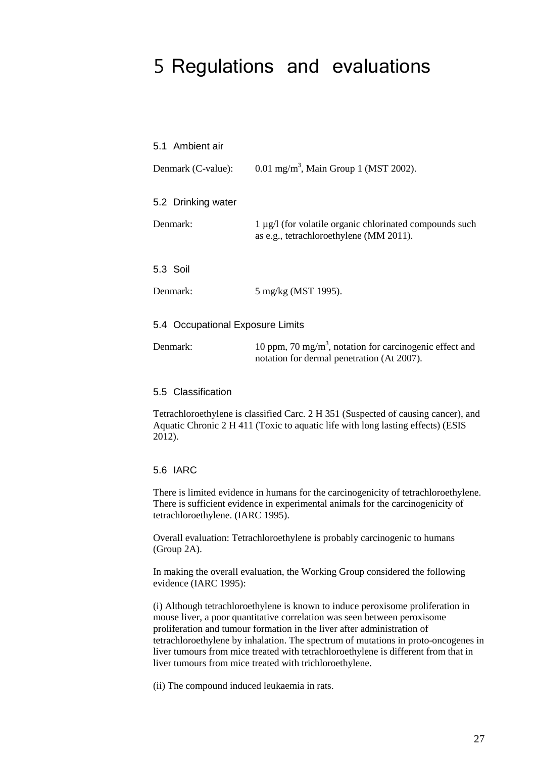# 5 Regulations and evaluations

## 5.1 Ambient air

Denmark (C-value): 0.01 mg/m$^3$, Main Group 1 (MST 2002).

## 5.2 Drinking water

Denmark: 1 µg/l (for volatile organic chlorinated compounds such as e.g., tetrachloroethylene (MM 2011).

## 5.3 Soil

Denmark: 5 mg/kg (MST 1995).

## 5.4 Occupational Exposure Limits

Denmark: 10 ppm, 70 mg/m$^3$, notation for carcinogenic effect and notation for dermal penetration (At 2007).

## 5.5 Classification

Tetrachloroethylene is classified Carc. 2 H 351 (Suspected of causing cancer), and Aquatic Chronic 2 H 411 (Toxic to aquatic life with long lasting effects) (ESIS 2012).

## 5.6 IARC

There is limited evidence in humans for the carcinogenicity of tetrachloroethylene. There is sufficient evidence in experimental animals for the carcinogenicity of tetrachloroethylene. (IARC 1995).

Overall evaluation: Tetrachloroethylene is probably carcinogenic to humans (Group 2A).

In making the overall evaluation, the Working Group considered the following evidence (IARC 1995):

(i) Although tetrachloroethylene is known to induce peroxisome proliferation in mouse liver, a poor quantitative correlation was seen between peroxisome proliferation and tumour formation in the liver after administration of tetrachloroethylene by inhalation. The spectrum of mutations in proto-oncogenes in liver tumours from mice treated with tetrachloroethylene is different from that in liver tumours from mice treated with trichloroethylene.

(ii) The compound induced leukaemia in rats.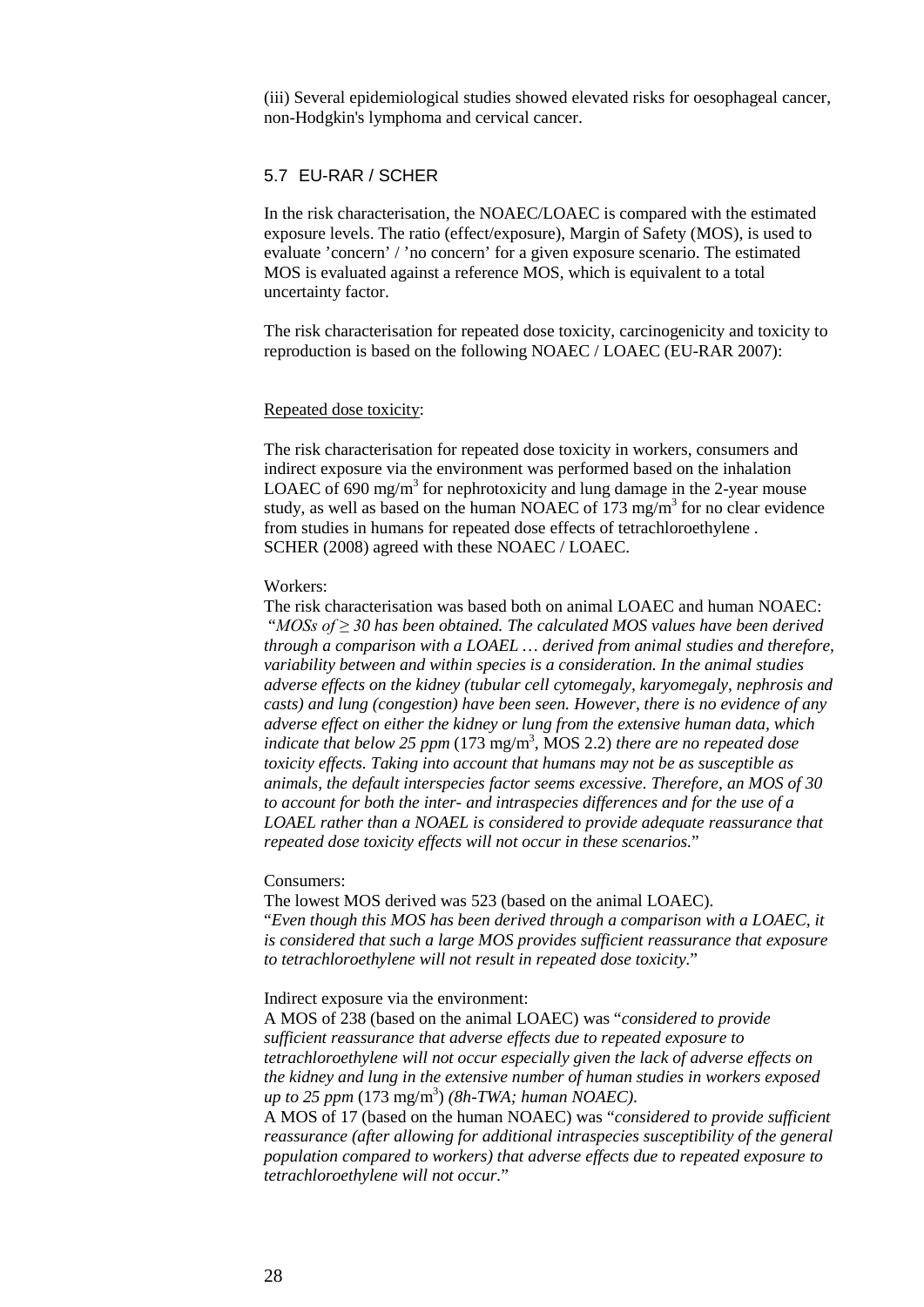(iii) Several epidemiological studies showed elevated risks for oesophageal cancer, non-Hodgkin's lymphoma and cervical cancer.

## 5.7 EU-RAR / SCHER

In the risk characterisation, the NOAEC/LOAEC is compared with the estimated exposure levels. The ratio (effect/exposure), Margin of Safety (MOS), is used to evaluate 'concern' / 'no concern' for a given exposure scenario. The estimated MOS is evaluated against a reference MOS, which is equivalent to a total uncertainty factor.

The risk characterisation for repeated dose toxicity, carcinogenicity and toxicity to reproduction is based on the following NOAEC / LOAEC (EU-RAR 2007):

Repeated dose toxicity:

The risk characterisation for repeated dose toxicity in workers, consumers and indirect exposure via the environment was performed based on the inhalation LOAEC of 690 mg/m$^3$ for nephrotoxicity and lung damage in the 2-year mouse study, as well as based on the human NOAEC of 173 mg/m$^3$ for no clear evidence from studies in humans for repeated dose effects of tetrachloroethylene . SCHER (2008) agreed with these NOAEC / LOAEC.

Workers:

The risk characterisation was based both on animal LOAEC and human NOAEC: "*MOSs of ≥ 30 has been obtained. The calculated MOS values have been derived through a comparison with a LOAEL … derived from animal studies and therefore, variability between and within species is a consideration. In the animal studies adverse effects on the kidney (tubular cell cytomegaly, karyomegaly, nephrosis and casts) and lung (congestion) have been seen. However, there is no evidence of any adverse effect on either the kidney or lung from the extensive human data, which indicate that below 25 ppm* (173 mg/m$^3$, MOS 2.2) *there are no repeated dose toxicity effects. Taking into account that humans may not be as susceptible as animals, the default interspecies factor seems excessive. Therefore, an MOS of 30 to account for both the inter- and intraspecies differences and for the use of a LOAEL rather than a NOAEL is considered to provide adequate reassurance that repeated dose toxicity effects will not occur in these scenarios.*"

Consumers:

The lowest MOS derived was 523 (based on the animal LOAEC).
"*Even though this MOS has been derived through a comparison with a LOAEC, it is considered that such a large MOS provides sufficient reassurance that exposure to tetrachloroethylene will not result in repeated dose toxicity.*"

Indirect exposure via the environment:

A MOS of 238 (based on the animal LOAEC) was "*considered to provide sufficient reassurance that adverse effects due to repeated exposure to tetrachloroethylene will not occur especially given the lack of adverse effects on the kidney and lung in the extensive number of human studies in workers exposed up to 25 ppm* (173 mg/m$^3$) *(8h-TWA; human NOAEC).*

A MOS of 17 (based on the human NOAEC) was "*considered to provide sufficient reassurance (after allowing for additional intraspecies susceptibility of the general population compared to workers) that adverse effects due to repeated exposure to tetrachloroethylene will not occur.*"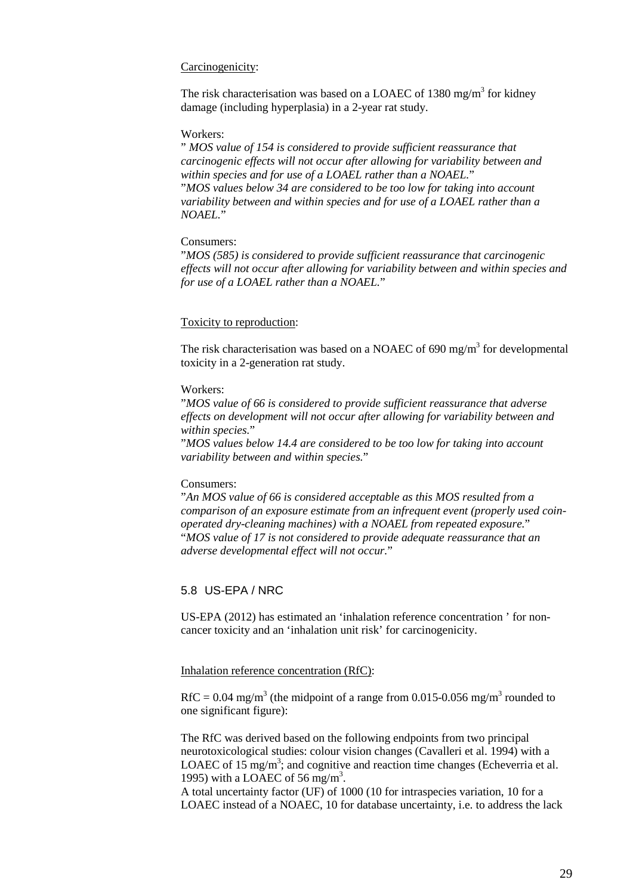Carcinogenicity:

The risk characterisation was based on a LOAEC of 1380 mg/m$^3$ for kidney damage (including hyperplasia) in a 2-year rat study.

Workers:

"*MOS value of 154 is considered to provide sufficient reassurance that carcinogenic effects will not occur after allowing for variability between and within species and for use of a LOAEL rather than a NOAEL.*"

"*MOS values below 34 are considered to be too low for taking into account variability between and within species and for use of a LOAEL rather than a NOAEL.*"

Consumers:

"*MOS (585) is considered to provide sufficient reassurance that carcinogenic effects will not occur after allowing for variability between and within species and for use of a LOAEL rather than a NOAEL.*"

Toxicity to reproduction:

The risk characterisation was based on a NOAEC of 690 mg/m$^3$ for developmental toxicity in a 2-generation rat study.

Workers:

"*MOS value of 66 is considered to provide sufficient reassurance that adverse effects on development will not occur after allowing for variability between and within species.*"

"*MOS values below 14.4 are considered to be too low for taking into account variability between and within species.*"

Consumers:

"*An MOS value of 66 is considered acceptable as this MOS resulted from a comparison of an exposure estimate from an infrequent event (properly used coin-operated dry-cleaning machines) with a NOAEL from repeated exposure.*"

"*MOS value of 17 is not considered to provide adequate reassurance that an adverse developmental effect will not occur.*"

## 5.8 US-EPA / NRC

US-EPA (2012) has estimated an 'inhalation reference concentration ' for non-cancer toxicity and an 'inhalation unit risk' for carcinogenicity.

Inhalation reference concentration (RfC):

RfC = 0.04 mg/m$^3$ (the midpoint of a range from 0.015-0.056 mg/m$^3$ rounded to one significant figure):

The RfC was derived based on the following endpoints from two principal neurotoxicological studies: colour vision changes (Cavalleri et al. 1994) with a LOAEC of 15 mg/m$^3$; and cognitive and reaction time changes (Echeverria et al. 1995) with a LOAEC of 56 mg/m$^3$.

A total uncertainty factor (UF) of 1000 (10 for intraspecies variation, 10 for a LOAEC instead of a NOAEC, 10 for database uncertainty, i.e. to address the lack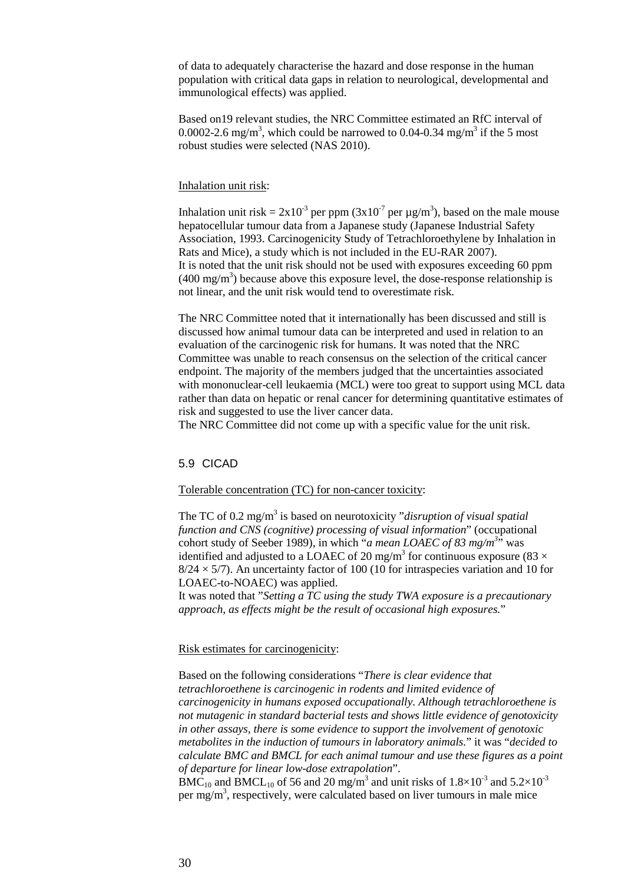of data to adequately characterise the hazard and dose response in the human population with critical data gaps in relation to neurological, developmental and immunological effects) was applied.

Based on19 relevant studies, the NRC Committee estimated an RfC interval of 0.0002-2.6 mg/m$^3$, which could be narrowed to 0.04-0.34 mg/m$^3$ if the 5 most robust studies were selected (NAS 2010).

Inhalation unit risk:

Inhalation unit risk = $2x10^{-3}$ per ppm ($3x10^{-7}$ per µg/m$^3$), based on the male mouse hepatocellular tumour data from a Japanese study (Japanese Industrial Safety Association, 1993. Carcinogenicity Study of Tetrachloroethylene by Inhalation in Rats and Mice), a study which is not included in the EU-RAR 2007).
It is noted that the unit risk should not be used with exposures exceeding 60 ppm (400 mg/m$^3$) because above this exposure level, the dose-response relationship is not linear, and the unit risk would tend to overestimate risk.

The NRC Committee noted that it internationally has been discussed and still is discussed how animal tumour data can be interpreted and used in relation to an evaluation of the carcinogenic risk for humans. It was noted that the NRC Committee was unable to reach consensus on the selection of the critical cancer endpoint. The majority of the members judged that the uncertainties associated with mononuclear-cell leukaemia (MCL) were too great to support using MCL data rather than data on hepatic or renal cancer for determining quantitative estimates of risk and suggested to use the liver cancer data.
The NRC Committee did not come up with a specific value for the unit risk.

## 5.9 CICAD

Tolerable concentration (TC) for non-cancer toxicity:

The TC of 0.2 mg/m$^3$ is based on neurotoxicity "*disruption of visual spatial function and CNS (cognitive) processing of visual information*" (occupational cohort study of Seeber 1989), in which "*a mean LOAEC of 83 mg/m$^3$*" was identified and adjusted to a LOAEC of 20 mg/m$^3$ for continuous exposure ($83 \times 8/24 \times 5/7$). An uncertainty factor of 100 (10 for intraspecies variation and 10 for LOAEC-to-NOAEC) was applied.
It was noted that "*Setting a TC using the study TWA exposure is a precautionary approach, as effects might be the result of occasional high exposures.*"

Risk estimates for carcinogenicity:

Based on the following considerations "*There is clear evidence that tetrachloroethene is carcinogenic in rodents and limited evidence of carcinogenicity in humans exposed occupationally. Although tetrachloroethene is not mutagenic in standard bacterial tests and shows little evidence of genotoxicity in other assays, there is some evidence to support the involvement of genotoxic metabolites in the induction of tumours in laboratory animals.*" it was "*decided to calculate BMC and BMCL for each animal tumour and use these figures as a point of departure for linear low-dose extrapolation*".
$BMC_{10}$ and $BMCL_{10}$ of 56 and 20 mg/m$^3$ and unit risks of $1.8\times10^{-3}$ and $5.2\times10^{-3}$ per mg/m$^3$, respectively, were calculated based on liver tumours in male mice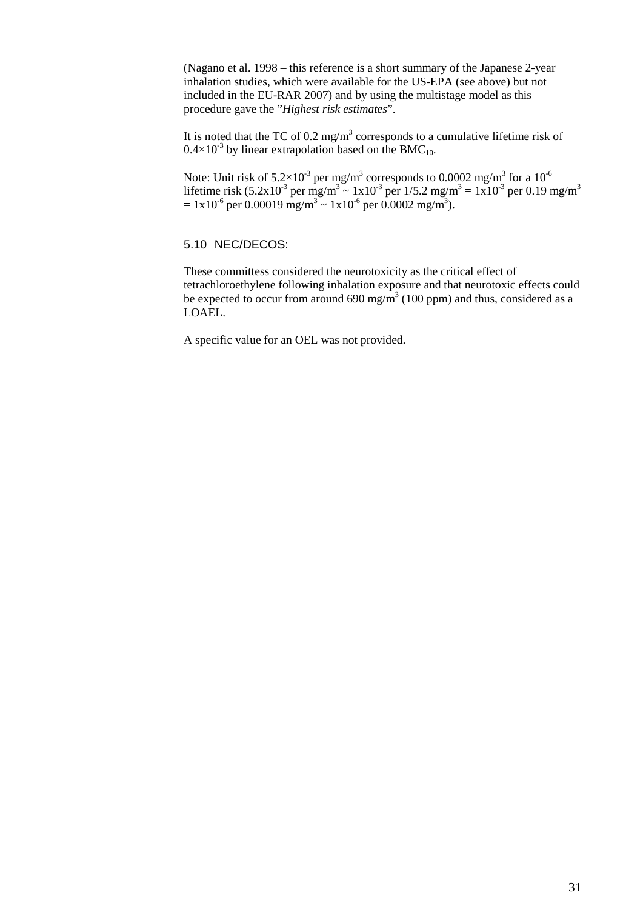(Nagano et al. 1998 – this reference is a short summary of the Japanese 2-year inhalation studies, which were available for the US-EPA (see above) but not included in the EU-RAR 2007) and by using the multistage model as this procedure gave the "*Highest risk estimates*".

It is noted that the TC of 0.2 mg/m$^3$ corresponds to a cumulative lifetime risk of $0.4 \times 10^{-3}$ by linear extrapolation based on the $BMC_{10}$.

Note: Unit risk of $5.2 \times 10^{-3}$ per mg/m$^3$ corresponds to 0.0002 mg/m$^3$ for a $10^{-6}$ lifetime risk ($5.2 \times 10^{-3}$ per mg/m$^3$ ~ $1 \times 10^{-3}$ per 1/5.2 mg/m$^3$ = $1 \times 10^{-3}$ per 0.19 mg/m$^3$ = $1 \times 10^{-6}$ per 0.00019 mg/m$^3$ ~ $1 \times 10^{-6}$ per 0.0002 mg/m$^3$).

## 5.10 NEC/DECOS:

These committess considered the neurotoxicity as the critical effect of tetrachloroethylene following inhalation exposure and that neurotoxic effects could be expected to occur from around 690 mg/m$^3$ (100 ppm) and thus, considered as a LOAEL.

A specific value for an OEL was not provided.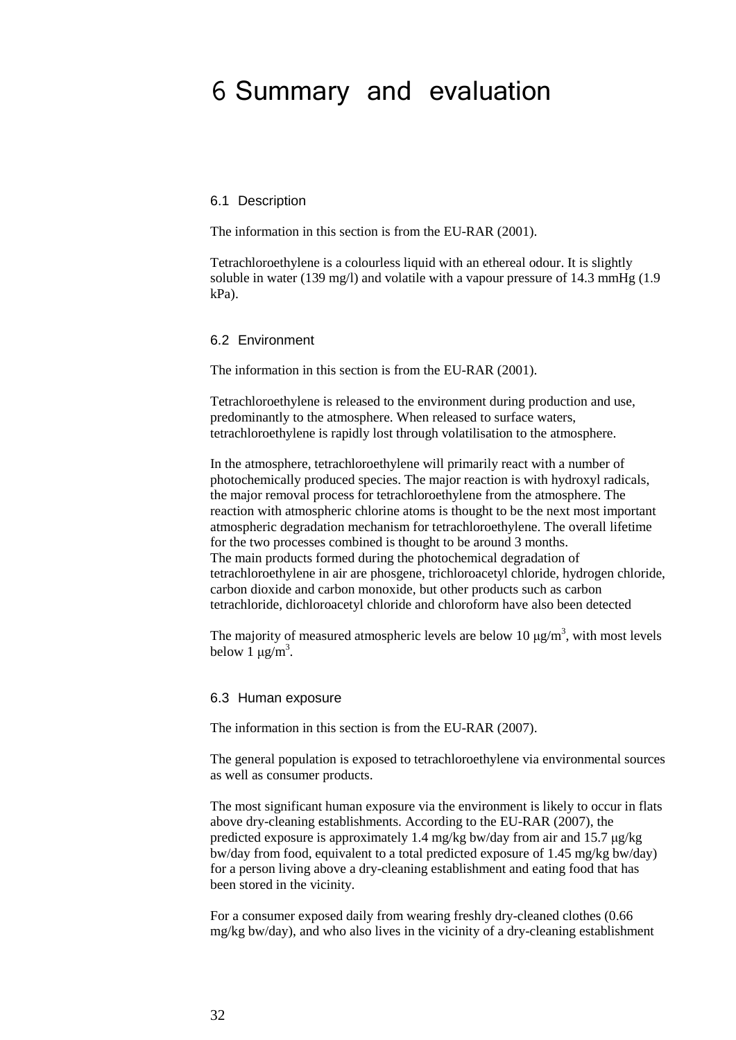# 6 Summary and evaluation

## 6.1 Description

The information in this section is from the EU-RAR (2001).

Tetrachloroethylene is a colourless liquid with an ethereal odour. It is slightly soluble in water (139 mg/l) and volatile with a vapour pressure of 14.3 mmHg (1.9 kPa).

## 6.2 Environment

The information in this section is from the EU-RAR (2001).

Tetrachloroethylene is released to the environment during production and use, predominantly to the atmosphere. When released to surface waters, tetrachloroethylene is rapidly lost through volatilisation to the atmosphere.

In the atmosphere, tetrachloroethylene will primarily react with a number of photochemically produced species. The major reaction is with hydroxyl radicals, the major removal process for tetrachloroethylene from the atmosphere. The reaction with atmospheric chlorine atoms is thought to be the next most important atmospheric degradation mechanism for tetrachloroethylene. The overall lifetime for the two processes combined is thought to be around 3 months.
The main products formed during the photochemical degradation of tetrachloroethylene in air are phosgene, trichloroacetyl chloride, hydrogen chloride, carbon dioxide and carbon monoxide, but other products such as carbon tetrachloride, dichloroacetyl chloride and chloroform have also been detected

The majority of measured atmospheric levels are below 10 μg/m$^3$, with most levels below 1 μg/m$^3$.

## 6.3 Human exposure

The information in this section is from the EU-RAR (2007).

The general population is exposed to tetrachloroethylene via environmental sources as well as consumer products.

The most significant human exposure via the environment is likely to occur in flats above dry-cleaning establishments. According to the EU-RAR (2007), the predicted exposure is approximately 1.4 mg/kg bw/day from air and 15.7 μg/kg bw/day from food, equivalent to a total predicted exposure of 1.45 mg/kg bw/day) for a person living above a dry-cleaning establishment and eating food that has been stored in the vicinity.

For a consumer exposed daily from wearing freshly dry-cleaned clothes (0.66 mg/kg bw/day), and who also lives in the vicinity of a dry-cleaning establishment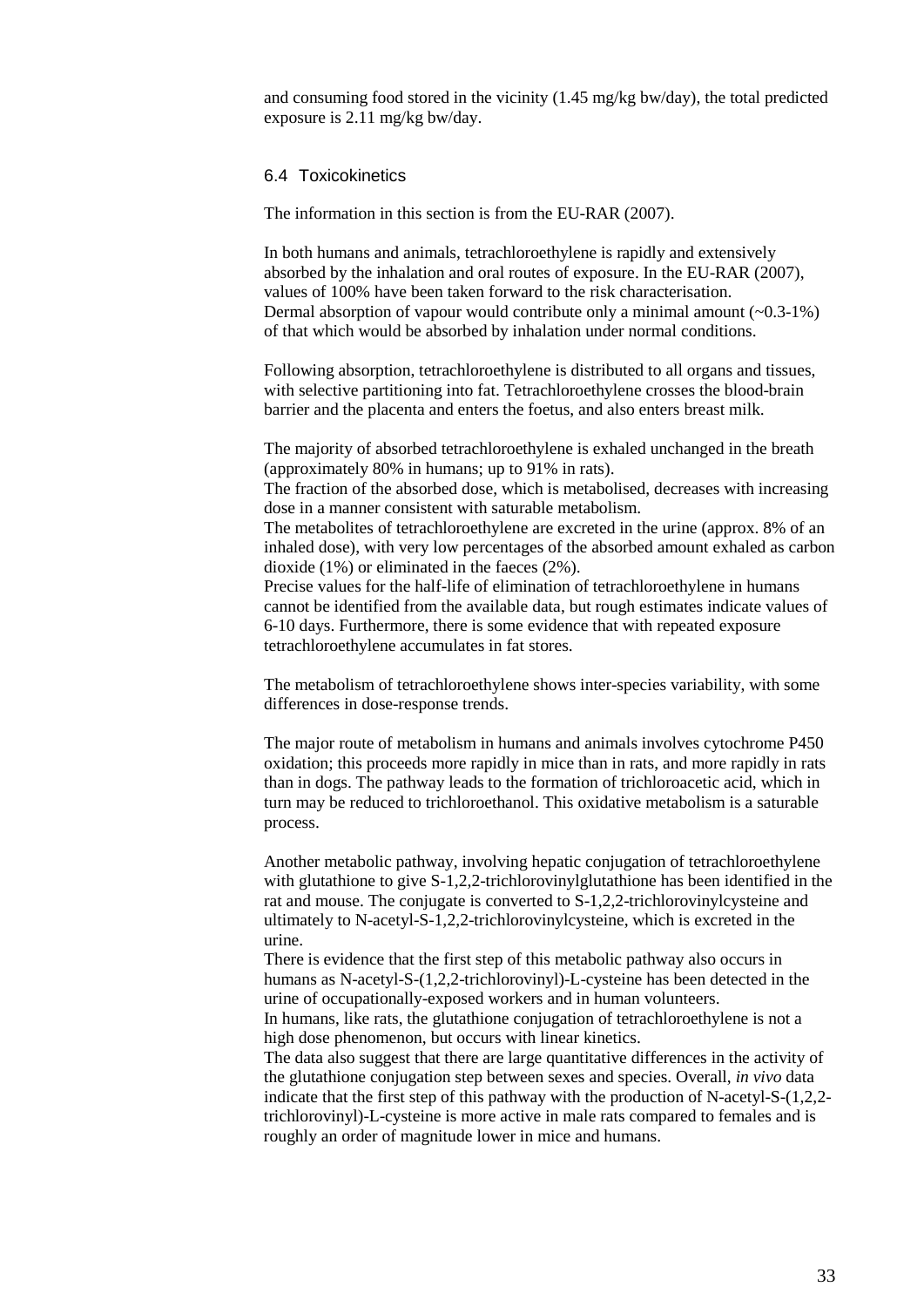and consuming food stored in the vicinity (1.45 mg/kg bw/day), the total predicted exposure is 2.11 mg/kg bw/day.

### 6.4 Toxicokinetics

The information in this section is from the EU-RAR (2007).

In both humans and animals, tetrachloroethylene is rapidly and extensively absorbed by the inhalation and oral routes of exposure. In the EU-RAR (2007), values of 100% have been taken forward to the risk characterisation. Dermal absorption of vapour would contribute only a minimal amount (~0.3-1%) of that which would be absorbed by inhalation under normal conditions.

Following absorption, tetrachloroethylene is distributed to all organs and tissues, with selective partitioning into fat. Tetrachloroethylene crosses the blood-brain barrier and the placenta and enters the foetus, and also enters breast milk.

The majority of absorbed tetrachloroethylene is exhaled unchanged in the breath (approximately 80% in humans; up to 91% in rats).
The fraction of the absorbed dose, which is metabolised, decreases with increasing dose in a manner consistent with saturable metabolism.
The metabolites of tetrachloroethylene are excreted in the urine (approx. 8% of an inhaled dose), with very low percentages of the absorbed amount exhaled as carbon dioxide (1%) or eliminated in the faeces (2%).
Precise values for the half-life of elimination of tetrachloroethylene in humans cannot be identified from the available data, but rough estimates indicate values of 6-10 days. Furthermore, there is some evidence that with repeated exposure tetrachloroethylene accumulates in fat stores.

The metabolism of tetrachloroethylene shows inter-species variability, with some differences in dose-response trends.

The major route of metabolism in humans and animals involves cytochrome P450 oxidation; this proceeds more rapidly in mice than in rats, and more rapidly in rats than in dogs. The pathway leads to the formation of trichloroacetic acid, which in turn may be reduced to trichloroethanol. This oxidative metabolism is a saturable process.

Another metabolic pathway, involving hepatic conjugation of tetrachloroethylene with glutathione to give S-1,2,2-trichlorovinylglutathione has been identified in the rat and mouse. The conjugate is converted to S-1,2,2-trichlorovinylcysteine and ultimately to N-acetyl-S-1,2,2-trichlorovinylcysteine, which is excreted in the urine.
There is evidence that the first step of this metabolic pathway also occurs in humans as N-acetyl-S-(1,2,2-trichlorovinyl)-L-cysteine has been detected in the urine of occupationally-exposed workers and in human volunteers.
In humans, like rats, the glutathione conjugation of tetrachloroethylene is not a high dose phenomenon, but occurs with linear kinetics.
The data also suggest that there are large quantitative differences in the activity of the glutathione conjugation step between sexes and species. Overall, *in vivo* data indicate that the first step of this pathway with the production of N-acetyl-S-(1,2,2-trichlorovinyl)-L-cysteine is more active in male rats compared to females and is roughly an order of magnitude lower in mice and humans.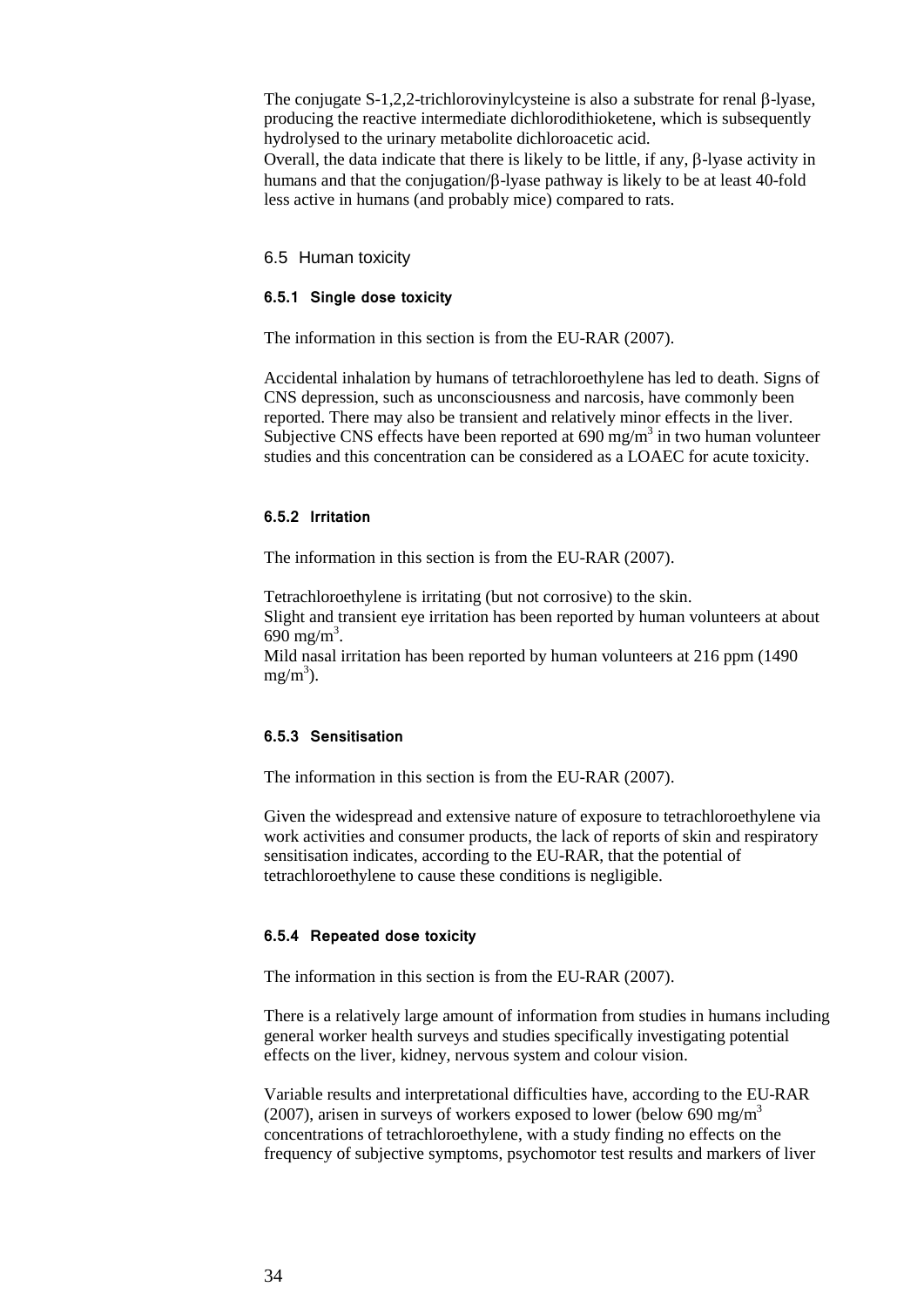The conjugate S-1,2,2-trichlorovinylcysteine is also a substrate for renal β-lyase, producing the reactive intermediate dichlorodithioketene, which is subsequently hydrolysed to the urinary metabolite dichloroacetic acid.
Overall, the data indicate that there is likely to be little, if any, β-lyase activity in humans and that the conjugation/β-lyase pathway is likely to be at least 40-fold less active in humans (and probably mice) compared to rats.

## 6.5 Human toxicity

### 6.5.1 Single dose toxicity

The information in this section is from the EU-RAR (2007).

Accidental inhalation by humans of tetrachloroethylene has led to death. Signs of CNS depression, such as unconsciousness and narcosis, have commonly been reported. There may also be transient and relatively minor effects in the liver. Subjective CNS effects have been reported at 690 mg/m$^3$ in two human volunteer studies and this concentration can be considered as a LOAEC for acute toxicity.

### 6.5.2 Irritation

The information in this section is from the EU-RAR (2007).

Tetrachloroethylene is irritating (but not corrosive) to the skin.
Slight and transient eye irritation has been reported by human volunteers at about 690 mg/m$^3$.
Mild nasal irritation has been reported by human volunteers at 216 ppm (1490 mg/m$^3$).

### 6.5.3 Sensitisation

The information in this section is from the EU-RAR (2007).

Given the widespread and extensive nature of exposure to tetrachloroethylene via work activities and consumer products, the lack of reports of skin and respiratory sensitisation indicates, according to the EU-RAR, that the potential of tetrachloroethylene to cause these conditions is negligible.

### 6.5.4 Repeated dose toxicity

The information in this section is from the EU-RAR (2007).

There is a relatively large amount of information from studies in humans including general worker health surveys and studies specifically investigating potential effects on the liver, kidney, nervous system and colour vision.

Variable results and interpretational difficulties have, according to the EU-RAR (2007), arisen in surveys of workers exposed to lower (below 690 mg/m$^3$ concentrations of tetrachloroethylene, with a study finding no effects on the frequency of subjective symptoms, psychomotor test results and markers of liver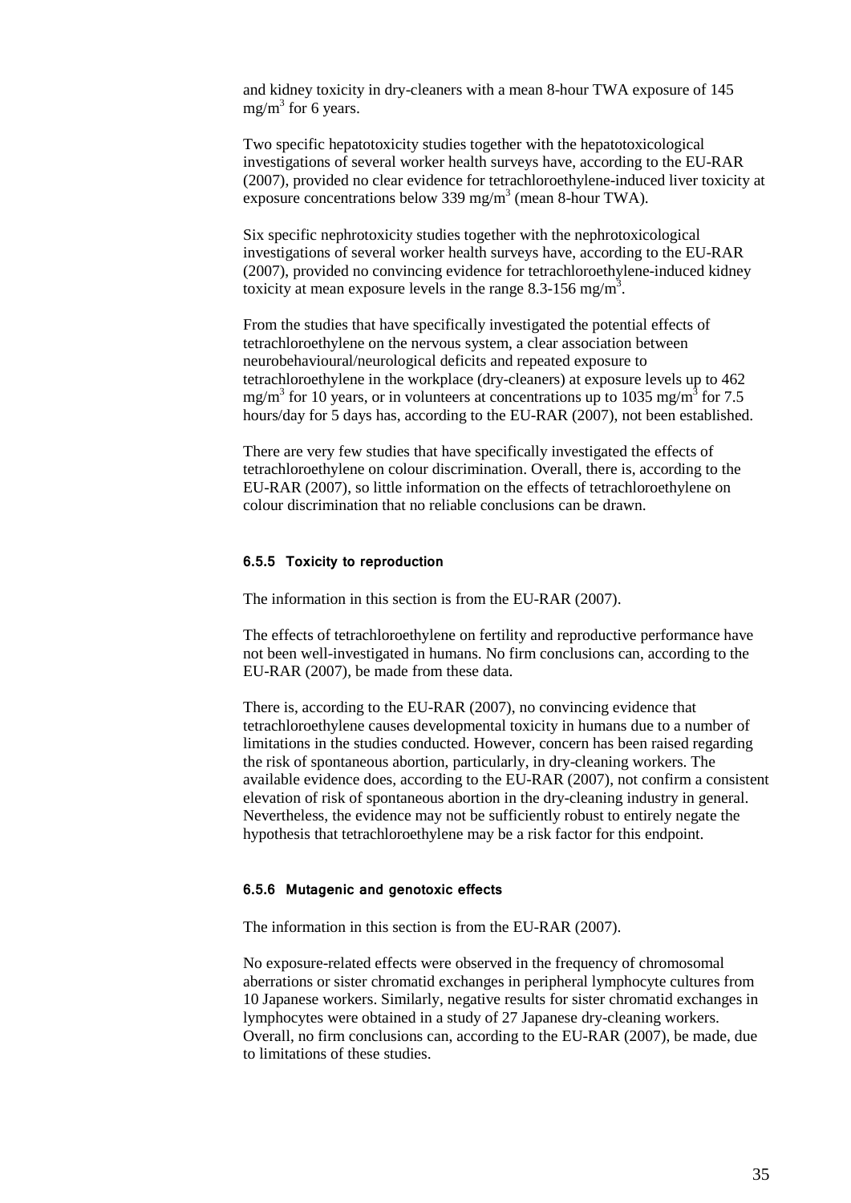and kidney toxicity in dry-cleaners with a mean 8-hour TWA exposure of 145 $mg/m^3$ for 6 years.

Two specific hepatotoxicity studies together with the hepatotoxicological investigations of several worker health surveys have, according to the EU-RAR (2007), provided no clear evidence for tetrachloroethylene-induced liver toxicity at exposure concentrations below 339 $mg/m^3$ (mean 8-hour TWA).

Six specific nephrotoxicity studies together with the nephrotoxicological investigations of several worker health surveys have, according to the EU-RAR (2007), provided no convincing evidence for tetrachloroethylene-induced kidney toxicity at mean exposure levels in the range 8.3-156 $mg/m^3$.

From the studies that have specifically investigated the potential effects of tetrachloroethylene on the nervous system, a clear association between neurobehavioural/neurological deficits and repeated exposure to tetrachloroethylene in the workplace (dry-cleaners) at exposure levels up to 462 $mg/m^3$ for 10 years, or in volunteers at concentrations up to 1035 $mg/m^3$ for 7.5 hours/day for 5 days has, according to the EU-RAR (2007), not been established.

There are very few studies that have specifically investigated the effects of tetrachloroethylene on colour discrimination. Overall, there is, according to the EU-RAR (2007), so little information on the effects of tetrachloroethylene on colour discrimination that no reliable conclusions can be drawn.

### 6.5.5 Toxicity to reproduction

The information in this section is from the EU-RAR (2007).

The effects of tetrachloroethylene on fertility and reproductive performance have not been well-investigated in humans. No firm conclusions can, according to the EU-RAR (2007), be made from these data.

There is, according to the EU-RAR (2007), no convincing evidence that tetrachloroethylene causes developmental toxicity in humans due to a number of limitations in the studies conducted. However, concern has been raised regarding the risk of spontaneous abortion, particularly, in dry-cleaning workers. The available evidence does, according to the EU-RAR (2007), not confirm a consistent elevation of risk of spontaneous abortion in the dry-cleaning industry in general. Nevertheless, the evidence may not be sufficiently robust to entirely negate the hypothesis that tetrachloroethylene may be a risk factor for this endpoint.

### 6.5.6 Mutagenic and genotoxic effects

The information in this section is from the EU-RAR (2007).

No exposure-related effects were observed in the frequency of chromosomal aberrations or sister chromatid exchanges in peripheral lymphocyte cultures from 10 Japanese workers. Similarly, negative results for sister chromatid exchanges in lymphocytes were obtained in a study of 27 Japanese dry-cleaning workers. Overall, no firm conclusions can, according to the EU-RAR (2007), be made, due to limitations of these studies.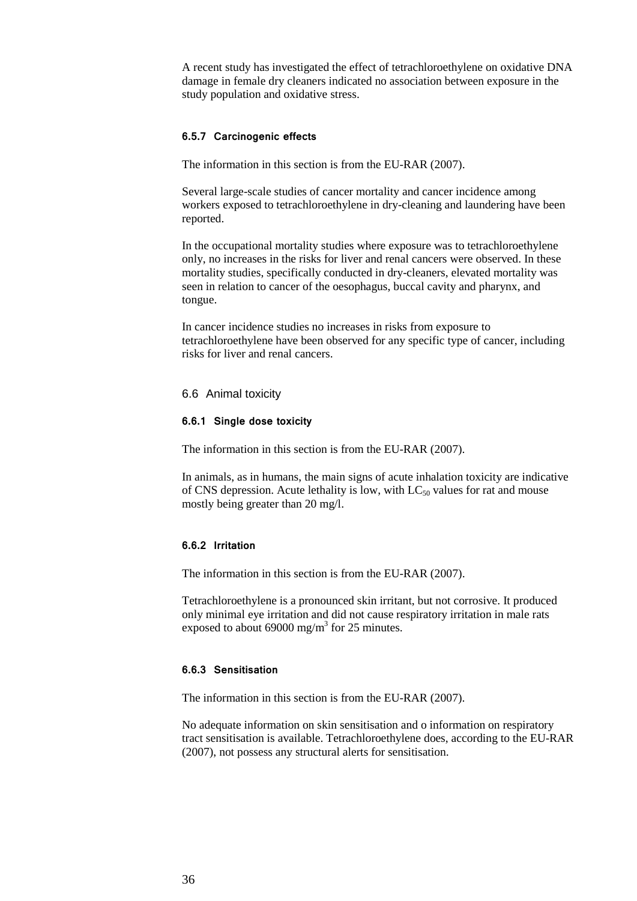A recent study has investigated the effect of tetrachloroethylene on oxidative DNA damage in female dry cleaners indicated no association between exposure in the study population and oxidative stress.

#### 6.5.7 Carcinogenic effects

The information in this section is from the EU-RAR (2007).

Several large-scale studies of cancer mortality and cancer incidence among workers exposed to tetrachloroethylene in dry-cleaning and laundering have been reported.

In the occupational mortality studies where exposure was to tetrachloroethylene only, no increases in the risks for liver and renal cancers were observed. In these mortality studies, specifically conducted in dry-cleaners, elevated mortality was seen in relation to cancer of the oesophagus, buccal cavity and pharynx, and tongue.

In cancer incidence studies no increases in risks from exposure to tetrachloroethylene have been observed for any specific type of cancer, including risks for liver and renal cancers.

### 6.6 Animal toxicity

#### 6.6.1 Single dose toxicity

The information in this section is from the EU-RAR (2007).

In animals, as in humans, the main signs of acute inhalation toxicity are indicative of CNS depression. Acute lethality is low, with $LC_{50}$ values for rat and mouse mostly being greater than 20 mg/l.

#### 6.6.2 Irritation

The information in this section is from the EU-RAR (2007).

Tetrachloroethylene is a pronounced skin irritant, but not corrosive. It produced only minimal eye irritation and did not cause respiratory irritation in male rats exposed to about 69000 $mg/m^3$ for 25 minutes.

#### 6.6.3 Sensitisation

The information in this section is from the EU-RAR (2007).

No adequate information on skin sensitisation and o information on respiratory tract sensitisation is available. Tetrachloroethylene does, according to the EU-RAR (2007), not possess any structural alerts for sensitisation.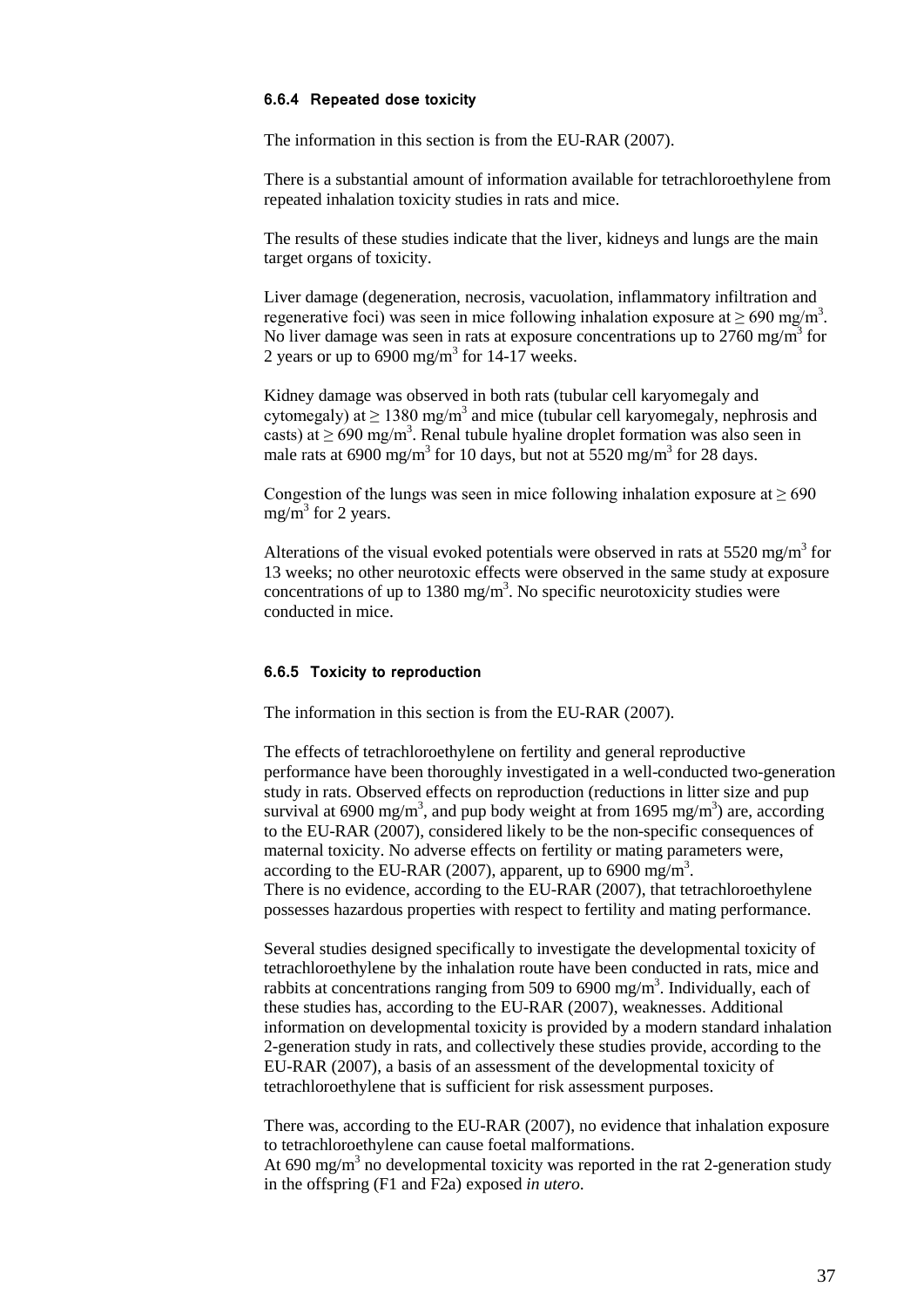### 6.6.4 Repeated dose toxicity

The information in this section is from the EU-RAR (2007).

There is a substantial amount of information available for tetrachloroethylene from repeated inhalation toxicity studies in rats and mice.

The results of these studies indicate that the liver, kidneys and lungs are the main target organs of toxicity.

Liver damage (degeneration, necrosis, vacuolation, inflammatory infiltration and regenerative foci) was seen in mice following inhalation exposure at $\geq 690$ mg/m$^3$. No liver damage was seen in rats at exposure concentrations up to 2760 mg/m$^3$ for 2 years or up to 6900 mg/m$^3$ for 14-17 weeks.

Kidney damage was observed in both rats (tubular cell karyomegaly and cytomegaly) at $\geq 1380$ mg/m$^3$ and mice (tubular cell karyomegaly, nephrosis and casts) at $\geq 690$ mg/m$^3$. Renal tubule hyaline droplet formation was also seen in male rats at 6900 mg/m$^3$ for 10 days, but not at 5520 mg/m$^3$ for 28 days.

Congestion of the lungs was seen in mice following inhalation exposure at $\geq 690$ mg/m$^3$ for 2 years.

Alterations of the visual evoked potentials were observed in rats at 5520 mg/m$^3$ for 13 weeks; no other neurotoxic effects were observed in the same study at exposure concentrations of up to 1380 mg/m$^3$. No specific neurotoxicity studies were conducted in mice.

### 6.6.5 Toxicity to reproduction

The information in this section is from the EU-RAR (2007).

The effects of tetrachloroethylene on fertility and general reproductive performance have been thoroughly investigated in a well-conducted two-generation study in rats. Observed effects on reproduction (reductions in litter size and pup survival at 6900 mg/m$^3$, and pup body weight at from 1695 mg/m$^3$) are, according to the EU-RAR (2007), considered likely to be the non-specific consequences of maternal toxicity. No adverse effects on fertility or mating parameters were, according to the EU-RAR (2007), apparent, up to 6900 mg/m$^3$.
There is no evidence, according to the EU-RAR (2007), that tetrachloroethylene possesses hazardous properties with respect to fertility and mating performance.

Several studies designed specifically to investigate the developmental toxicity of tetrachloroethylene by the inhalation route have been conducted in rats, mice and rabbits at concentrations ranging from 509 to 6900 mg/m$^3$. Individually, each of these studies has, according to the EU-RAR (2007), weaknesses. Additional information on developmental toxicity is provided by a modern standard inhalation 2-generation study in rats, and collectively these studies provide, according to the EU-RAR (2007), a basis of an assessment of the developmental toxicity of tetrachloroethylene that is sufficient for risk assessment purposes.

There was, according to the EU-RAR (2007), no evidence that inhalation exposure to tetrachloroethylene can cause foetal malformations.
At 690 mg/m$^3$ no developmental toxicity was reported in the rat 2-generation study in the offspring (F1 and F2a) exposed *in utero*.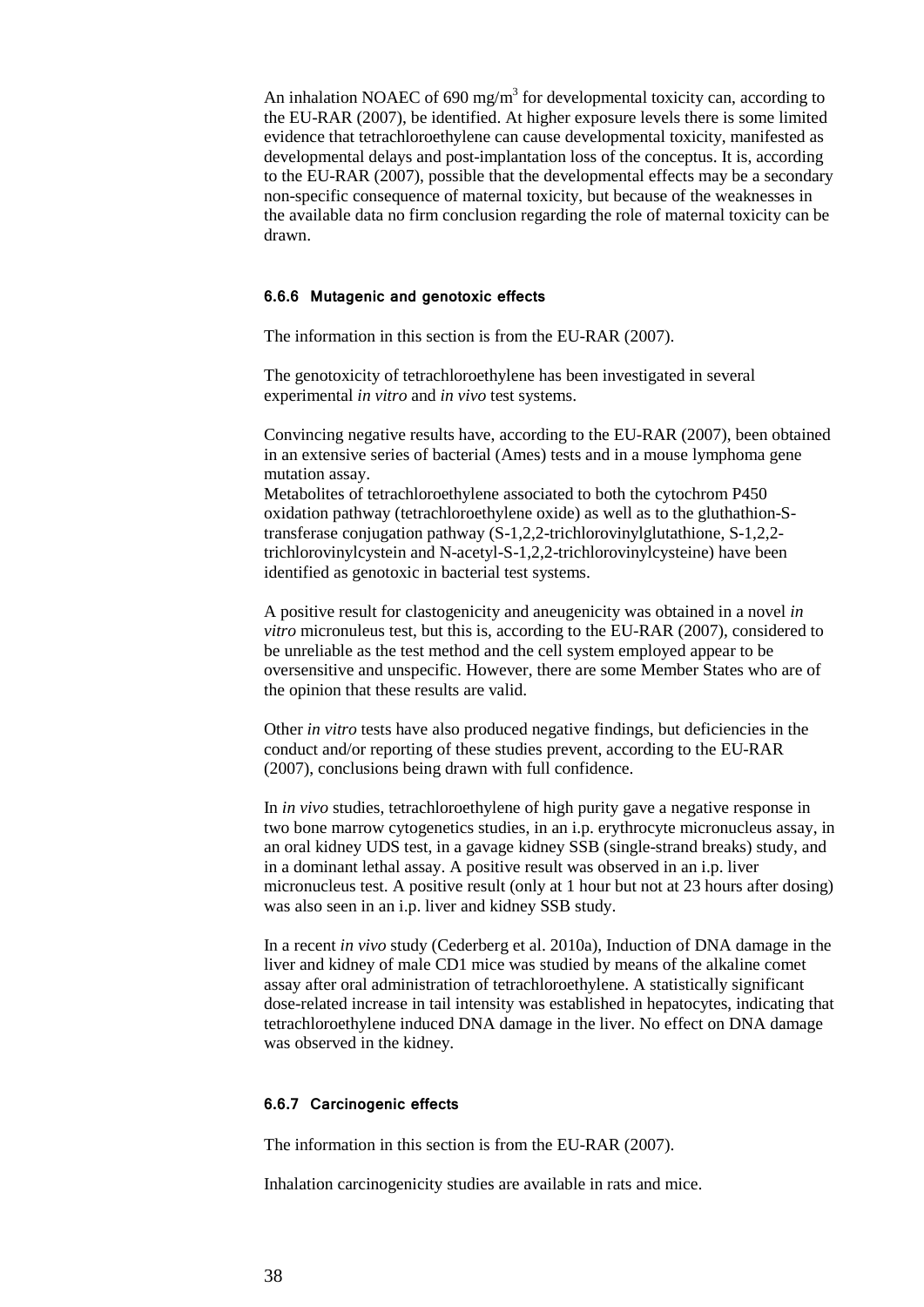An inhalation NOAEC of 690 $mg/m^3$ for developmental toxicity can, according to the EU-RAR (2007), be identified. At higher exposure levels there is some limited evidence that tetrachloroethylene can cause developmental toxicity, manifested as developmental delays and post-implantation loss of the conceptus. It is, according to the EU-RAR (2007), possible that the developmental effects may be a secondary non-specific consequence of maternal toxicity, but because of the weaknesses in the available data no firm conclusion regarding the role of maternal toxicity can be drawn.

### 6.6.6 Mutagenic and genotoxic effects

The information in this section is from the EU-RAR (2007).

The genotoxicity of tetrachloroethylene has been investigated in several experimental *in vitro* and *in vivo* test systems.

Convincing negative results have, according to the EU-RAR (2007), been obtained in an extensive series of bacterial (Ames) tests and in a mouse lymphoma gene mutation assay.
Metabolites of tetrachloroethylene associated to both the cytochrom P450 oxidation pathway (tetrachloroethylene oxide) as well as to the gluthathion-S-transferase conjugation pathway (S-1,2,2-trichlorovinylglutathione, S-1,2,2-trichlorovinylcystein and N-acetyl-S-1,2,2-trichlorovinylcysteine) have been identified as genotoxic in bacterial test systems.

A positive result for clastogenicity and aneugenicity was obtained in a novel *in vitro* micronuleus test, but this is, according to the EU-RAR (2007), considered to be unreliable as the test method and the cell system employed appear to be oversensitive and unspecific. However, there are some Member States who are of the opinion that these results are valid.

Other *in vitro* tests have also produced negative findings, but deficiencies in the conduct and/or reporting of these studies prevent, according to the EU-RAR (2007), conclusions being drawn with full confidence.

In *in vivo* studies, tetrachloroethylene of high purity gave a negative response in two bone marrow cytogenetics studies, in an i.p. erythrocyte micronucleus assay, in an oral kidney UDS test, in a gavage kidney SSB (single-strand breaks) study, and in a dominant lethal assay. A positive result was observed in an i.p. liver micronucleus test. A positive result (only at 1 hour but not at 23 hours after dosing) was also seen in an i.p. liver and kidney SSB study.

In a recent *in vivo* study (Cederberg et al. 2010a), Induction of DNA damage in the liver and kidney of male CD1 mice was studied by means of the alkaline comet assay after oral administration of tetrachloroethylene. A statistically significant dose-related increase in tail intensity was established in hepatocytes, indicating that tetrachloroethylene induced DNA damage in the liver. No effect on DNA damage was observed in the kidney.

### 6.6.7 Carcinogenic effects

The information in this section is from the EU-RAR (2007).

Inhalation carcinogenicity studies are available in rats and mice.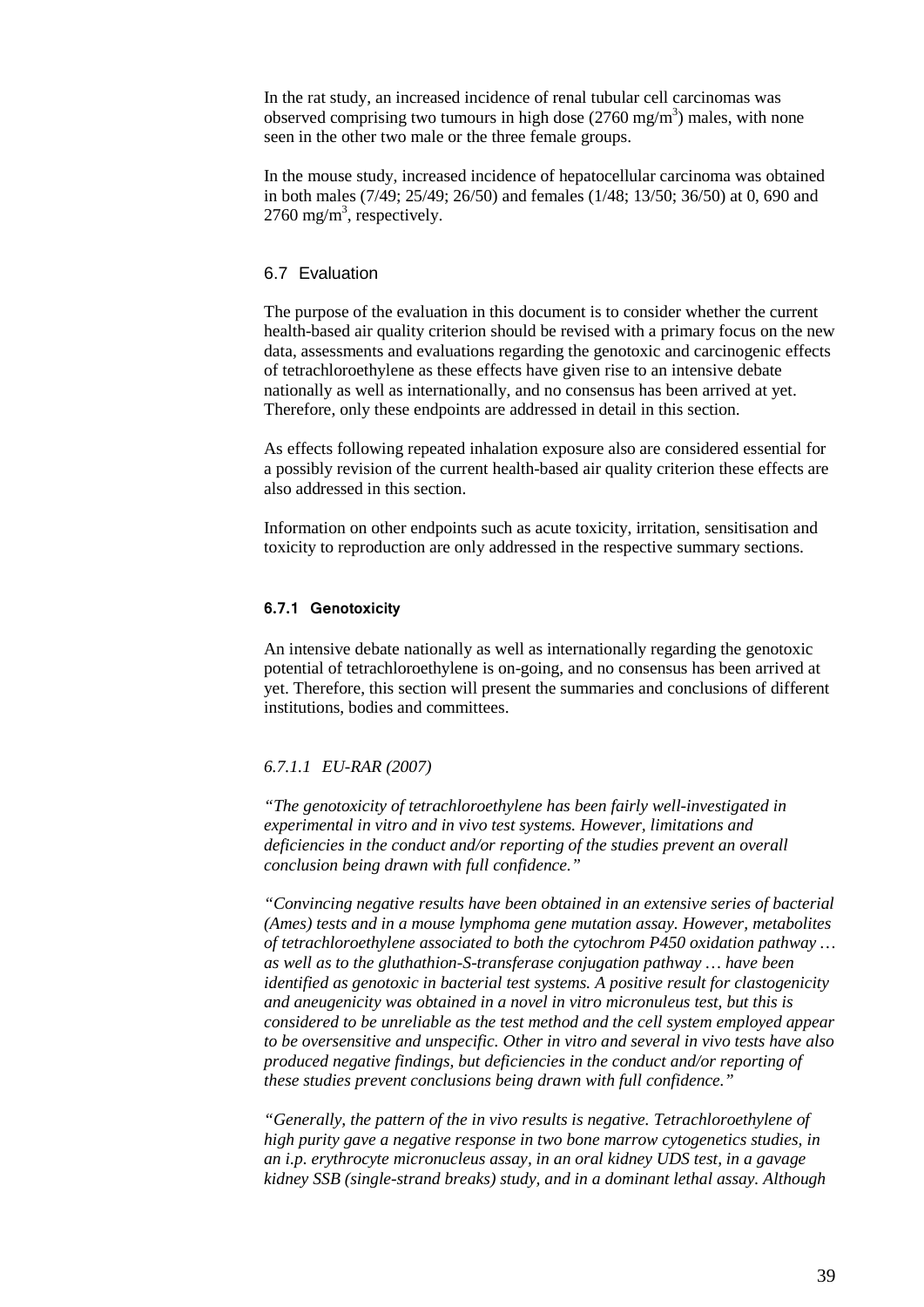In the rat study, an increased incidence of renal tubular cell carcinomas was observed comprising two tumours in high dose (2760 mg/$m^3$) males, with none seen in the other two male or the three female groups.

In the mouse study, increased incidence of hepatocellular carcinoma was obtained in both males (7/49; 25/49; 26/50) and females (1/48; 13/50; 36/50) at 0, 690 and 2760 mg/$m^3$, respectively.

## 6.7 Evaluation

The purpose of the evaluation in this document is to consider whether the current health-based air quality criterion should be revised with a primary focus on the new data, assessments and evaluations regarding the genotoxic and carcinogenic effects of tetrachloroethylene as these effects have given rise to an intensive debate nationally as well as internationally, and no consensus has been arrived at yet. Therefore, only these endpoints are addressed in detail in this section.

As effects following repeated inhalation exposure also are considered essential for a possibly revision of the current health-based air quality criterion these effects are also addressed in this section.

Information on other endpoints such as acute toxicity, irritation, sensitisation and toxicity to reproduction are only addressed in the respective summary sections.

### 6.7.1 Genotoxicity

An intensive debate nationally as well as internationally regarding the genotoxic potential of tetrachloroethylene is on-going, and no consensus has been arrived at yet. Therefore, this section will present the summaries and conclusions of different institutions, bodies and committees.

#### *6.7.1.1 EU-RAR (2007)*

*"The genotoxicity of tetrachloroethylene has been fairly well-investigated in experimental in vitro and in vivo test systems. However, limitations and deficiencies in the conduct and/or reporting of the studies prevent an overall conclusion being drawn with full confidence."*

*"Convincing negative results have been obtained in an extensive series of bacterial (Ames) tests and in a mouse lymphoma gene mutation assay. However, metabolites of tetrachloroethylene associated to both the cytochrom P450 oxidation pathway … as well as to the gluthathion-S-transferase conjugation pathway … have been identified as genotoxic in bacterial test systems. A positive result for clastogenicity and aneugenicity was obtained in a novel in vitro micronuleus test, but this is considered to be unreliable as the test method and the cell system employed appear to be oversensitive and unspecific. Other in vitro and several in vivo tests have also produced negative findings, but deficiencies in the conduct and/or reporting of these studies prevent conclusions being drawn with full confidence."*

*"Generally, the pattern of the in vivo results is negative. Tetrachloroethylene of high purity gave a negative response in two bone marrow cytogenetics studies, in an i.p. erythrocyte micronucleus assay, in an oral kidney UDS test, in a gavage kidney SSB (single-strand breaks) study, and in a dominant lethal assay. Although*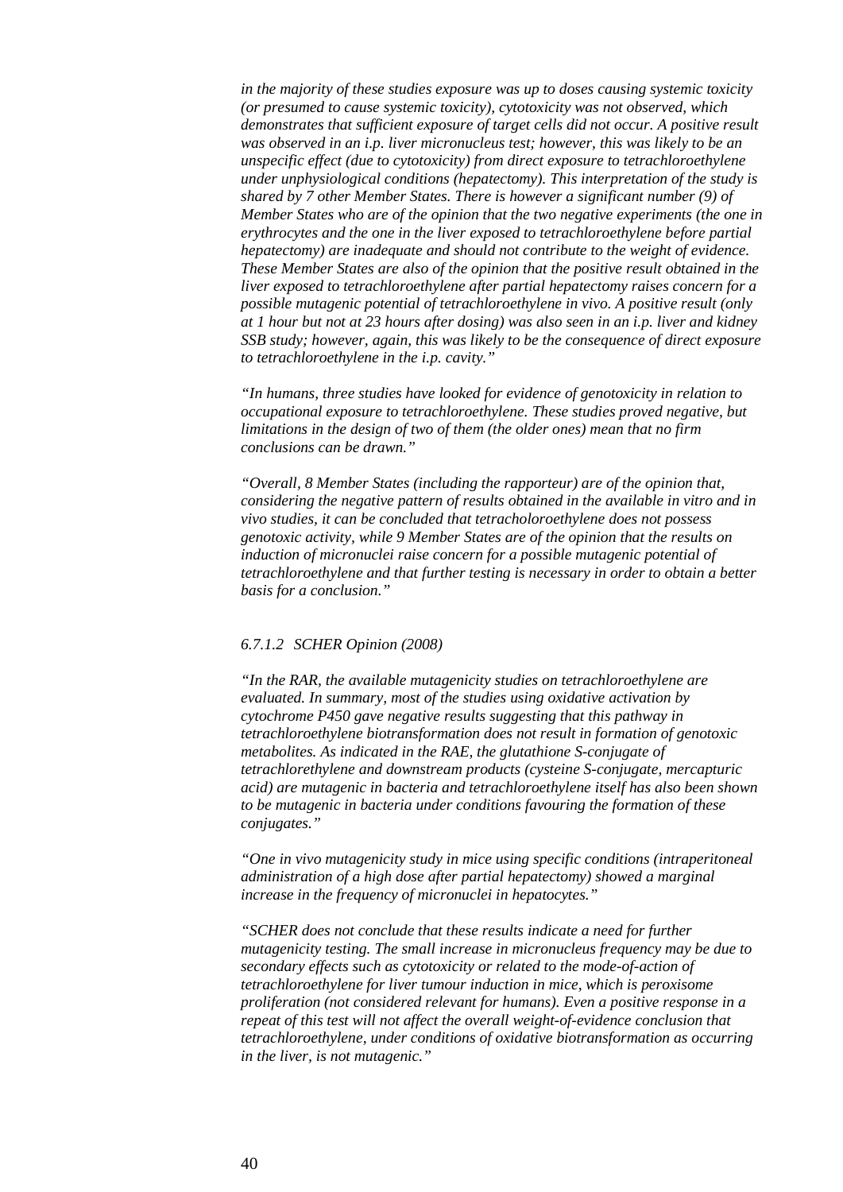*in the majority of these studies exposure was up to doses causing systemic toxicity (or presumed to cause systemic toxicity), cytotoxicity was not observed, which demonstrates that sufficient exposure of target cells did not occur. A positive result was observed in an i.p. liver micronucleus test; however, this was likely to be an unspecific effect (due to cytotoxicity) from direct exposure to tetrachloroethylene under unphysiological conditions (hepatectomy). This interpretation of the study is shared by 7 other Member States. There is however a significant number (9) of Member States who are of the opinion that the two negative experiments (the one in erythrocytes and the one in the liver exposed to tetrachloroethylene before partial hepatectomy) are inadequate and should not contribute to the weight of evidence. These Member States are also of the opinion that the positive result obtained in the liver exposed to tetrachloroethylene after partial hepatectomy raises concern for a possible mutagenic potential of tetrachloroethylene in vivo. A positive result (only at 1 hour but not at 23 hours after dosing) was also seen in an i.p. liver and kidney SSB study; however, again, this was likely to be the consequence of direct exposure to tetrachloroethylene in the i.p. cavity."*

*"In humans, three studies have looked for evidence of genotoxicity in relation to occupational exposure to tetrachloroethylene. These studies proved negative, but limitations in the design of two of them (the older ones) mean that no firm conclusions can be drawn."*

*"Overall, 8 Member States (including the rapporteur) are of the opinion that, considering the negative pattern of results obtained in the available in vitro and in vivo studies, it can be concluded that tetracholoroethylene does not possess genotoxic activity, while 9 Member States are of the opinion that the results on induction of micronuclei raise concern for a possible mutagenic potential of tetrachloroethylene and that further testing is necessary in order to obtain a better basis for a conclusion."*

#### *6.7.1.2 SCHER Opinion (2008)*

*"In the RAR, the available mutagenicity studies on tetrachloroethylene are evaluated. In summary, most of the studies using oxidative activation by cytochrome P450 gave negative results suggesting that this pathway in tetrachloroethylene biotransformation does not result in formation of genotoxic metabolites. As indicated in the RAE, the glutathione S-conjugate of tetrachlorethylene and downstream products (cysteine S-conjugate, mercapturic acid) are mutagenic in bacteria and tetrachloroethylene itself has also been shown to be mutagenic in bacteria under conditions favouring the formation of these conjugates."*

*"One in vivo mutagenicity study in mice using specific conditions (intraperitoneal administration of a high dose after partial hepatectomy) showed a marginal increase in the frequency of micronuclei in hepatocytes."*

*"SCHER does not conclude that these results indicate a need for further mutagenicity testing. The small increase in micronucleus frequency may be due to secondary effects such as cytotoxicity or related to the mode-of-action of tetrachloroethylene for liver tumour induction in mice, which is peroxisome proliferation (not considered relevant for humans). Even a positive response in a repeat of this test will not affect the overall weight-of-evidence conclusion that tetrachloroethylene, under conditions of oxidative biotransformation as occurring in the liver, is not mutagenic."*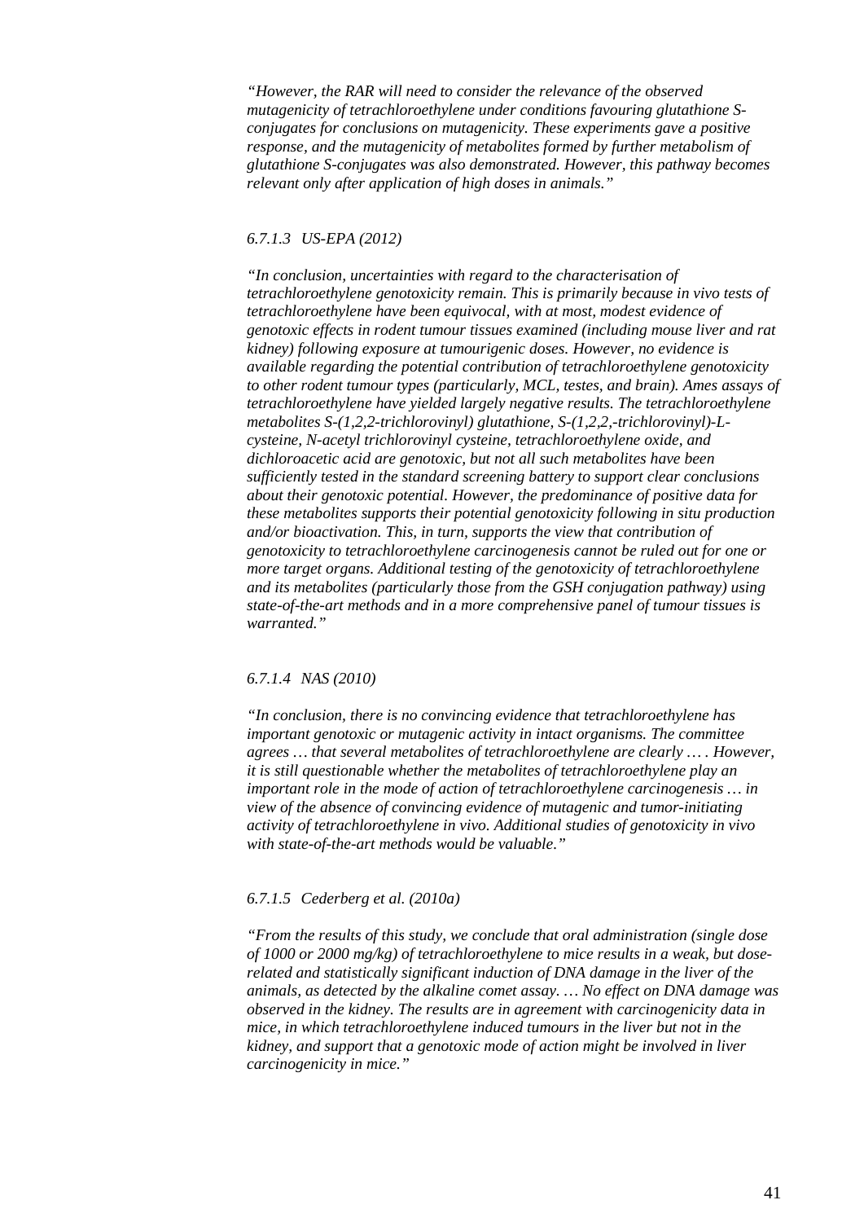*"However, the RAR will need to consider the relevance of the observed mutagenicity of tetrachloroethylene under conditions favouring glutathione S-conjugates for conclusions on mutagenicity. These experiments gave a positive response, and the mutagenicity of metabolites formed by further metabolism of glutathione S-conjugates was also demonstrated. However, this pathway becomes relevant only after application of high doses in animals."*

#### *6.7.1.3 US-EPA (2012)*

*"In conclusion, uncertainties with regard to the characterisation of tetrachloroethylene genotoxicity remain. This is primarily because in vivo tests of tetrachloroethylene have been equivocal, with at most, modest evidence of genotoxic effects in rodent tumour tissues examined (including mouse liver and rat kidney) following exposure at tumourigenic doses. However, no evidence is available regarding the potential contribution of tetrachloroethylene genotoxicity to other rodent tumour types (particularly, MCL, testes, and brain). Ames assays of tetrachloroethylene have yielded largely negative results. The tetrachloroethylene metabolites S-(1,2,2-trichlorovinyl) glutathione, S-(1,2,2,-trichlorovinyl)-L-cysteine, N-acetyl trichlorovinyl cysteine, tetrachloroethylene oxide, and dichloroacetic acid are genotoxic, but not all such metabolites have been sufficiently tested in the standard screening battery to support clear conclusions about their genotoxic potential. However, the predominance of positive data for these metabolites supports their potential genotoxicity following in situ production and/or bioactivation. This, in turn, supports the view that contribution of genotoxicity to tetrachloroethylene carcinogenesis cannot be ruled out for one or more target organs. Additional testing of the genotoxicity of tetrachloroethylene and its metabolites (particularly those from the GSH conjugation pathway) using state-of-the-art methods and in a more comprehensive panel of tumour tissues is warranted."*

#### *6.7.1.4 NAS (2010)*

*"In conclusion, there is no convincing evidence that tetrachloroethylene has important genotoxic or mutagenic activity in intact organisms. The committee agrees … that several metabolites of tetrachloroethylene are clearly … . However, it is still questionable whether the metabolites of tetrachloroethylene play an important role in the mode of action of tetrachloroethylene carcinogenesis … in view of the absence of convincing evidence of mutagenic and tumor-initiating activity of tetrachloroethylene in vivo. Additional studies of genotoxicity in vivo with state-of-the-art methods would be valuable."*

#### *6.7.1.5 Cederberg et al. (2010a)*

*"From the results of this study, we conclude that oral administration (single dose of 1000 or 2000 mg/kg) of tetrachloroethylene to mice results in a weak, but dose-related and statistically significant induction of DNA damage in the liver of the animals, as detected by the alkaline comet assay. … No effect on DNA damage was observed in the kidney. The results are in agreement with carcinogenicity data in mice, in which tetrachloroethylene induced tumours in the liver but not in the kidney, and support that a genotoxic mode of action might be involved in liver carcinogenicity in mice."*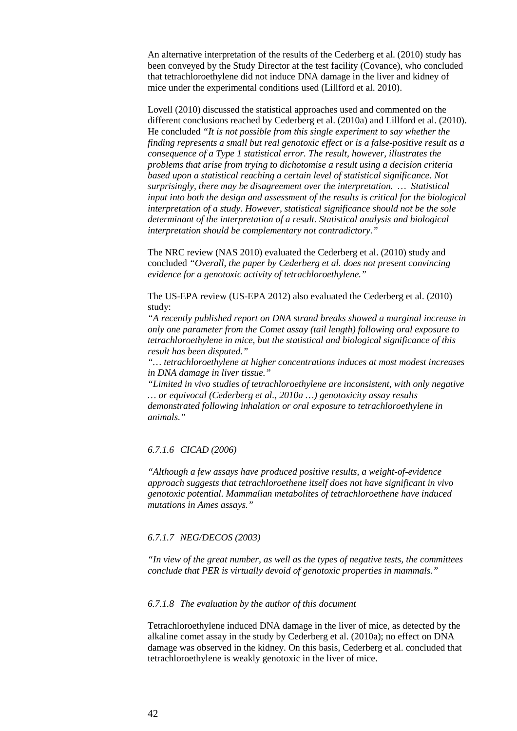An alternative interpretation of the results of the Cederberg et al. (2010) study has been conveyed by the Study Director at the test facility (Covance), who concluded that tetrachloroethylene did not induce DNA damage in the liver and kidney of mice under the experimental conditions used (Lillford et al. 2010).

Lovell (2010) discussed the statistical approaches used and commented on the different conclusions reached by Cederberg et al. (2010a) and Lillford et al. (2010). He concluded *"It is not possible from this single experiment to say whether the finding represents a small but real genotoxic effect or is a false-positive result as a consequence of a Type 1 statistical error. The result, however, illustrates the problems that arise from trying to dichotomise a result using a decision criteria based upon a statistical reaching a certain level of statistical significance. Not surprisingly, there may be disagreement over the interpretation. … Statistical input into both the design and assessment of the results is critical for the biological interpretation of a study. However, statistical significance should not be the sole determinant of the interpretation of a result. Statistical analysis and biological interpretation should be complementary not contradictory."*

The NRC review (NAS 2010) evaluated the Cederberg et al. (2010) study and concluded *"Overall, the paper by Cederberg et al. does not present convincing evidence for a genotoxic activity of tetrachloroethylene."*

The US-EPA review (US-EPA 2012) also evaluated the Cederberg et al. (2010) study:

*"A recently published report on DNA strand breaks showed a marginal increase in only one parameter from the Comet assay (tail length) following oral exposure to tetrachloroethylene in mice, but the statistical and biological significance of this result has been disputed."*

*"… tetrachloroethylene at higher concentrations induces at most modest increases in DNA damage in liver tissue."*

*"Limited in vivo studies of tetrachloroethylene are inconsistent, with only negative … or equivocal (Cederberg et al., 2010a …) genotoxicity assay results demonstrated following inhalation or oral exposure to tetrachloroethylene in animals."*

#### *6.7.1.6 CICAD (2006)*

*"Although a few assays have produced positive results, a weight-of-evidence approach suggests that tetrachloroethene itself does not have significant in vivo genotoxic potential. Mammalian metabolites of tetrachloroethene have induced mutations in Ames assays."*

#### *6.7.1.7 NEG/DECOS (2003)*

*"In view of the great number, as well as the types of negative tests, the committees conclude that PER is virtually devoid of genotoxic properties in mammals."*

#### *6.7.1.8 The evaluation by the author of this document*

Tetrachloroethylene induced DNA damage in the liver of mice, as detected by the alkaline comet assay in the study by Cederberg et al. (2010a); no effect on DNA damage was observed in the kidney. On this basis, Cederberg et al. concluded that tetrachloroethylene is weakly genotoxic in the liver of mice.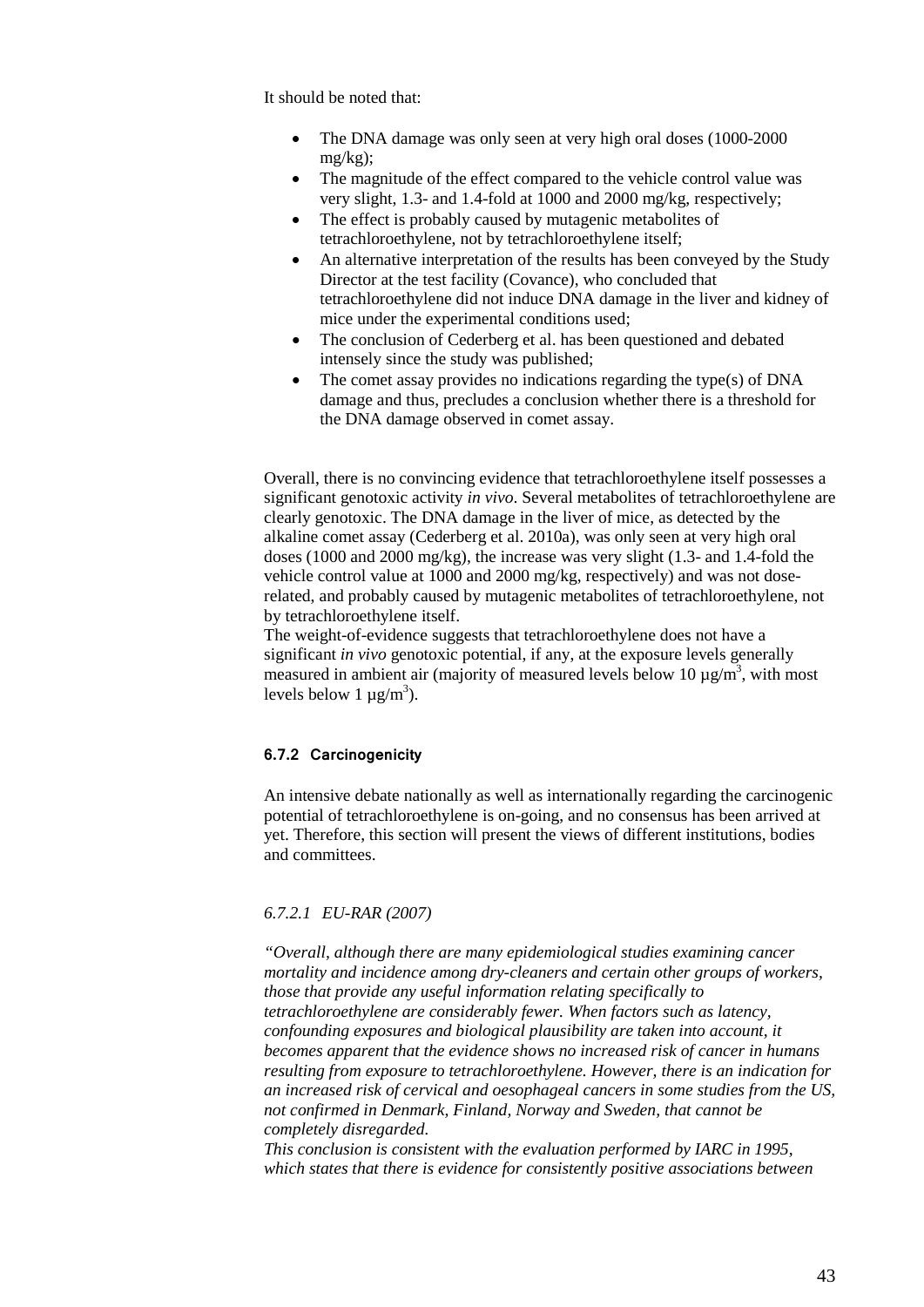It should be noted that:

- The DNA damage was only seen at very high oral doses (1000-2000 mg/kg);
- The magnitude of the effect compared to the vehicle control value was very slight, 1.3- and 1.4-fold at 1000 and 2000 mg/kg, respectively;
- The effect is probably caused by mutagenic metabolites of tetrachloroethylene, not by tetrachloroethylene itself;
- An alternative interpretation of the results has been conveyed by the Study Director at the test facility (Covance), who concluded that tetrachloroethylene did not induce DNA damage in the liver and kidney of mice under the experimental conditions used;
- The conclusion of Cederberg et al. has been questioned and debated intensely since the study was published;
- The comet assay provides no indications regarding the type(s) of DNA damage and thus, precludes a conclusion whether there is a threshold for the DNA damage observed in comet assay.

Overall, there is no convincing evidence that tetrachloroethylene itself possesses a significant genotoxic activity *in vivo*. Several metabolites of tetrachloroethylene are clearly genotoxic. The DNA damage in the liver of mice, as detected by the alkaline comet assay (Cederberg et al. 2010a), was only seen at very high oral doses (1000 and 2000 mg/kg), the increase was very slight (1.3- and 1.4-fold the vehicle control value at 1000 and 2000 mg/kg, respectively) and was not dose-related, and probably caused by mutagenic metabolites of tetrachloroethylene, not by tetrachloroethylene itself.
The weight-of-evidence suggests that tetrachloroethylene does not have a significant *in vivo* genotoxic potential, if any, at the exposure levels generally measured in ambient air (majority of measured levels below 10 µg/m$^3$, with most levels below 1 µg/m$^3$).

### 6.7.2 Carcinogenicity

An intensive debate nationally as well as internationally regarding the carcinogenic potential of tetrachloroethylene is on-going, and no consensus has been arrived at yet. Therefore, this section will present the views of different institutions, bodies and committees.

#### *6.7.2.1 EU-RAR (2007)*

*"Overall, although there are many epidemiological studies examining cancer mortality and incidence among dry-cleaners and certain other groups of workers, those that provide any useful information relating specifically to tetrachloroethylene are considerably fewer. When factors such as latency, confounding exposures and biological plausibility are taken into account, it becomes apparent that the evidence shows no increased risk of cancer in humans resulting from exposure to tetrachloroethylene. However, there is an indication for an increased risk of cervical and oesophageal cancers in some studies from the US, not confirmed in Denmark, Finland, Norway and Sweden, that cannot be completely disregarded.*
*This conclusion is consistent with the evaluation performed by IARC in 1995, which states that there is evidence for consistently positive associations between*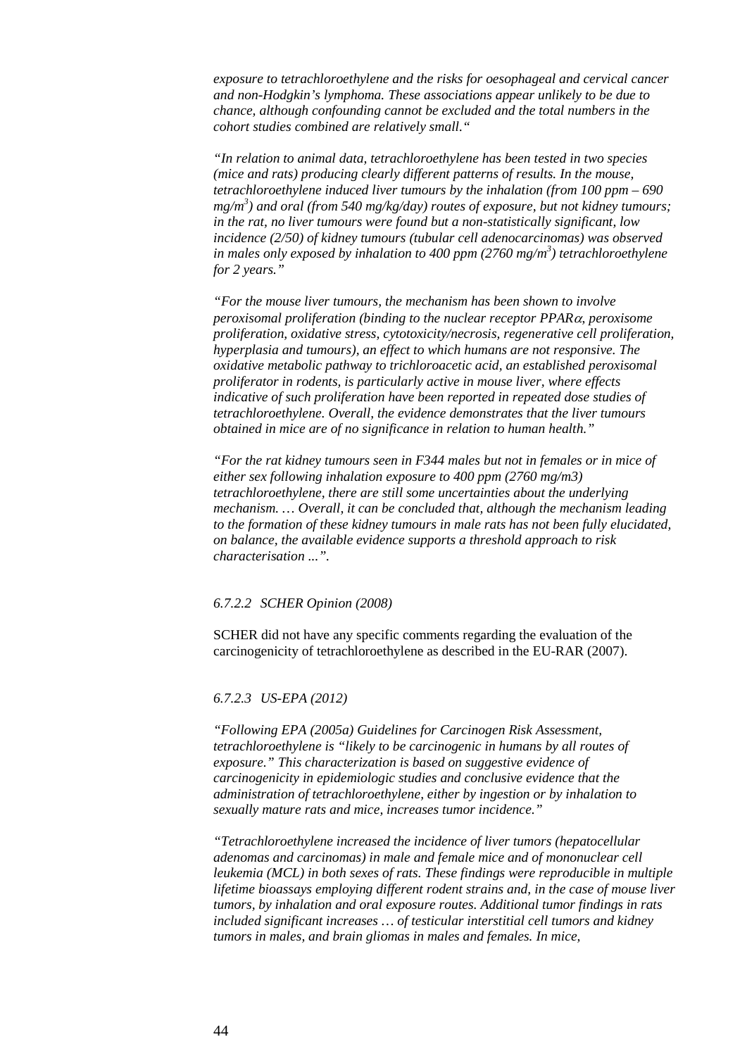*exposure to tetrachloroethylene and the risks for oesophageal and cervical cancer and non-Hodgkin's lymphoma. These associations appear unlikely to be due to chance, although confounding cannot be excluded and the total numbers in the cohort studies combined are relatively small."*

*"In relation to animal data, tetrachloroethylene has been tested in two species (mice and rats) producing clearly different patterns of results. In the mouse, tetrachloroethylene induced liver tumours by the inhalation (from 100 ppm – 690 mg/m$^3$) and oral (from 540 mg/kg/day) routes of exposure, but not kidney tumours; in the rat, no liver tumours were found but a non-statistically significant, low incidence (2/50) of kidney tumours (tubular cell adenocarcinomas) was observed in males only exposed by inhalation to 400 ppm (2760 mg/m$^3$) tetrachloroethylene for 2 years."*

*"For the mouse liver tumours, the mechanism has been shown to involve peroxisomal proliferation (binding to the nuclear receptor PPAR$\alpha$, peroxisome proliferation, oxidative stress, cytotoxicity/necrosis, regenerative cell proliferation, hyperplasia and tumours), an effect to which humans are not responsive. The oxidative metabolic pathway to trichloroacetic acid, an established peroxisomal proliferator in rodents, is particularly active in mouse liver, where effects indicative of such proliferation have been reported in repeated dose studies of tetrachloroethylene. Overall, the evidence demonstrates that the liver tumours obtained in mice are of no significance in relation to human health."*

*"For the rat kidney tumours seen in F344 males but not in females or in mice of either sex following inhalation exposure to 400 ppm (2760 mg/m3) tetrachloroethylene, there are still some uncertainties about the underlying mechanism. … Overall, it can be concluded that, although the mechanism leading to the formation of these kidney tumours in male rats has not been fully elucidated, on balance, the available evidence supports a threshold approach to risk characterisation ...".*

#### *6.7.2.2 SCHER Opinion (2008)*

SCHER did not have any specific comments regarding the evaluation of the carcinogenicity of tetrachloroethylene as described in the EU-RAR (2007).

#### *6.7.2.3 US-EPA (2012)*

*"Following EPA (2005a) Guidelines for Carcinogen Risk Assessment, tetrachloroethylene is "likely to be carcinogenic in humans by all routes of exposure." This characterization is based on suggestive evidence of carcinogenicity in epidemiologic studies and conclusive evidence that the administration of tetrachloroethylene, either by ingestion or by inhalation to sexually mature rats and mice, increases tumor incidence."*

*"Tetrachloroethylene increased the incidence of liver tumors (hepatocellular adenomas and carcinomas) in male and female mice and of mononuclear cell leukemia (MCL) in both sexes of rats. These findings were reproducible in multiple lifetime bioassays employing different rodent strains and, in the case of mouse liver tumors, by inhalation and oral exposure routes. Additional tumor findings in rats included significant increases … of testicular interstitial cell tumors and kidney tumors in males, and brain gliomas in males and females. In mice,*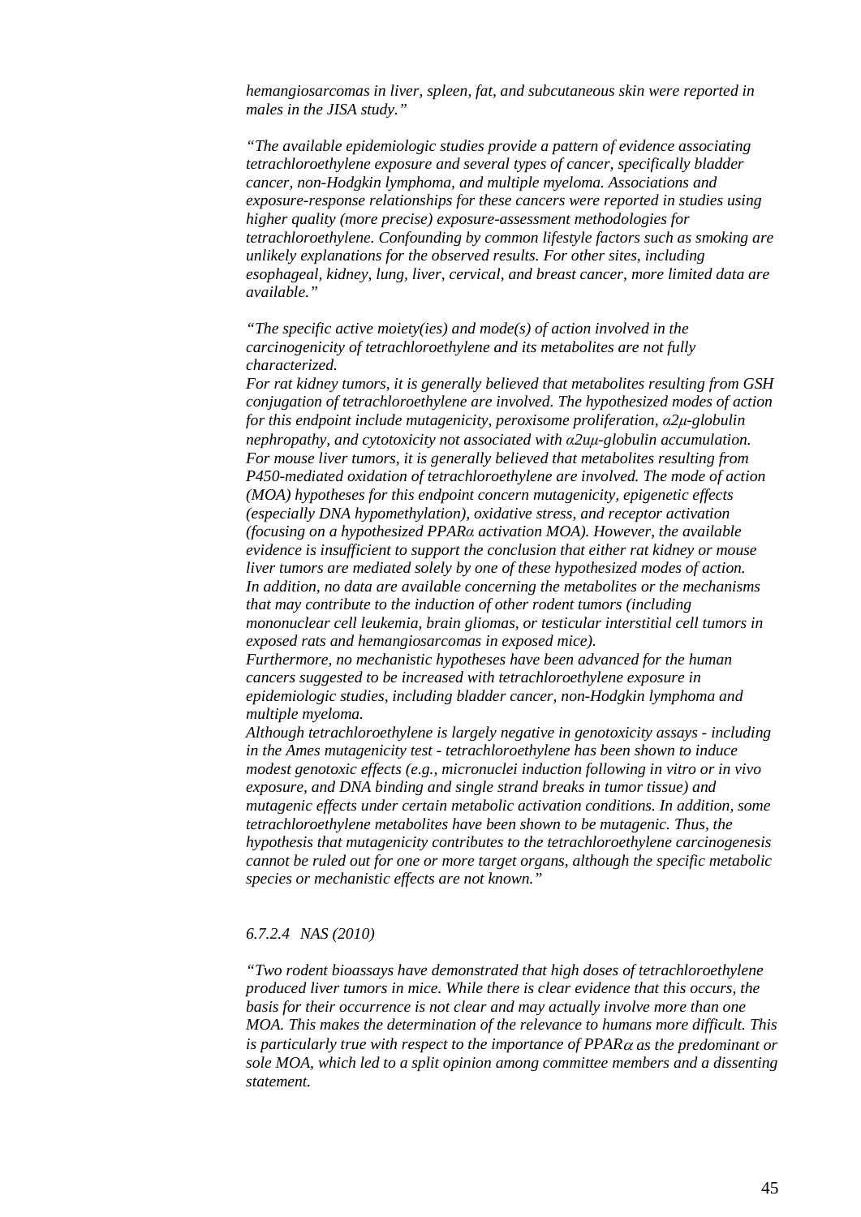*hemangiosarcomas in liver, spleen, fat, and subcutaneous skin were reported in males in the JISA study."*

*"The available epidemiologic studies provide a pattern of evidence associating tetrachloroethylene exposure and several types of cancer, specifically bladder cancer, non-Hodgkin lymphoma, and multiple myeloma. Associations and exposure-response relationships for these cancers were reported in studies using higher quality (more precise) exposure-assessment methodologies for tetrachloroethylene. Confounding by common lifestyle factors such as smoking are unlikely explanations for the observed results. For other sites, including esophageal, kidney, lung, liver, cervical, and breast cancer, more limited data are available."*

*"The specific active moiety(ies) and mode(s) of action involved in the carcinogenicity of tetrachloroethylene and its metabolites are not fully characterized.*
*For rat kidney tumors, it is generally believed that metabolites resulting from GSH conjugation of tetrachloroethylene are involved. The hypothesized modes of action for this endpoint include mutagenicity, peroxisome proliferation, α2μ-globulin nephropathy, and cytotoxicity not associated with α2uμ-globulin accumulation.*
*For mouse liver tumors, it is generally believed that metabolites resulting from P450-mediated oxidation of tetrachloroethylene are involved. The mode of action (MOA) hypotheses for this endpoint concern mutagenicity, epigenetic effects (especially DNA hypomethylation), oxidative stress, and receptor activation (focusing on a hypothesized PPARα activation MOA). However, the available evidence is insufficient to support the conclusion that either rat kidney or mouse liver tumors are mediated solely by one of these hypothesized modes of action.*
*In addition, no data are available concerning the metabolites or the mechanisms that may contribute to the induction of other rodent tumors (including mononuclear cell leukemia, brain gliomas, or testicular interstitial cell tumors in exposed rats and hemangiosarcomas in exposed mice).*
*Furthermore, no mechanistic hypotheses have been advanced for the human cancers suggested to be increased with tetrachloroethylene exposure in epidemiologic studies, including bladder cancer, non-Hodgkin lymphoma and multiple myeloma.*
*Although tetrachloroethylene is largely negative in genotoxicity assays - including in the Ames mutagenicity test - tetrachloroethylene has been shown to induce modest genotoxic effects (e.g., micronuclei induction following in vitro or in vivo exposure, and DNA binding and single strand breaks in tumor tissue) and mutagenic effects under certain metabolic activation conditions. In addition, some tetrachloroethylene metabolites have been shown to be mutagenic. Thus, the hypothesis that mutagenicity contributes to the tetrachloroethylene carcinogenesis cannot be ruled out for one or more target organs, although the specific metabolic species or mechanistic effects are not known."*

#### *6.7.2.4 NAS (2010)*

*"Two rodent bioassays have demonstrated that high doses of tetrachloroethylene produced liver tumors in mice. While there is clear evidence that this occurs, the basis for their occurrence is not clear and may actually involve more than one MOA. This makes the determination of the relevance to humans more difficult. This is particularly true with respect to the importance of PPARα as the predominant or sole MOA, which led to a split opinion among committee members and a dissenting statement.*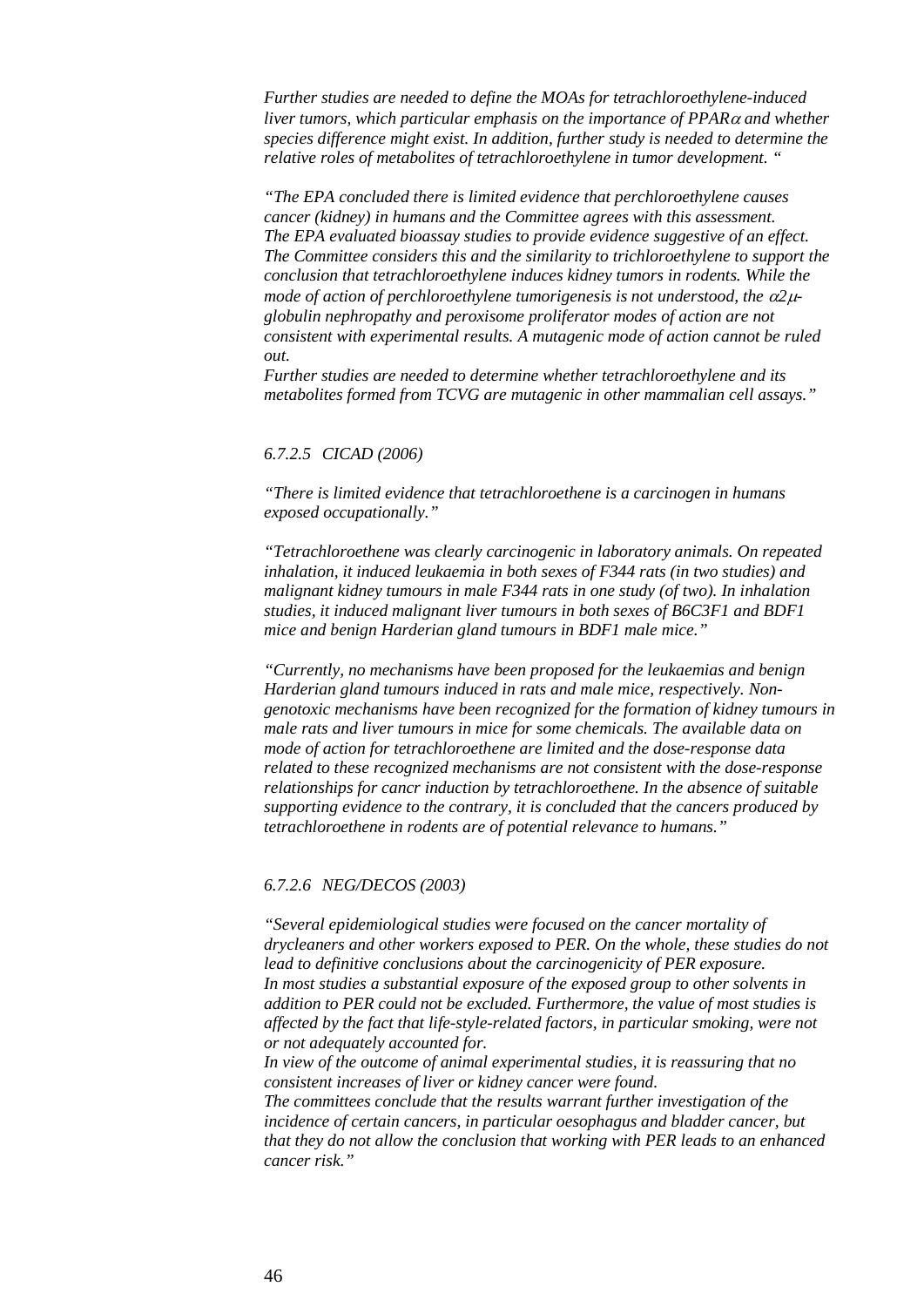*Further studies are needed to define the MOAs for tetrachloroethylene-induced liver tumors, which particular emphasis on the importance of PPAR$\alpha$ and whether species difference might exist. In addition, further study is needed to determine the relative roles of metabolites of tetrachloroethylene in tumor development. "*

*"The EPA concluded there is limited evidence that perchloroethylene causes cancer (kidney) in humans and the Committee agrees with this assessment. The EPA evaluated bioassay studies to provide evidence suggestive of an effect. The Committee considers this and the similarity to trichloroethylene to support the conclusion that tetrachloroethylene induces kidney tumors in rodents. While the mode of action of perchloroethylene tumorigenesis is not understood, the $\alpha 2\mu$-globulin nephropathy and peroxisome proliferator modes of action are not consistent with experimental results. A mutagenic mode of action cannot be ruled out.*
*Further studies are needed to determine whether tetrachloroethylene and its metabolites formed from TCVG are mutagenic in other mammalian cell assays."*

#### *6.7.2.5 CICAD (2006)*

*"There is limited evidence that tetrachloroethene is a carcinogen in humans exposed occupationally."*

*"Tetrachloroethene was clearly carcinogenic in laboratory animals. On repeated inhalation, it induced leukaemia in both sexes of F344 rats (in two studies) and malignant kidney tumours in male F344 rats in one study (of two). In inhalation studies, it induced malignant liver tumours in both sexes of B6C3F1 and BDF1 mice and benign Harderian gland tumours in BDF1 male mice."*

*"Currently, no mechanisms have been proposed for the leukaemias and benign Harderian gland tumours induced in rats and male mice, respectively. Non-genotoxic mechanisms have been recognized for the formation of kidney tumours in male rats and liver tumours in mice for some chemicals. The available data on mode of action for tetrachloroethene are limited and the dose-response data related to these recognized mechanisms are not consistent with the dose-response relationships for cancr induction by tetrachloroethene. In the absence of suitable supporting evidence to the contrary, it is concluded that the cancers produced by tetrachloroethene in rodents are of potential relevance to humans."*

#### *6.7.2.6 NEG/DECOS (2003)*

*"Several epidemiological studies were focused on the cancer mortality of drycleaners and other workers exposed to PER. On the whole, these studies do not lead to definitive conclusions about the carcinogenicity of PER exposure.*
*In most studies a substantial exposure of the exposed group to other solvents in addition to PER could not be excluded. Furthermore, the value of most studies is affected by the fact that life-style-related factors, in particular smoking, were not or not adequately accounted for.*
*In view of the outcome of animal experimental studies, it is reassuring that no consistent increases of liver or kidney cancer were found.*
*The committees conclude that the results warrant further investigation of the incidence of certain cancers, in particular oesophagus and bladder cancer, but that they do not allow the conclusion that working with PER leads to an enhanced cancer risk."*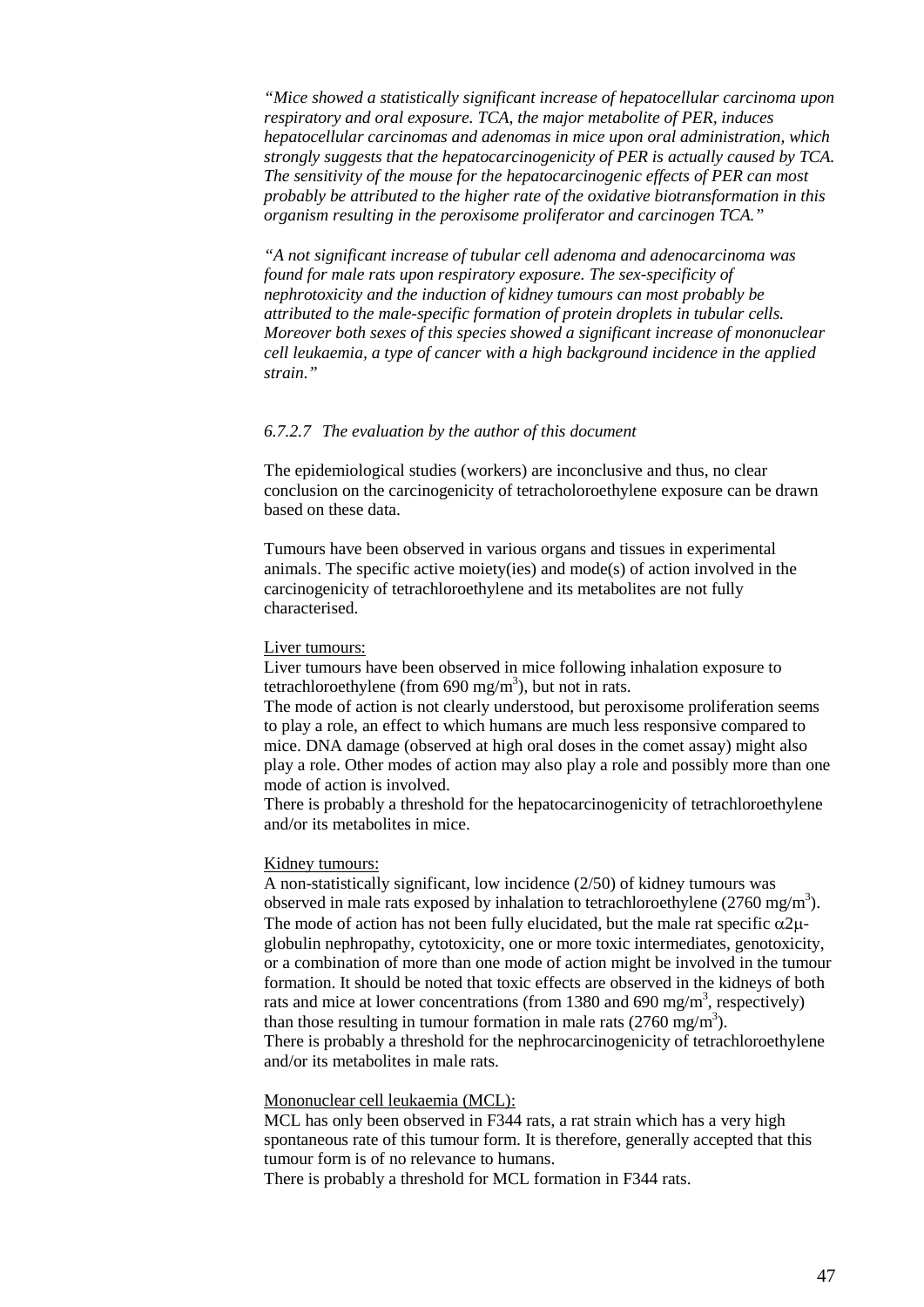*"Mice showed a statistically significant increase of hepatocellular carcinoma upon respiratory and oral exposure. TCA, the major metabolite of PER, induces hepatocellular carcinomas and adenomas in mice upon oral administration, which strongly suggests that the hepatocarcinogenicity of PER is actually caused by TCA. The sensitivity of the mouse for the hepatocarcinogenic effects of PER can most probably be attributed to the higher rate of the oxidative biotransformation in this organism resulting in the peroxisome proliferator and carcinogen TCA."*

*"A not significant increase of tubular cell adenoma and adenocarcinoma was found for male rats upon respiratory exposure. The sex-specificity of nephrotoxicity and the induction of kidney tumours can most probably be attributed to the male-specific formation of protein droplets in tubular cells. Moreover both sexes of this species showed a significant increase of mononuclear cell leukaemia, a type of cancer with a high background incidence in the applied strain."*

#### *6.7.2.7 The evaluation by the author of this document*

The epidemiological studies (workers) are inconclusive and thus, no clear conclusion on the carcinogenicity of tetracholoroethylene exposure can be drawn based on these data.

Tumours have been observed in various organs and tissues in experimental animals. The specific active moiety(ies) and mode(s) of action involved in the carcinogenicity of tetrachloroethylene and its metabolites are not fully characterised.

Liver tumours:
Liver tumours have been observed in mice following inhalation exposure to tetrachloroethylene (from 690 mg/m$^3$), but not in rats.
The mode of action is not clearly understood, but peroxisome proliferation seems to play a role, an effect to which humans are much less responsive compared to mice. DNA damage (observed at high oral doses in the comet assay) might also play a role. Other modes of action may also play a role and possibly more than one mode of action is involved.
There is probably a threshold for the hepatocarcinogenicity of tetrachloroethylene and/or its metabolites in mice.

Kidney tumours:
A non-statistically significant, low incidence (2/50) of kidney tumours was observed in male rats exposed by inhalation to tetrachloroethylene (2760 mg/m$^3$). The mode of action has not been fully elucidated, but the male rat specific $\alpha 2\mu$-globulin nephropathy, cytotoxicity, one or more toxic intermediates, genotoxicity, or a combination of more than one mode of action might be involved in the tumour formation. It should be noted that toxic effects are observed in the kidneys of both rats and mice at lower concentrations (from 1380 and 690 mg/m$^3$, respectively) than those resulting in tumour formation in male rats (2760 mg/m$^3$).
There is probably a threshold for the nephrocarcinogenicity of tetrachloroethylene and/or its metabolites in male rats.

Mononuclear cell leukaemia (MCL):
MCL has only been observed in F344 rats, a rat strain which has a very high spontaneous rate of this tumour form. It is therefore, generally accepted that this tumour form is of no relevance to humans.
There is probably a threshold for MCL formation in F344 rats.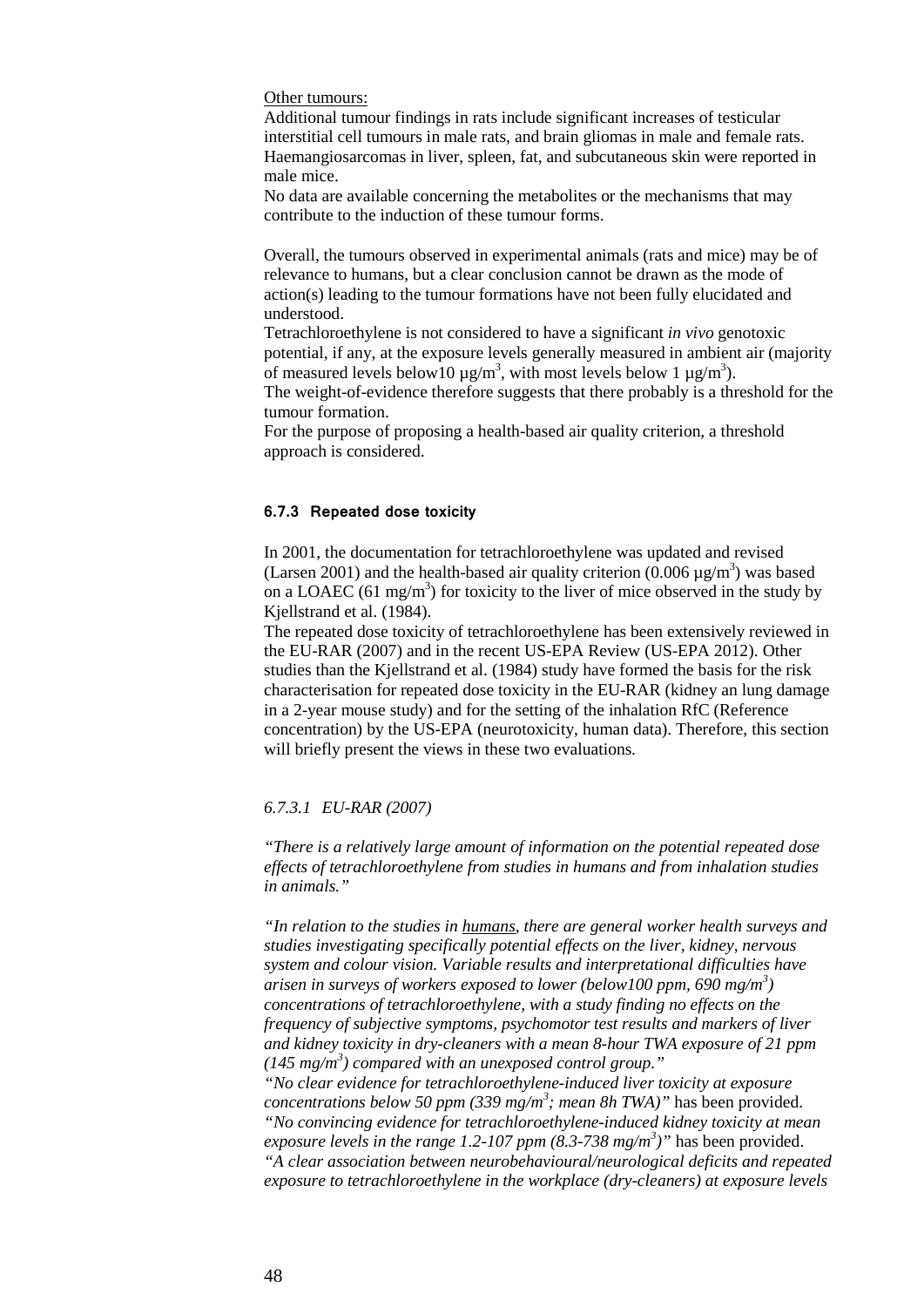Other tumours:

Additional tumour findings in rats include significant increases of testicular interstitial cell tumours in male rats, and brain gliomas in male and female rats. Haemangiosarcomas in liver, spleen, fat, and subcutaneous skin were reported in male mice.

No data are available concerning the metabolites or the mechanisms that may contribute to the induction of these tumour forms.

Overall, the tumours observed in experimental animals (rats and mice) may be of relevance to humans, but a clear conclusion cannot be drawn as the mode of action(s) leading to the tumour formations have not been fully elucidated and understood.

Tetrachloroethylene is not considered to have a significant *in vivo* genotoxic potential, if any, at the exposure levels generally measured in ambient air (majority of measured levels below10 µg/m$^3$, with most levels below 1 µg/m$^3$).

The weight-of-evidence therefore suggests that there probably is a threshold for the tumour formation.

For the purpose of proposing a health-based air quality criterion, a threshold approach is considered.

### 6.7.3 Repeated dose toxicity

In 2001, the documentation for tetrachloroethylene was updated and revised (Larsen 2001) and the health-based air quality criterion (0.006 µg/m$^3$) was based on a LOAEC (61 mg/m$^3$) for toxicity to the liver of mice observed in the study by Kjellstrand et al. (1984).

The repeated dose toxicity of tetrachloroethylene has been extensively reviewed in the EU-RAR (2007) and in the recent US-EPA Review (US-EPA 2012). Other studies than the Kjellstrand et al. (1984) study have formed the basis for the risk characterisation for repeated dose toxicity in the EU-RAR (kidney an lung damage in a 2-year mouse study) and for the setting of the inhalation RfC (Reference concentration) by the US-EPA (neurotoxicity, human data). Therefore, this section will briefly present the views in these two evaluations.

#### *6.7.3.1 EU-RAR (2007)*

*"There is a relatively large amount of information on the potential repeated dose effects of tetrachloroethylene from studies in humans and from inhalation studies in animals."*

*"In relation to the studies in <u>humans</u>, there are general worker health surveys and studies investigating specifically potential effects on the liver, kidney, nervous system and colour vision. Variable results and interpretational difficulties have arisen in surveys of workers exposed to lower (below100 ppm, 690 mg/m$^3$) concentrations of tetrachloroethylene, with a study finding no effects on the frequency of subjective symptoms, psychomotor test results and markers of liver and kidney toxicity in dry-cleaners with a mean 8-hour TWA exposure of 21 ppm (145 mg/m$^3$) compared with an unexposed control group."*

*"No clear evidence for tetrachloroethylene-induced liver toxicity at exposure concentrations below 50 ppm (339 mg/m$^3$; mean 8h TWA)"* has been provided.

*"No convincing evidence for tetrachloroethylene-induced kidney toxicity at mean exposure levels in the range 1.2-107 ppm (8.3-738 mg/m$^3$)"* has been provided.

*"A clear association between neurobehavioural/neurological deficits and repeated exposure to tetrachloroethylene in the workplace (dry-cleaners) at exposure levels*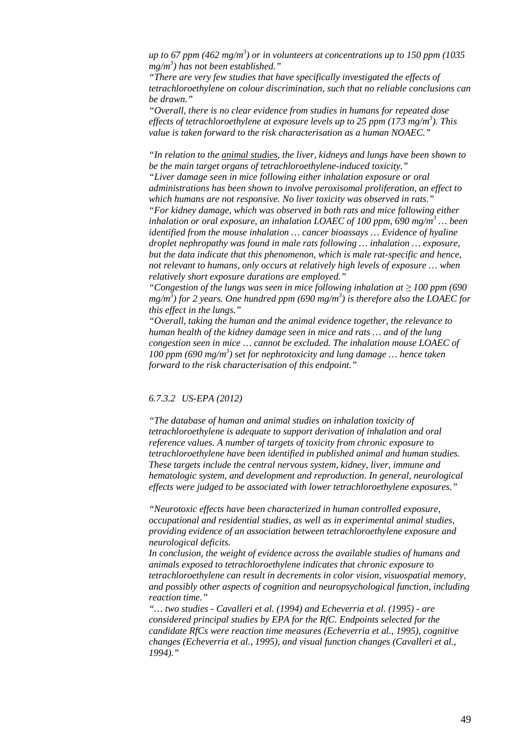*up to 67 ppm (462 mg/m$^3$) or in volunteers at concentrations up to 150 ppm (1035 mg/m$^3$) has not been established."*

*"There are very few studies that have specifically investigated the effects of tetrachloroethylene on colour discrimination, such that no reliable conclusions can be drawn."*

*"Overall, there is no clear evidence from studies in humans for repeated dose effects of tetrachloroethylene at exposure levels up to 25 ppm (173 mg/m$^3$). This value is taken forward to the risk characterisation as a human NOAEC."*

*"In relation to the animal studies, the liver, kidneys and lungs have been shown to be the main target organs of tetrachloroethylene-induced toxicity."*

*"Liver damage seen in mice following either inhalation exposure or oral administrations has been shown to involve peroxisomal proliferation, an effect to which humans are not responsive. No liver toxicity was observed in rats."*

*"For kidney damage, which was observed in both rats and mice following either inhalation or oral exposure, an inhalation LOAEC of 100 ppm, 690 mg/m$^3$ … been identified from the mouse inhalation … cancer bioassays … Evidence of hyaline droplet nephropathy was found in male rats following … inhalation … exposure, but the data indicate that this phenomenon, which is male rat-specific and hence, not relevant to humans, only occurs at relatively high levels of exposure … when relatively short exposure durations are employed."*

*"Congestion of the lungs was seen in mice following inhalation at ≥ 100 ppm (690 mg/m$^3$) for 2 years. One hundred ppm (690 mg/m$^3$) is therefore also the LOAEC for this effect in the lungs."*

*"Overall, taking the human and the animal evidence together, the relevance to human health of the kidney damage seen in mice and rats … and of the lung congestion seen in mice … cannot be excluded. The inhalation mouse LOAEC of 100 ppm (690 mg/m$^3$) set for nephrotoxicity and lung damage … hence taken forward to the risk characterisation of this endpoint."*

#### *6.7.3.2 US-EPA (2012)*

*"The database of human and animal studies on inhalation toxicity of tetrachloroethylene is adequate to support derivation of inhalation and oral reference values. A number of targets of toxicity from chronic exposure to tetrachloroethylene have been identified in published animal and human studies. These targets include the central nervous system, kidney, liver, immune and hematologic system, and development and reproduction. In general, neurological effects were judged to be associated with lower tetrachloroethylene exposures."*

*"Neurotoxic effects have been characterized in human controlled exposure, occupational and residential studies, as well as in experimental animal studies, providing evidence of an association between tetrachloroethylene exposure and neurological deficits.*

*In conclusion, the weight of evidence across the available studies of humans and animals exposed to tetrachloroethylene indicates that chronic exposure to tetrachloroethylene can result in decrements in color vision, visuospatial memory, and possibly other aspects of cognition and neuropsychological function, including reaction time."*

*"… two studies - Cavalleri et al. (1994) and Echeverria et al. (1995) - are considered principal studies by EPA for the RfC. Endpoints selected for the candidate RfCs were reaction time measures (Echeverria et al., 1995), cognitive changes (Echeverria et al., 1995), and visual function changes (Cavalleri et al., 1994)."*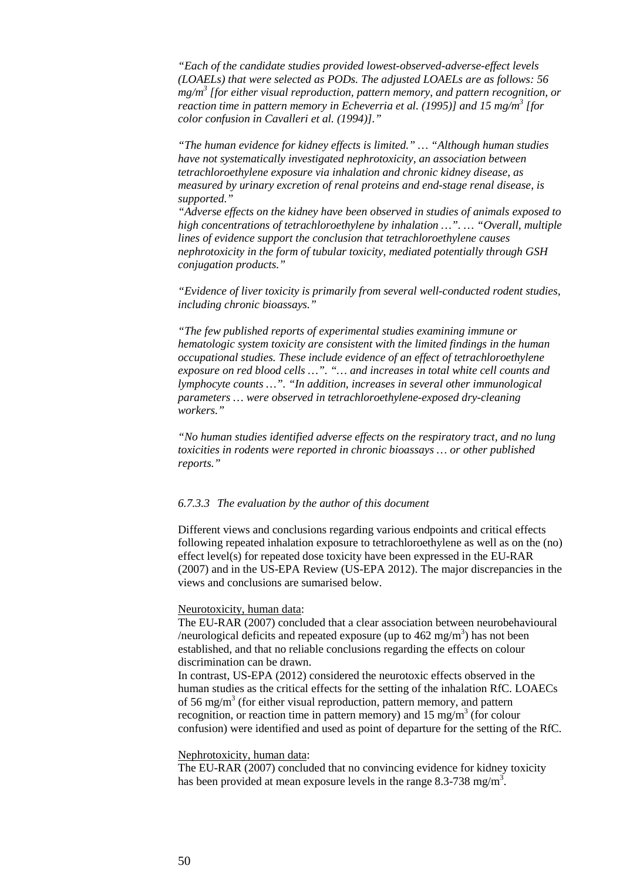*"Each of the candidate studies provided lowest-observed-adverse-effect levels (LOAELs) that were selected as PODs. The adjusted LOAELs are as follows: 56 mg/m$^3$ [for either visual reproduction, pattern memory, and pattern recognition, or reaction time in pattern memory in Echeverria et al. (1995)] and 15 mg/m$^3$ [for color confusion in Cavalleri et al. (1994)]."*

*"The human evidence for kidney effects is limited." … "Although human studies have not systematically investigated nephrotoxicity, an association between tetrachloroethylene exposure via inhalation and chronic kidney disease, as measured by urinary excretion of renal proteins and end-stage renal disease, is supported."*
*"Adverse effects on the kidney have been observed in studies of animals exposed to high concentrations of tetrachloroethylene by inhalation …". … "Overall, multiple lines of evidence support the conclusion that tetrachloroethylene causes nephrotoxicity in the form of tubular toxicity, mediated potentially through GSH conjugation products."*

*"Evidence of liver toxicity is primarily from several well-conducted rodent studies, including chronic bioassays."*

*"The few published reports of experimental studies examining immune or hematologic system toxicity are consistent with the limited findings in the human occupational studies. These include evidence of an effect of tetrachloroethylene exposure on red blood cells …". "… and increases in total white cell counts and lymphocyte counts …". "In addition, increases in several other immunological parameters … were observed in tetrachloroethylene-exposed dry-cleaning workers."*

*"No human studies identified adverse effects on the respiratory tract, and no lung toxicities in rodents were reported in chronic bioassays … or other published reports."*

#### *6.7.3.3 The evaluation by the author of this document*

Different views and conclusions regarding various endpoints and critical effects following repeated inhalation exposure to tetrachloroethylene as well as on the (no) effect level(s) for repeated dose toxicity have been expressed in the EU-RAR (2007) and in the US-EPA Review (US-EPA 2012). The major discrepancies in the views and conclusions are sumarised below.

<u>Neurotoxicity, human data</u>:
The EU-RAR (2007) concluded that a clear association between neurobehavioural /neurological deficits and repeated exposure (up to 462 mg/m$^3$) has not been established, and that no reliable conclusions regarding the effects on colour discrimination can be drawn.
In contrast, US-EPA (2012) considered the neurotoxic effects observed in the human studies as the critical effects for the setting of the inhalation RfC. LOAECs of 56 mg/m$^3$ (for either visual reproduction, pattern memory, and pattern recognition, or reaction time in pattern memory) and 15 mg/m$^3$ (for colour confusion) were identified and used as point of departure for the setting of the RfC.

<u>Nephrotoxicity, human data</u>:
The EU-RAR (2007) concluded that no convincing evidence for kidney toxicity has been provided at mean exposure levels in the range 8.3-738 mg/m$^3$.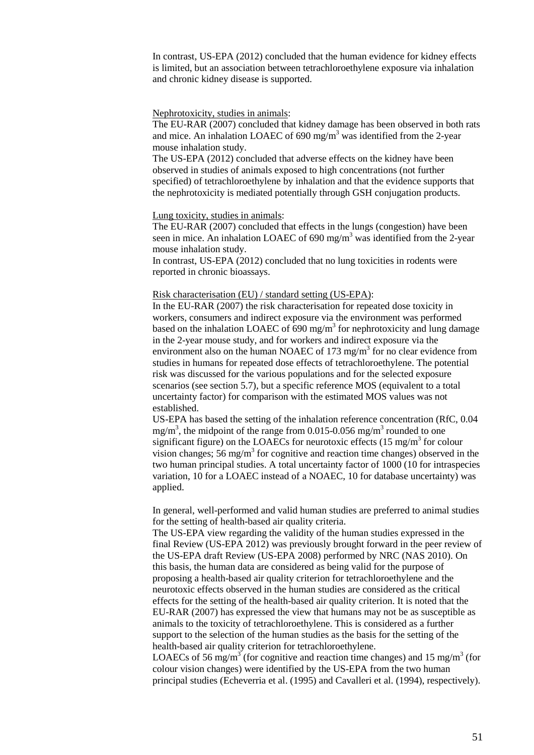In contrast, US-EPA (2012) concluded that the human evidence for kidney effects is limited, but an association between tetrachloroethylene exposure via inhalation and chronic kidney disease is supported.

Nephrotoxicity, studies in animals:

The EU-RAR (2007) concluded that kidney damage has been observed in both rats and mice. An inhalation LOAEC of 690 $mg/m^3$ was identified from the 2-year mouse inhalation study.

The US-EPA (2012) concluded that adverse effects on the kidney have been observed in studies of animals exposed to high concentrations (not further specified) of tetrachloroethylene by inhalation and that the evidence supports that the nephrotoxicity is mediated potentially through GSH conjugation products.

Lung toxicity, studies in animals:

The EU-RAR (2007) concluded that effects in the lungs (congestion) have been seen in mice. An inhalation LOAEC of 690 $mg/m^3$ was identified from the 2-year mouse inhalation study.

In contrast, US-EPA (2012) concluded that no lung toxicities in rodents were reported in chronic bioassays.

Risk characterisation (EU) / standard setting (US-EPA):

In the EU-RAR (2007) the risk characterisation for repeated dose toxicity in workers, consumers and indirect exposure via the environment was performed based on the inhalation LOAEC of 690 $mg/m^3$ for nephrotoxicity and lung damage in the 2-year mouse study, and for workers and indirect exposure via the environment also on the human NOAEC of 173 $mg/m^3$ for no clear evidence from studies in humans for repeated dose effects of tetrachloroethylene. The potential risk was discussed for the various populations and for the selected exposure scenarios (see section 5.7), but a specific reference MOS (equivalent to a total uncertainty factor) for comparison with the estimated MOS values was not established.

US-EPA has based the setting of the inhalation reference concentration (RfC, 0.04 $mg/m^3$, the midpoint of the range from 0.015-0.056 $mg/m^3$ rounded to one significant figure) on the LOAECs for neurotoxic effects (15 $mg/m^3$ for colour vision changes; 56 $mg/m^3$ for cognitive and reaction time changes) observed in the two human principal studies. A total uncertainty factor of 1000 (10 for intraspecies variation, 10 for a LOAEC instead of a NOAEC, 10 for database uncertainty) was applied.

In general, well-performed and valid human studies are preferred to animal studies for the setting of health-based air quality criteria.

The US-EPA view regarding the validity of the human studies expressed in the final Review (US-EPA 2012) was previously brought forward in the peer review of the US-EPA draft Review (US-EPA 2008) performed by NRC (NAS 2010). On this basis, the human data are considered as being valid for the purpose of proposing a health-based air quality criterion for tetrachloroethylene and the neurotoxic effects observed in the human studies are considered as the critical effects for the setting of the health-based air quality criterion. It is noted that the EU-RAR (2007) has expressed the view that humans may not be as susceptible as animals to the toxicity of tetrachloroethylene. This is considered as a further support to the selection of the human studies as the basis for the setting of the health-based air quality criterion for tetrachloroethylene.

LOAECs of 56 $mg/m^3$ (for cognitive and reaction time changes) and 15 $mg/m^3$ (for colour vision changes) were identified by the US-EPA from the two human principal studies (Echeverria et al. (1995) and Cavalleri et al. (1994), respectively).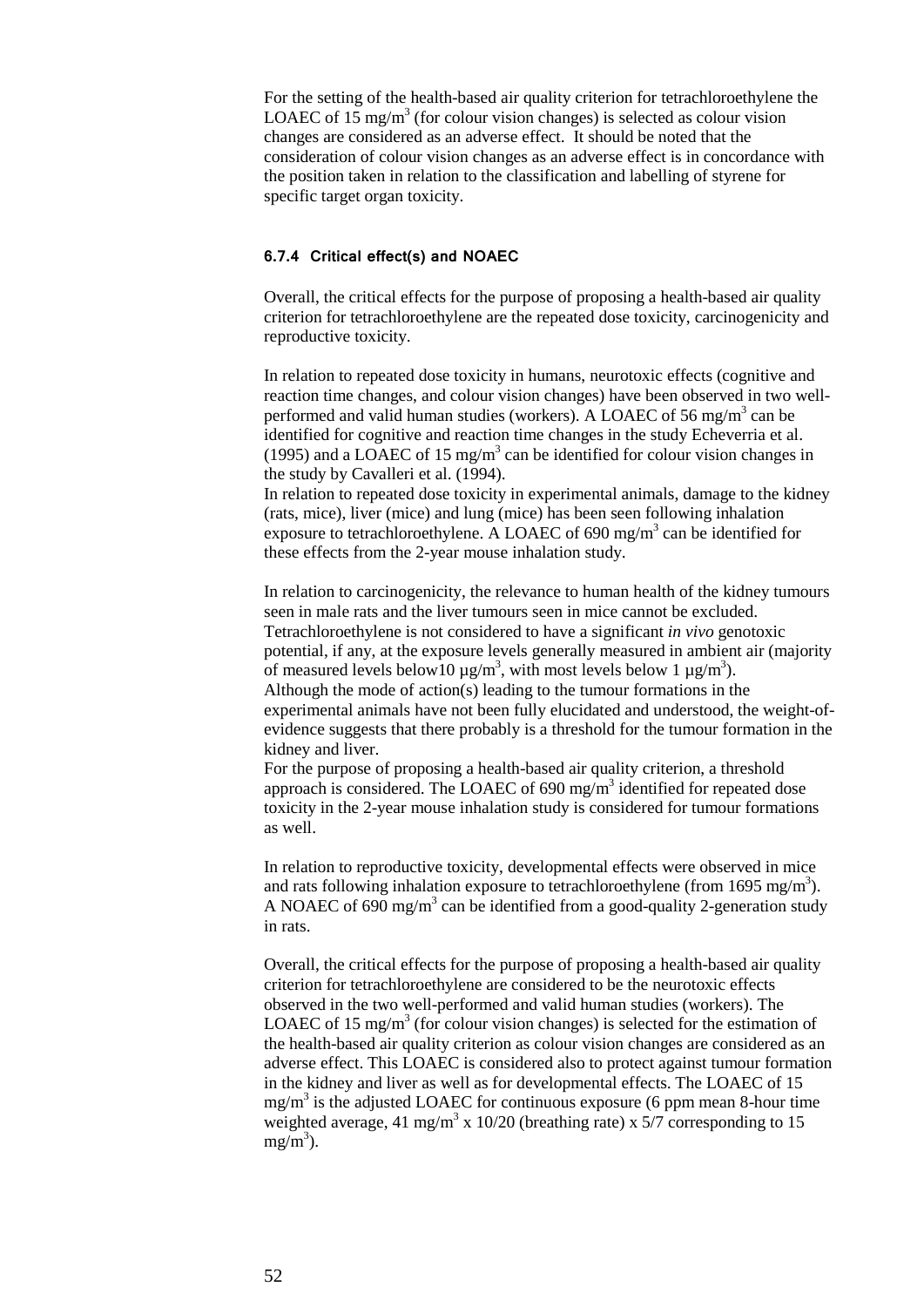For the setting of the health-based air quality criterion for tetrachloroethylene the LOAEC of 15 $mg/m^3$ (for colour vision changes) is selected as colour vision changes are considered as an adverse effect. It should be noted that the consideration of colour vision changes as an adverse effect is in concordance with the position taken in relation to the classification and labelling of styrene for specific target organ toxicity.

### 6.7.4 Critical effect(s) and NOAEC

Overall, the critical effects for the purpose of proposing a health-based air quality criterion for tetrachloroethylene are the repeated dose toxicity, carcinogenicity and reproductive toxicity.

In relation to repeated dose toxicity in humans, neurotoxic effects (cognitive and reaction time changes, and colour vision changes) have been observed in two well-performed and valid human studies (workers). A LOAEC of 56 $mg/m^3$ can be identified for cognitive and reaction time changes in the study Echeverria et al. (1995) and a LOAEC of 15 $mg/m^3$ can be identified for colour vision changes in the study by Cavalleri et al. (1994).
In relation to repeated dose toxicity in experimental animals, damage to the kidney (rats, mice), liver (mice) and lung (mice) has been seen following inhalation exposure to tetrachloroethylene. A LOAEC of 690 $mg/m^3$ can be identified for these effects from the 2-year mouse inhalation study.

In relation to carcinogenicity, the relevance to human health of the kidney tumours seen in male rats and the liver tumours seen in mice cannot be excluded. Tetrachloroethylene is not considered to have a significant *in vivo* genotoxic potential, if any, at the exposure levels generally measured in ambient air (majority of measured levels below10 $\mu g/m^3$, with most levels below 1 $\mu g/m^3$).
Although the mode of action(s) leading to the tumour formations in the experimental animals have not been fully elucidated and understood, the weight-of-evidence suggests that there probably is a threshold for the tumour formation in the kidney and liver.
For the purpose of proposing a health-based air quality criterion, a threshold approach is considered. The LOAEC of 690 $mg/m^3$ identified for repeated dose toxicity in the 2-year mouse inhalation study is considered for tumour formations as well.

In relation to reproductive toxicity, developmental effects were observed in mice and rats following inhalation exposure to tetrachloroethylene (from 1695 $mg/m^3$). A NOAEC of 690 $mg/m^3$ can be identified from a good-quality 2-generation study in rats.

Overall, the critical effects for the purpose of proposing a health-based air quality criterion for tetrachloroethylene are considered to be the neurotoxic effects observed in the two well-performed and valid human studies (workers). The LOAEC of 15 $mg/m^3$ (for colour vision changes) is selected for the estimation of the health-based air quality criterion as colour vision changes are considered as an adverse effect. This LOAEC is considered also to protect against tumour formation in the kidney and liver as well as for developmental effects. The LOAEC of 15 $mg/m^3$ is the adjusted LOAEC for continuous exposure (6 ppm mean 8-hour time weighted average, 41 $mg/m^3$ x 10/20 (breathing rate) x 5/7 corresponding to 15 $mg/m^3$).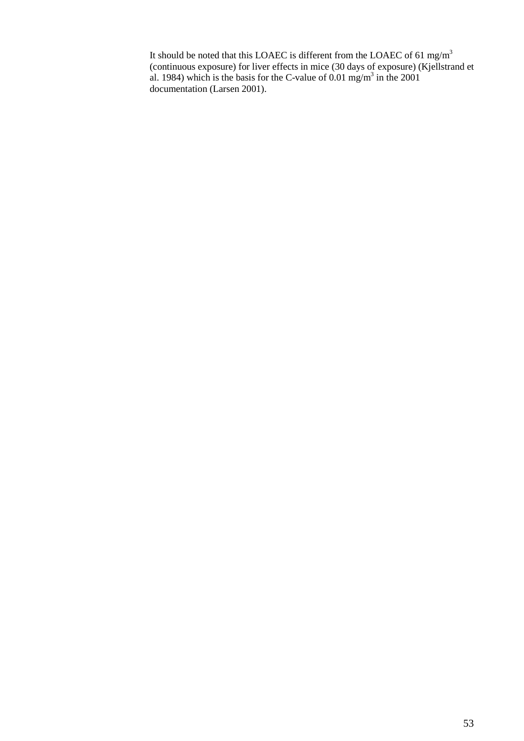It should be noted that this LOAEC is different from the LOAEC of 61 $mg/m^3$ (continuous exposure) for liver effects in mice (30 days of exposure) (Kjellstrand et al. 1984) which is the basis for the C-value of 0.01 $mg/m^3$ in the 2001 documentation (Larsen 2001).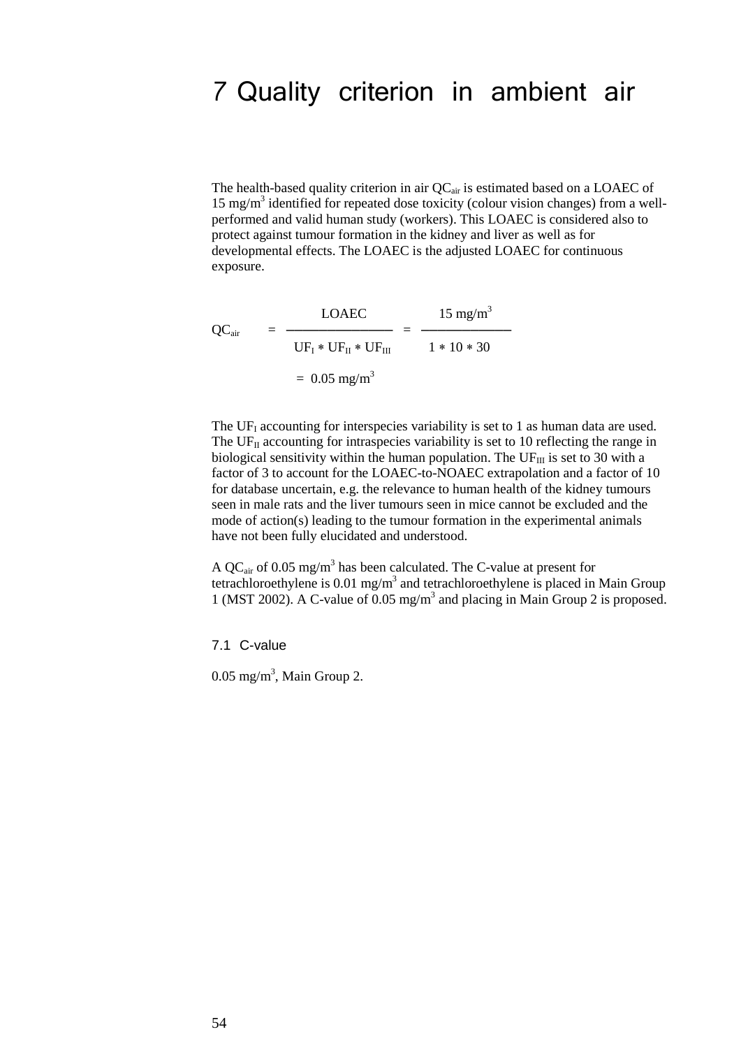# 7 Quality criterion in ambient air

The health-based quality criterion in air $QC_{air}$ is estimated based on a LOAEC of 15 mg/m$^3$ identified for repeated dose toxicity (colour vision changes) from a well-performed and valid human study (workers). This LOAEC is considered also to protect against tumour formation in the kidney and liver as well as for developmental effects. The LOAEC is the adjusted LOAEC for continuous exposure.

$$QC_{air} = \frac{LOAEC}{UF_I * UF_{II} * UF_{III}} = \frac{15 \text{ mg/m}^3}{1 * 10 * 30}$$

$$= 0.05 \text{ mg/m}^3$$

The $UF_I$ accounting for interspecies variability is set to 1 as human data are used. The $UF_{II}$ accounting for intraspecies variability is set to 10 reflecting the range in biological sensitivity within the human population. The $UF_{III}$ is set to 30 with a factor of 3 to account for the LOAEC-to-NOAEC extrapolation and a factor of 10 for database uncertain, e.g. the relevance to human health of the kidney tumours seen in male rats and the liver tumours seen in mice cannot be excluded and the mode of action(s) leading to the tumour formation in the experimental animals have not been fully elucidated and understood.

A $QC_{air}$ of 0.05 mg/m$^3$ has been calculated. The C-value at present for tetrachloroethylene is 0.01 mg/m$^3$ and tetrachloroethylene is placed in Main Group 1 (MST 2002). A C-value of 0.05 mg/m$^3$ and placing in Main Group 2 is proposed.

## 7.1 C-value

0.05 mg/m$^3$, Main Group 2.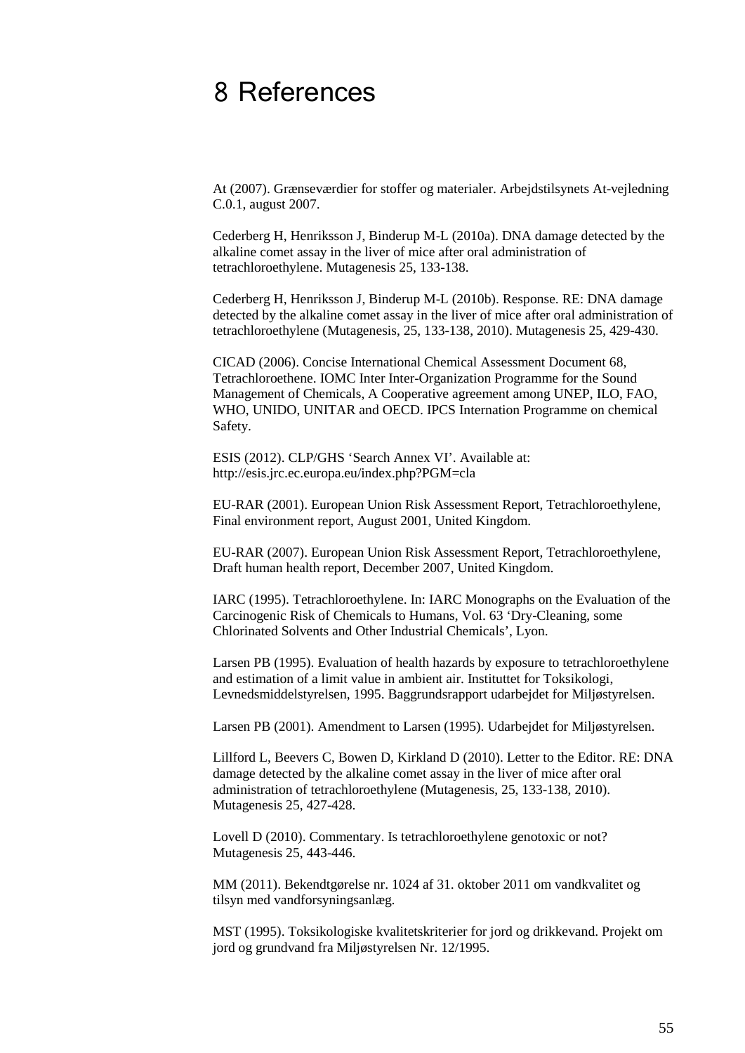# 8 References

At (2007). Grænseværdier for stoffer og materialer. Arbejdstilsynets At-vejledning C.0.1, august 2007.

Cederberg H, Henriksson J, Binderup M-L (2010a). DNA damage detected by the alkaline comet assay in the liver of mice after oral administration of tetrachloroethylene. Mutagenesis 25, 133-138.

Cederberg H, Henriksson J, Binderup M-L (2010b). Response. RE: DNA damage detected by the alkaline comet assay in the liver of mice after oral administration of tetrachloroethylene (Mutagenesis, 25, 133-138, 2010). Mutagenesis 25, 429-430.

CICAD (2006). Concise International Chemical Assessment Document 68, Tetrachloroethene. IOMC Inter Inter-Organization Programme for the Sound Management of Chemicals, A Cooperative agreement among UNEP, ILO, FAO, WHO, UNIDO, UNITAR and OECD. IPCS Internation Programme on chemical Safety.

ESIS (2012). CLP/GHS 'Search Annex VI'. Available at: http://esis.jrc.ec.europa.eu/index.php?PGM=cla

EU-RAR (2001). European Union Risk Assessment Report, Tetrachloroethylene, Final environment report, August 2001, United Kingdom.

EU-RAR (2007). European Union Risk Assessment Report, Tetrachloroethylene, Draft human health report, December 2007, United Kingdom.

IARC (1995). Tetrachloroethylene. In: IARC Monographs on the Evaluation of the Carcinogenic Risk of Chemicals to Humans, Vol. 63 'Dry-Cleaning, some Chlorinated Solvents and Other Industrial Chemicals', Lyon.

Larsen PB (1995). Evaluation of health hazards by exposure to tetrachloroethylene and estimation of a limit value in ambient air. Instituttet for Toksikologi, Levnedsmiddelstyrelsen, 1995. Baggrundsrapport udarbejdet for Miljøstyrelsen.

Larsen PB (2001). Amendment to Larsen (1995). Udarbejdet for Miljøstyrelsen.

Lillford L, Beevers C, Bowen D, Kirkland D (2010). Letter to the Editor. RE: DNA damage detected by the alkaline comet assay in the liver of mice after oral administration of tetrachloroethylene (Mutagenesis, 25, 133-138, 2010). Mutagenesis 25, 427-428.

Lovell D (2010). Commentary. Is tetrachloroethylene genotoxic or not? Mutagenesis 25, 443-446.

MM (2011). Bekendtgørelse nr. 1024 af 31. oktober 2011 om vandkvalitet og tilsyn med vandforsyningsanlæg.

MST (1995). Toksikologiske kvalitetskriterier for jord og drikkevand. Projekt om jord og grundvand fra Miljøstyrelsen Nr. 12/1995.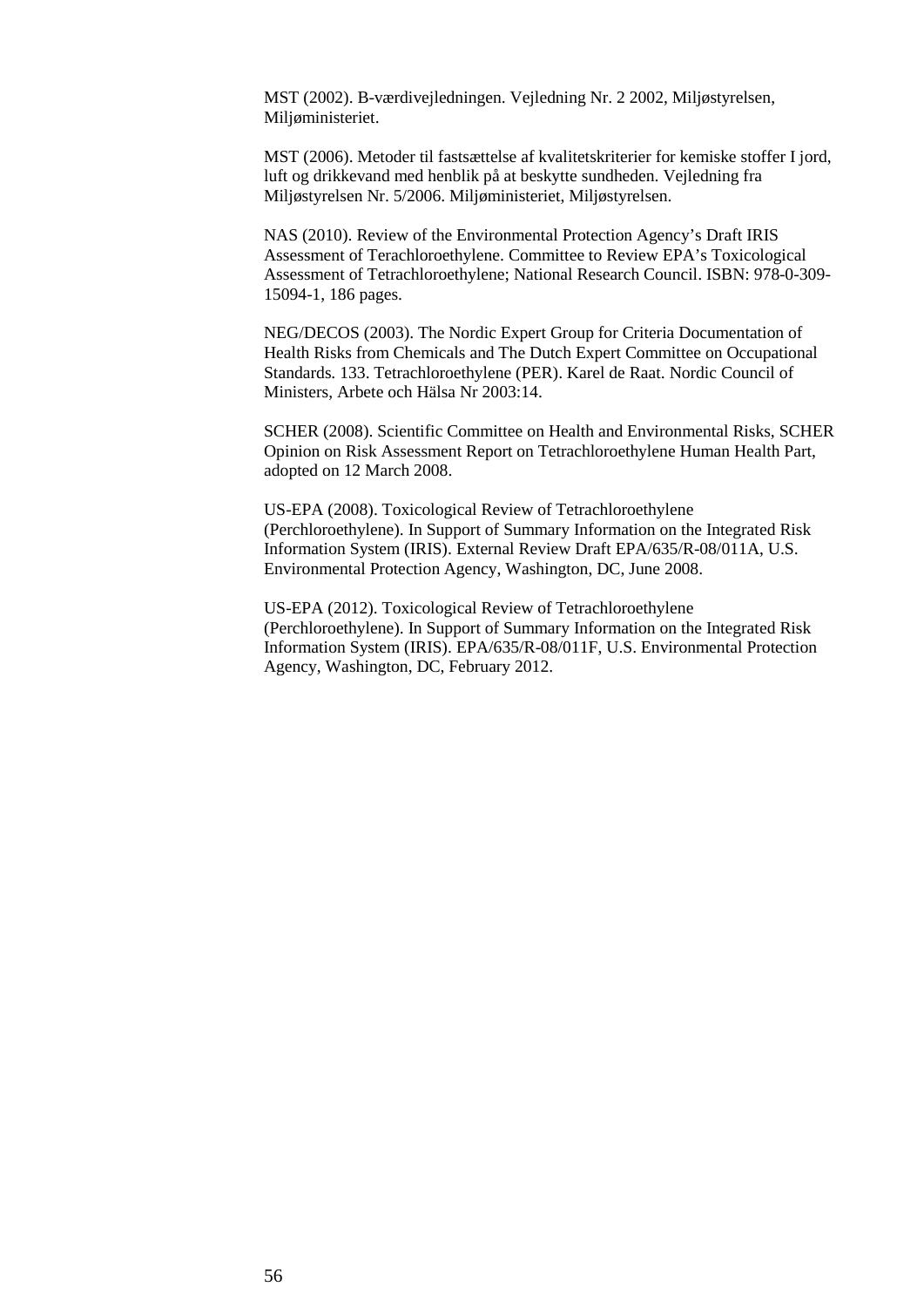MST (2002). B-værdivejledningen. Vejledning Nr. 2 2002, Miljøstyrelsen, Miljøministeriet.

MST (2006). Metoder til fastsættelse af kvalitetskriterier for kemiske stoffer I jord, luft og drikkevand med henblik på at beskytte sundheden. Vejledning fra Miljøstyrelsen Nr. 5/2006. Miljøministeriet, Miljøstyrelsen.

NAS (2010). Review of the Environmental Protection Agency's Draft IRIS Assessment of Terachloroethylene. Committee to Review EPA's Toxicological Assessment of Tetrachloroethylene; National Research Council. ISBN: 978-0-309-15094-1, 186 pages.

NEG/DECOS (2003). The Nordic Expert Group for Criteria Documentation of Health Risks from Chemicals and The Dutch Expert Committee on Occupational Standards. 133. Tetrachloroethylene (PER). Karel de Raat. Nordic Council of Ministers, Arbete och Hälsa Nr 2003:14.

SCHER (2008). Scientific Committee on Health and Environmental Risks, SCHER Opinion on Risk Assessment Report on Tetrachloroethylene Human Health Part, adopted on 12 March 2008.

US-EPA (2008). Toxicological Review of Tetrachloroethylene (Perchloroethylene). In Support of Summary Information on the Integrated Risk Information System (IRIS). External Review Draft EPA/635/R-08/011A, U.S. Environmental Protection Agency, Washington, DC, June 2008.

US-EPA (2012). Toxicological Review of Tetrachloroethylene (Perchloroethylene). In Support of Summary Information on the Integrated Risk Information System (IRIS). EPA/635/R-08/011F, U.S. Environmental Protection Agency, Washington, DC, February 2012.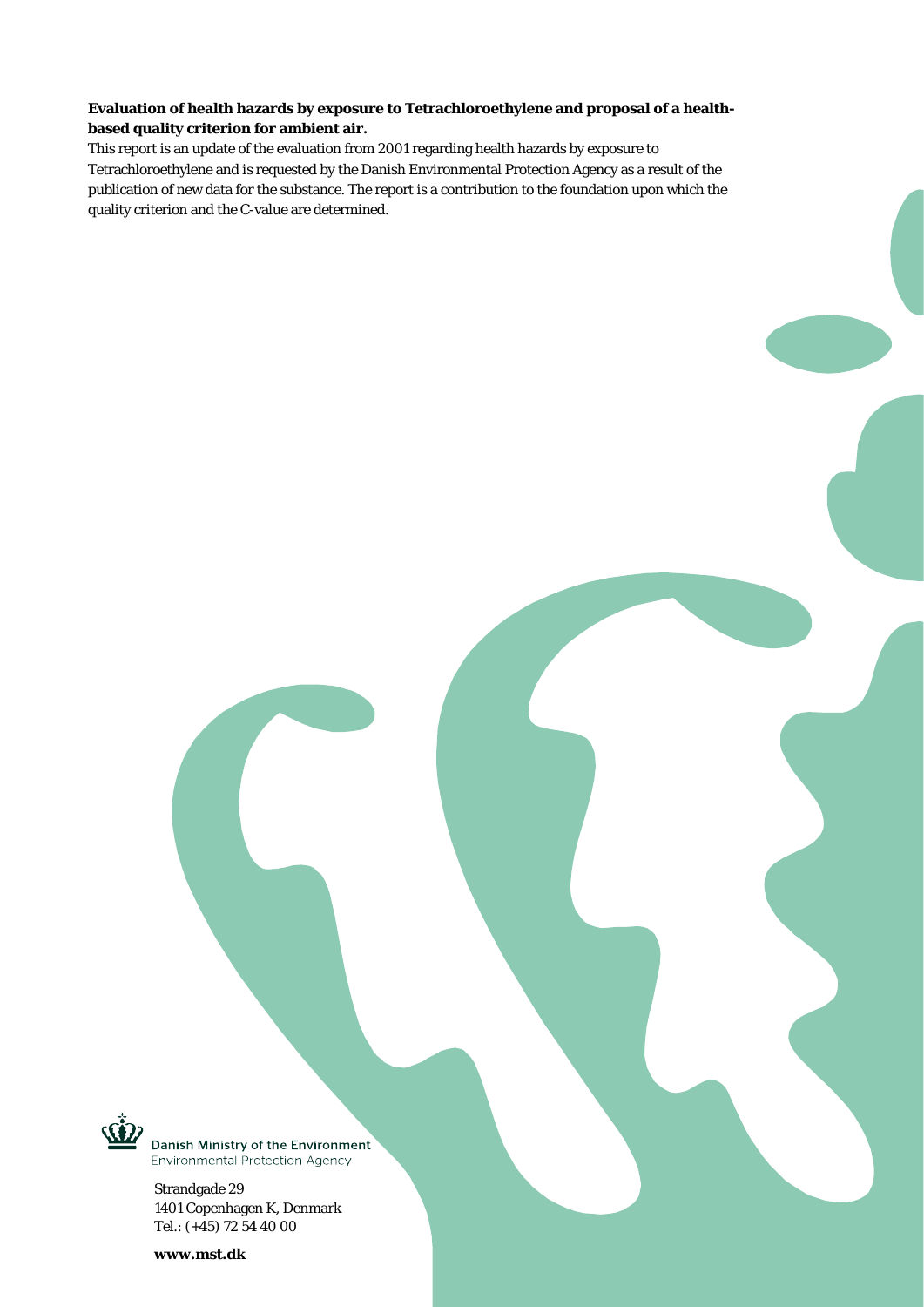**Evaluation of health hazards by exposure to Tetrachloroethylene and proposal of a health-based quality criterion for ambient air.**

This report is an update of the evaluation from 2001 regarding health hazards by exposure to Tetrachloroethylene and is requested by the Danish Environmental Protection Agency as a result of the publication of new data for the substance. The report is a contribution to the foundation upon which the quality criterion and the C-value are determined.

Danish Ministry of the Environment
Environmental Protection Agency

Strandgade 29
1401 Copenhagen K, Denmark
Tel.: (+45) 72 54 40 00

**www.mst.dk**